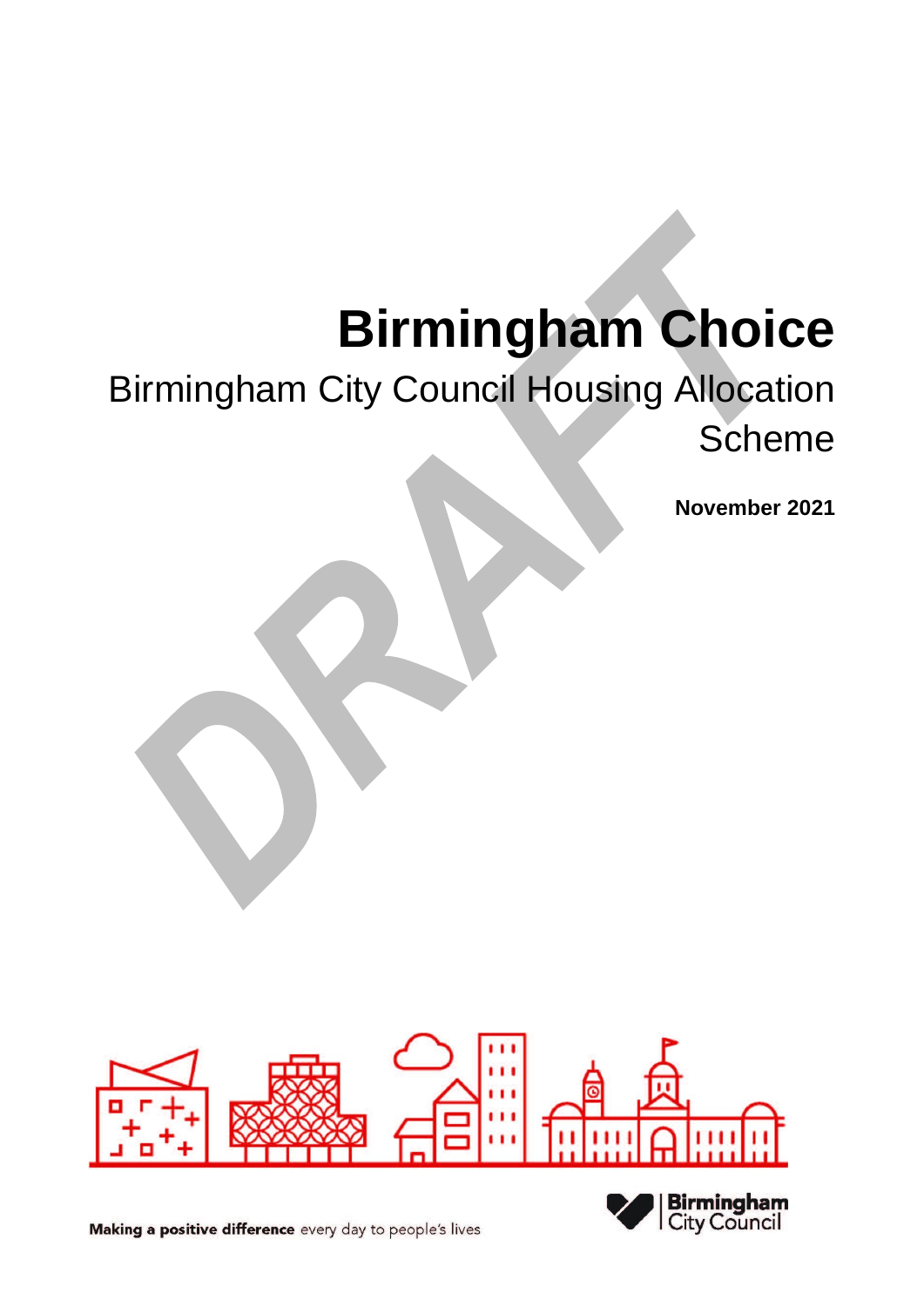# Birmingham Choice

## Birmingham City Council Housing Allocation Scheme

**November 2021**

DRAFT

Making a positive difference every day to people's lives

Birmingham City Council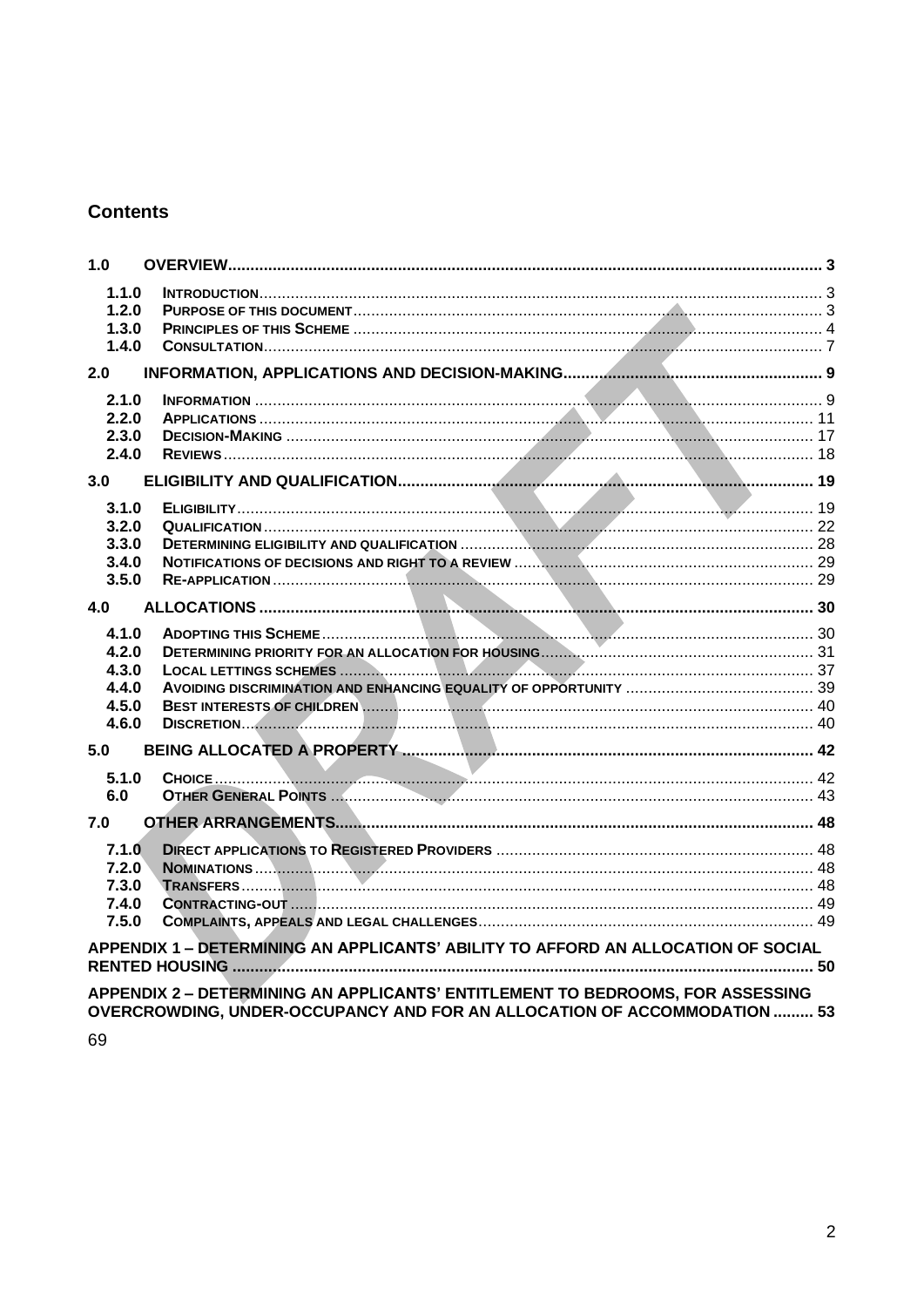## Contents

**1.0 OVERVIEW** ..... 3

- 1.1.0 Introduction ..... 3
- 1.2.0 Purpose of this document ..... 3
- 1.3.0 Principles of this Scheme ..... 4
- 1.4.0 Consultation ..... 7

**2.0 INFORMATION, APPLICATIONS AND DECISION-MAKING** ..... 9

- 2.1.0 Information ..... 9
- 2.2.0 Applications ..... 11
- 2.3.0 Decision-Making ..... 17
- 2.4.0 Reviews ..... 18

**3.0 ELIGIBILITY AND QUALIFICATION** ..... 19

- 3.1.0 Eligibility ..... 19
- 3.2.0 Qualification ..... 22
- 3.3.0 Determining eligibility and qualification ..... 28
- 3.4.0 Notifications of decisions and right to a review ..... 29
- 3.5.0 Re-application ..... 29

**4.0 ALLOCATIONS** ..... 30

- 4.1.0 Adopting this Scheme ..... 30
- 4.2.0 Determining priority for an allocation for housing ..... 31
- 4.3.0 Local lettings schemes ..... 37
- 4.4.0 Avoiding discrimination and enhancing equality of opportunity ..... 39
- 4.5.0 Best interests of children ..... 40
- 4.6.0 Discretion ..... 40

**5.0 BEING ALLOCATED A PROPERTY** ..... 42

- 5.1.0 Choice ..... 42
- 6.0 Other General Points ..... 43

**7.0 OTHER ARRANGEMENTS** ..... 48

- 7.1.0 Direct applications to Registered Providers ..... 48
- 7.2.0 Nominations ..... 48
- 7.3.0 Transfers ..... 48
- 7.4.0 Contracting-out ..... 49
- 7.5.0 Complaints, appeals and legal challenges ..... 49

**APPENDIX 1 – DETERMINING AN APPLICANTS' ABILITY TO AFFORD AN ALLOCATION OF SOCIAL RENTED HOUSING** ..... 50

**APPENDIX 2 – DETERMINING AN APPLICANTS' ENTITLEMENT TO BEDROOMS, FOR ASSESSING OVERCROWDING, UNDER-OCCUPANCY AND FOR AN ALLOCATION OF ACCOMMODATION** ..... 53

69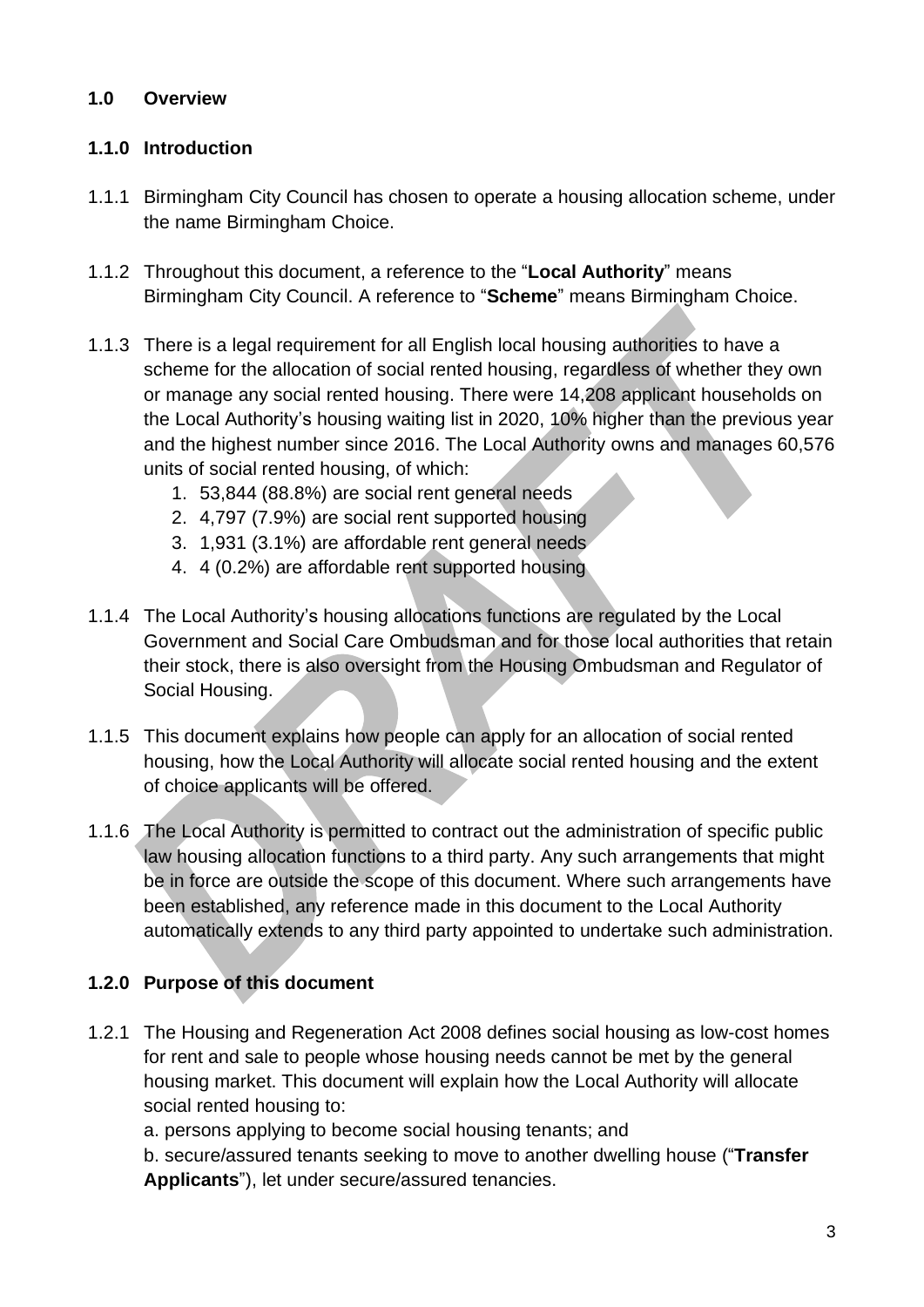## 1.0 Overview

### 1.1.0 Introduction

1.1.1 Birmingham City Council has chosen to operate a housing allocation scheme, under the name Birmingham Choice.

1.1.2 Throughout this document, a reference to the "**Local Authority**" means Birmingham City Council. A reference to "**Scheme**" means Birmingham Choice.

1.1.3 There is a legal requirement for all English local housing authorities to have a scheme for the allocation of social rented housing, regardless of whether they own or manage any social rented housing. There were 14,208 applicant households on the Local Authority's housing waiting list in 2020, 10% higher than the previous year and the highest number since 2016. The Local Authority owns and manages 60,576 units of social rented housing, of which:

1. 53,844 (88.8%) are social rent general needs
2. 4,797 (7.9%) are social rent supported housing
3. 1,931 (3.1%) are affordable rent general needs
4. 4 (0.2%) are affordable rent supported housing

1.1.4 The Local Authority's housing allocations functions are regulated by the Local Government and Social Care Ombudsman and for those local authorities that retain their stock, there is also oversight from the Housing Ombudsman and Regulator of Social Housing.

1.1.5 This document explains how people can apply for an allocation of social rented housing, how the Local Authority will allocate social rented housing and the extent of choice applicants will be offered.

1.1.6 The Local Authority is permitted to contract out the administration of specific public law housing allocation functions to a third party. Any such arrangements that might be in force are outside the scope of this document. Where such arrangements have been established, any reference made in this document to the Local Authority automatically extends to any third party appointed to undertake such administration.

### 1.2.0 Purpose of this document

1.2.1 The Housing and Regeneration Act 2008 defines social housing as low-cost homes for rent and sale to people whose housing needs cannot be met by the general housing market. This document will explain how the Local Authority will allocate social rented housing to:

a. persons applying to become social housing tenants; and

b. secure/assured tenants seeking to move to another dwelling house ("**Transfer Applicants**"), let under secure/assured tenancies.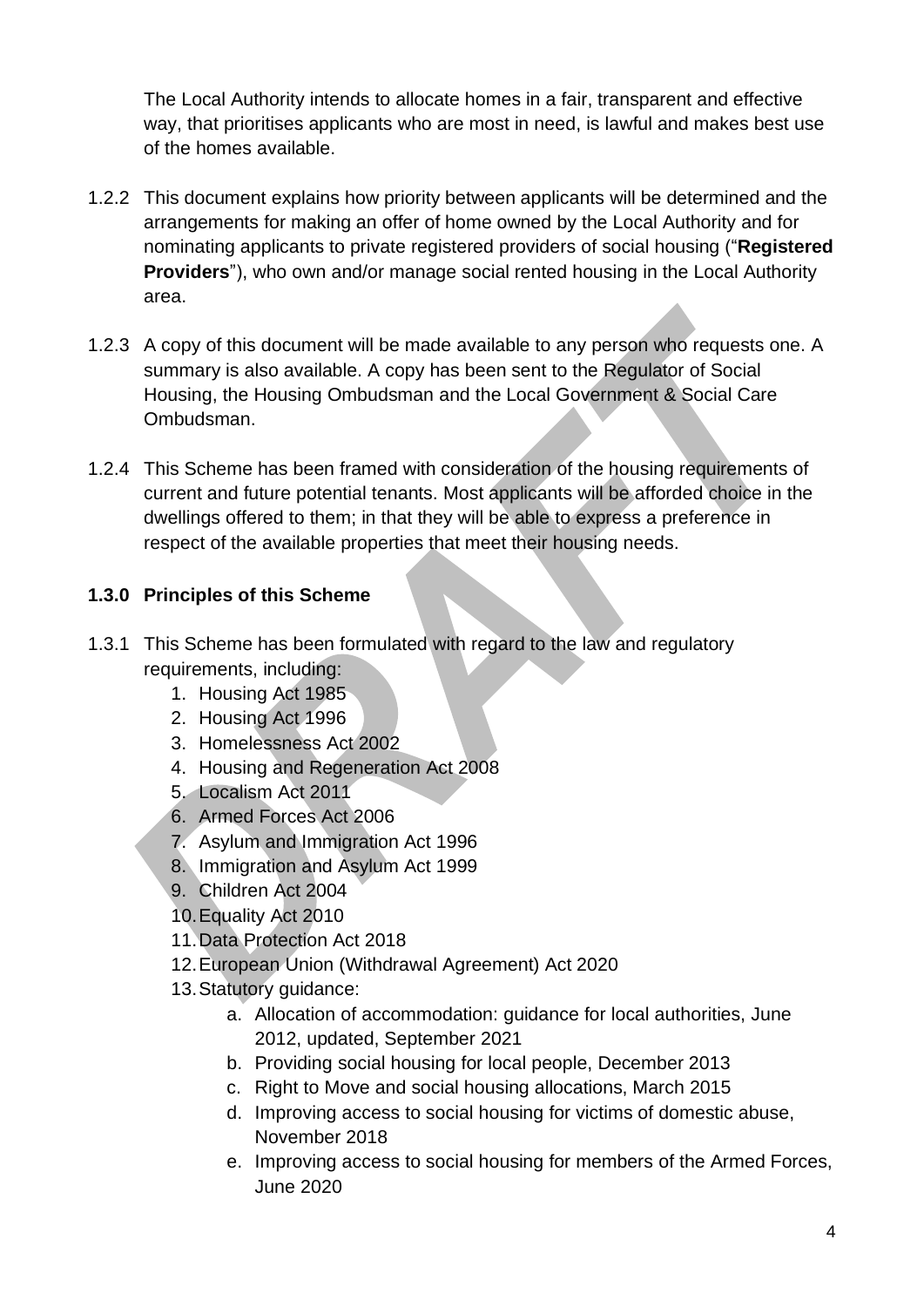The Local Authority intends to allocate homes in a fair, transparent and effective way, that prioritises applicants who are most in need, is lawful and makes best use of the homes available.

1.2.2 This document explains how priority between applicants will be determined and the arrangements for making an offer of home owned by the Local Authority and for nominating applicants to private registered providers of social housing ("**Registered Providers**"), who own and/or manage social rented housing in the Local Authority area.

1.2.3 A copy of this document will be made available to any person who requests one. A summary is also available. A copy has been sent to the Regulator of Social Housing, the Housing Ombudsman and the Local Government & Social Care Ombudsman.

1.2.4 This Scheme has been framed with consideration of the housing requirements of current and future potential tenants. Most applicants will be afforded choice in the dwellings offered to them; in that they will be able to express a preference in respect of the available properties that meet their housing needs.

### 1.3.0 Principles of this Scheme

1.3.1 This Scheme has been formulated with regard to the law and regulatory requirements, including:

1. Housing Act 1985
2. Housing Act 1996
3. Homelessness Act 2002
4. Housing and Regeneration Act 2008
5. Localism Act 2011
6. Armed Forces Act 2006
7. Asylum and Immigration Act 1996
8. Immigration and Asylum Act 1999
9. Children Act 2004
10. Equality Act 2010
11. Data Protection Act 2018
12. European Union (Withdrawal Agreement) Act 2020
13. Statutory guidance:
    a. Allocation of accommodation: guidance for local authorities, June 2012, updated, September 2021
    b. Providing social housing for local people, December 2013
    c. Right to Move and social housing allocations, March 2015
    d. Improving access to social housing for victims of domestic abuse, November 2018
    e. Improving access to social housing for members of the Armed Forces, June 2020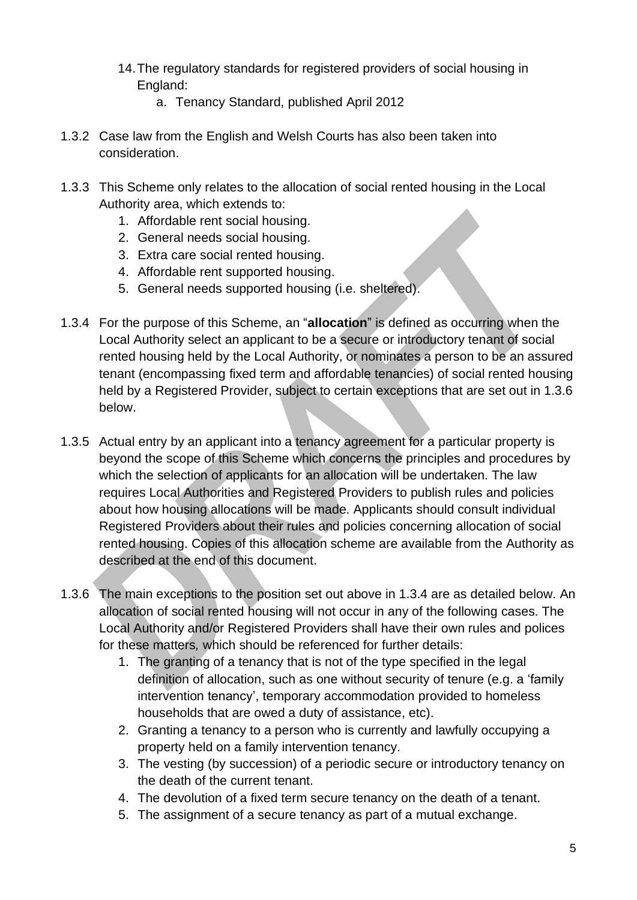14. The regulatory standards for registered providers of social housing in England:
    a. Tenancy Standard, published April 2012

1.3.2 Case law from the English and Welsh Courts has also been taken into consideration.

1.3.3 This Scheme only relates to the allocation of social rented housing in the Local Authority area, which extends to:

1. Affordable rent social housing.
2. General needs social housing.
3. Extra care social rented housing.
4. Affordable rent supported housing.
5. General needs supported housing (i.e. sheltered).

1.3.4 For the purpose of this Scheme, an "**allocation**" is defined as occurring when the Local Authority select an applicant to be a secure or introductory tenant of social rented housing held by the Local Authority, or nominates a person to be an assured tenant (encompassing fixed term and affordable tenancies) of social rented housing held by a Registered Provider, subject to certain exceptions that are set out in 1.3.6 below.

1.3.5 Actual entry by an applicant into a tenancy agreement for a particular property is beyond the scope of this Scheme which concerns the principles and procedures by which the selection of applicants for an allocation will be undertaken. The law requires Local Authorities and Registered Providers to publish rules and policies about how housing allocations will be made. Applicants should consult individual Registered Providers about their rules and policies concerning allocation of social rented housing. Copies of this allocation scheme are available from the Authority as described at the end of this document.

1.3.6 The main exceptions to the position set out above in 1.3.4 are as detailed below. An allocation of social rented housing will not occur in any of the following cases. The Local Authority and/or Registered Providers shall have their own rules and polices for these matters*,* which should be referenced for further details:

1. The granting of a tenancy that is not of the type specified in the legal definition of allocation, such as one without security of tenure (e.g. a 'family intervention tenancy', temporary accommodation provided to homeless households that are owed a duty of assistance, etc).
2. Granting a tenancy to a person who is currently and lawfully occupying a property held on a family intervention tenancy.
3. The vesting (by succession) of a periodic secure or introductory tenancy on the death of the current tenant.
4. The devolution of a fixed term secure tenancy on the death of a tenant.
5. The assignment of a secure tenancy as part of a mutual exchange.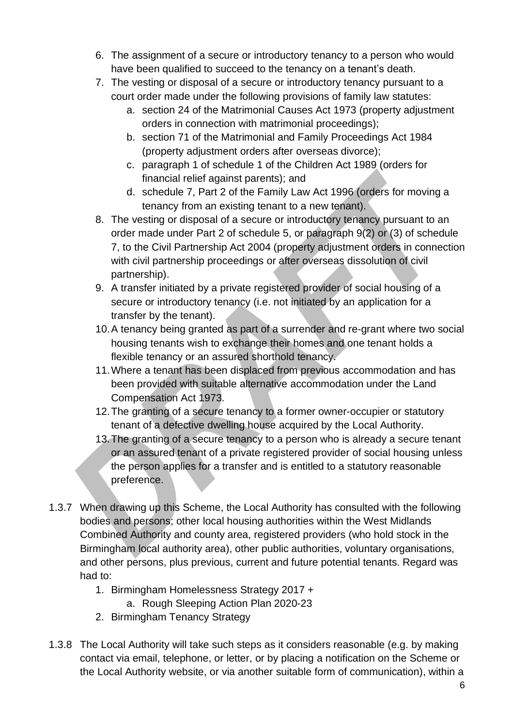6. The assignment of a secure or introductory tenancy to a person who would have been qualified to succeed to the tenancy on a tenant's death.
7. The vesting or disposal of a secure or introductory tenancy pursuant to a court order made under the following provisions of family law statutes:
    a. section 24 of the Matrimonial Causes Act 1973 (property adjustment orders in connection with matrimonial proceedings);
    b. section 71 of the Matrimonial and Family Proceedings Act 1984 (property adjustment orders after overseas divorce);
    c. paragraph 1 of schedule 1 of the Children Act 1989 (orders for financial relief against parents); and
    d. schedule 7, Part 2 of the Family Law Act 1996 (orders for moving a tenancy from an existing tenant to a new tenant).
8. The vesting or disposal of a secure or introductory tenancy pursuant to an order made under Part 2 of schedule 5, or paragraph 9(2) or (3) of schedule 7, to the Civil Partnership Act 2004 (property adjustment orders in connection with civil partnership proceedings or after overseas dissolution of civil partnership).
9. A transfer initiated by a private registered provider of social housing of a secure or introductory tenancy (i.e. not initiated by an application for a transfer by the tenant).
10. A tenancy being granted as part of a surrender and re-grant where two social housing tenants wish to exchange their homes and one tenant holds a flexible tenancy or an assured shorthold tenancy.
11. Where a tenant has been displaced from previous accommodation and has been provided with suitable alternative accommodation under the Land Compensation Act 1973.
12. The granting of a secure tenancy to a former owner-occupier or statutory tenant of a defective dwelling house acquired by the Local Authority.
13. The granting of a secure tenancy to a person who is already a secure tenant or an assured tenant of a private registered provider of social housing unless the person applies for a transfer and is entitled to a statutory reasonable preference.

1.3.7 When drawing up this Scheme, the Local Authority has consulted with the following bodies and persons; other local housing authorities within the West Midlands Combined Authority and county area, registered providers (who hold stock in the Birmingham local authority area), other public authorities, voluntary organisations, and other persons, plus previous, current and future potential tenants. Regard was had to:

1. Birmingham Homelessness Strategy 2017 +
    a. Rough Sleeping Action Plan 2020-23
2. Birmingham Tenancy Strategy

1.3.8 The Local Authority will take such steps as it considers reasonable (e.g. by making contact via email, telephone, or letter, or by placing a notification on the Scheme or the Local Authority website, or via another suitable form of communication), within a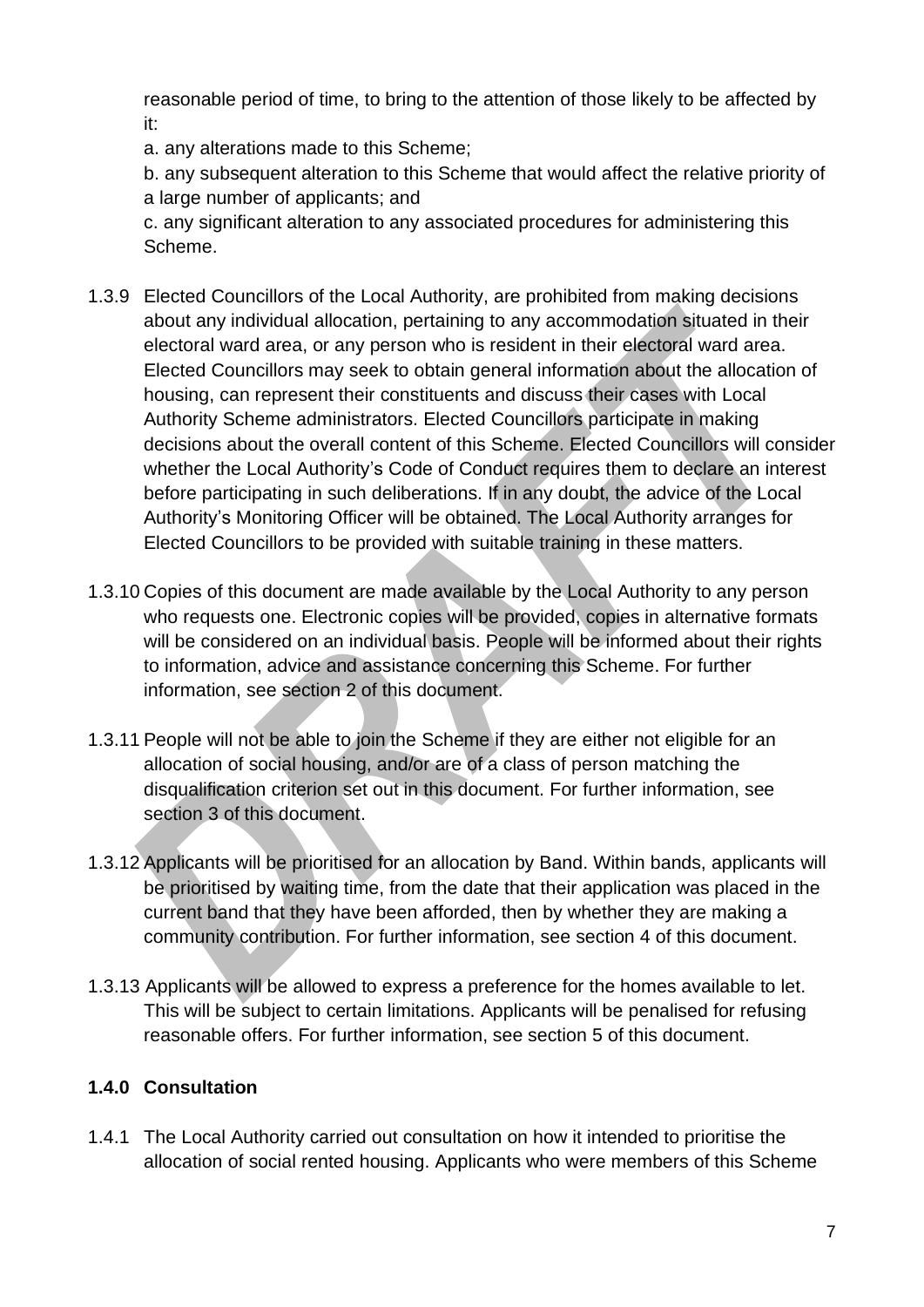reasonable period of time, to bring to the attention of those likely to be affected by it:

a. any alterations made to this Scheme;

b. any subsequent alteration to this Scheme that would affect the relative priority of a large number of applicants; and

c. any significant alteration to any associated procedures for administering this Scheme.

1.3.9 Elected Councillors of the Local Authority, are prohibited from making decisions about any individual allocation, pertaining to any accommodation situated in their electoral ward area, or any person who is resident in their electoral ward area. Elected Councillors may seek to obtain general information about the allocation of housing, can represent their constituents and discuss their cases with Local Authority Scheme administrators. Elected Councillors participate in making decisions about the overall content of this Scheme. Elected Councillors will consider whether the Local Authority's Code of Conduct requires them to declare an interest before participating in such deliberations. If in any doubt, the advice of the Local Authority's Monitoring Officer will be obtained. The Local Authority arranges for Elected Councillors to be provided with suitable training in these matters.

1.3.10 Copies of this document are made available by the Local Authority to any person who requests one. Electronic copies will be provided, copies in alternative formats will be considered on an individual basis. People will be informed about their rights to information, advice and assistance concerning this Scheme. For further information, see section 2 of this document.

1.3.11 People will not be able to join the Scheme if they are either not eligible for an allocation of social housing, and/or are of a class of person matching the disqualification criterion set out in this document. For further information, see section 3 of this document.

1.3.12 Applicants will be prioritised for an allocation by Band. Within bands, applicants will be prioritised by waiting time, from the date that their application was placed in the current band that they have been afforded, then by whether they are making a community contribution. For further information, see section 4 of this document.

1.3.13 Applicants will be allowed to express a preference for the homes available to let. This will be subject to certain limitations. Applicants will be penalised for refusing reasonable offers. For further information, see section 5 of this document.

### 1.4.0 Consultation

1.4.1 The Local Authority carried out consultation on how it intended to prioritise the allocation of social rented housing. Applicants who were members of this Scheme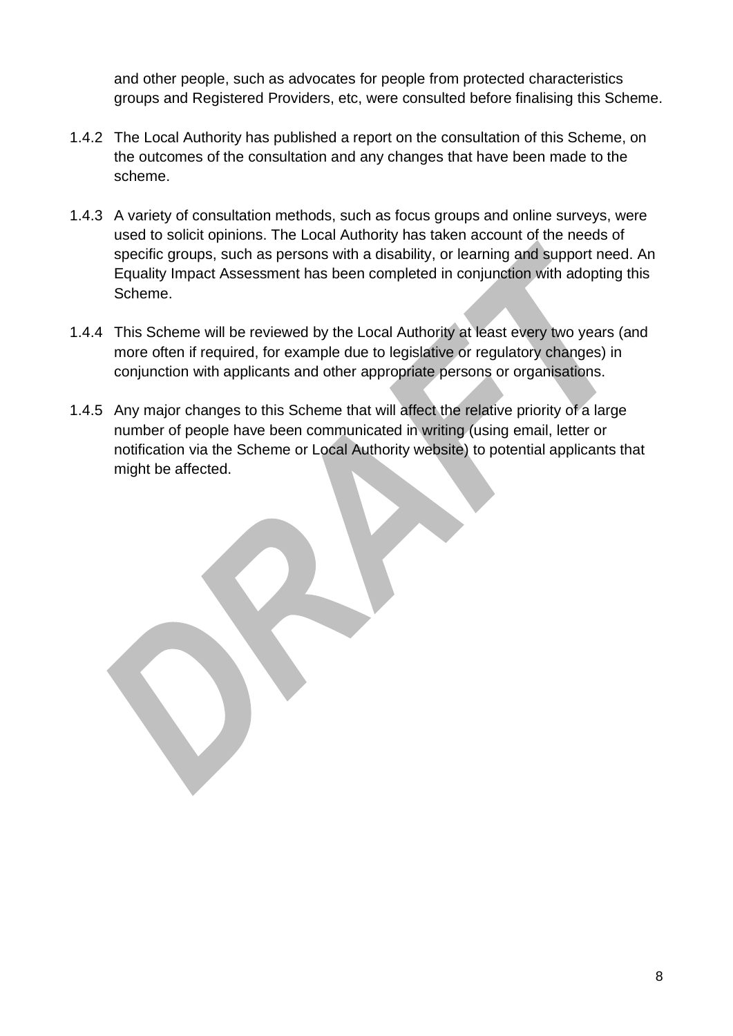and other people, such as advocates for people from protected characteristics groups and Registered Providers, etc, were consulted before finalising this Scheme.

1.4.2 The Local Authority has published a report on the consultation of this Scheme, on the outcomes of the consultation and any changes that have been made to the scheme.

1.4.3 A variety of consultation methods, such as focus groups and online surveys, were used to solicit opinions. The Local Authority has taken account of the needs of specific groups, such as persons with a disability, or learning and support need. An Equality Impact Assessment has been completed in conjunction with adopting this Scheme.

1.4.4 This Scheme will be reviewed by the Local Authority at least every two years (and more often if required, for example due to legislative or regulatory changes) in conjunction with applicants and other appropriate persons or organisations.

1.4.5 Any major changes to this Scheme that will affect the relative priority of a large number of people have been communicated in writing (using email, letter or notification via the Scheme or Local Authority website) to potential applicants that might be affected.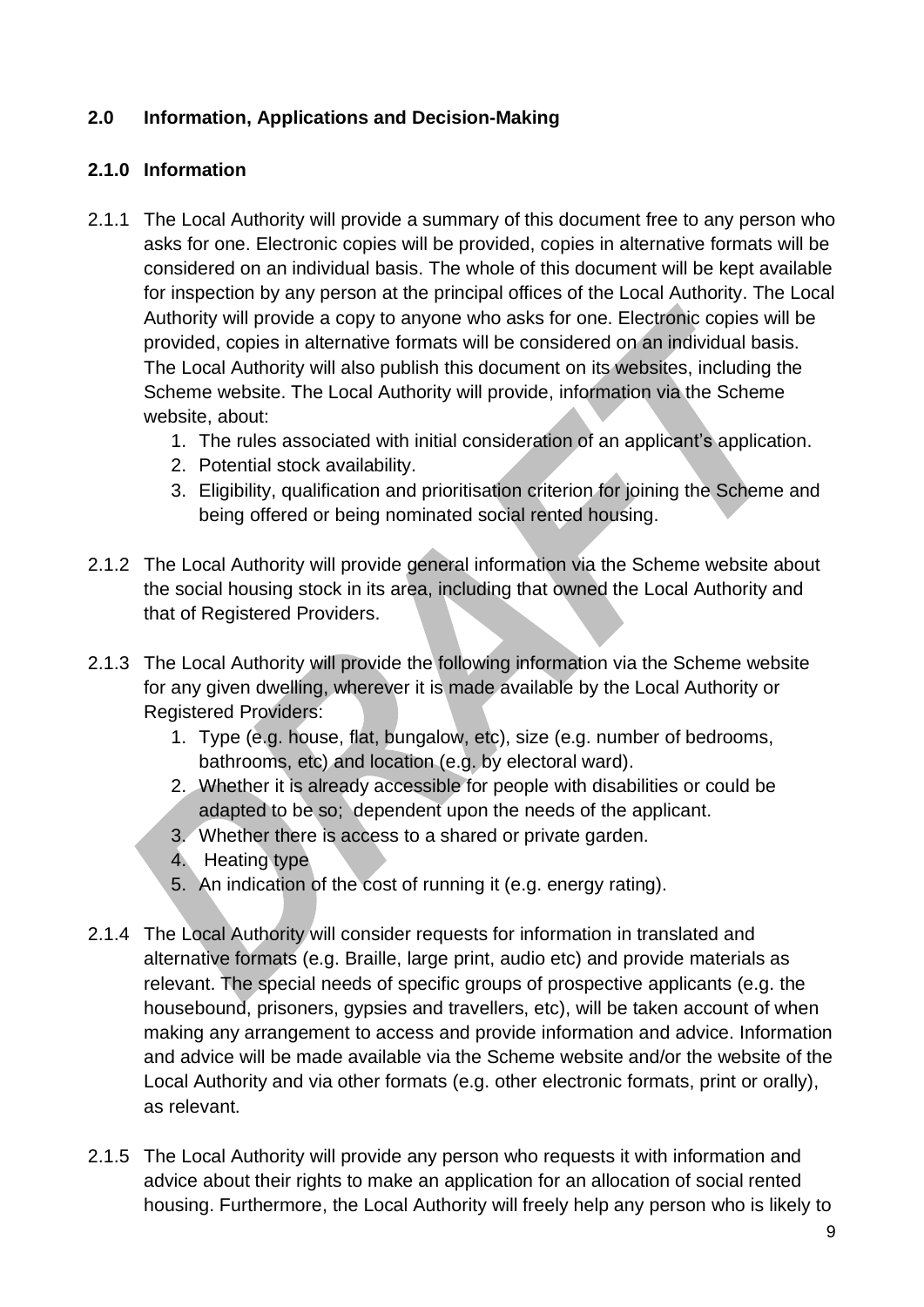## 2.0 Information, Applications and Decision-Making

### 2.1.0 Information

2.1.1 The Local Authority will provide a summary of this document free to any person who asks for one. Electronic copies will be provided, copies in alternative formats will be considered on an individual basis. The whole of this document will be kept available for inspection by any person at the principal offices of the Local Authority. The Local Authority will provide a copy to anyone who asks for one. Electronic copies will be provided, copies in alternative formats will be considered on an individual basis. The Local Authority will also publish this document on its websites, including the Scheme website. The Local Authority will provide, information via the Scheme website, about:

1. The rules associated with initial consideration of an applicant's application.
2. Potential stock availability.
3. Eligibility, qualification and prioritisation criterion for joining the Scheme and being offered or being nominated social rented housing.

2.1.2 The Local Authority will provide general information via the Scheme website about the social housing stock in its area, including that owned the Local Authority and that of Registered Providers.

2.1.3 The Local Authority will provide the following information via the Scheme website for any given dwelling, wherever it is made available by the Local Authority or Registered Providers:

1. Type (e.g. house, flat, bungalow, etc), size (e.g. number of bedrooms, bathrooms, etc) and location (e.g. by electoral ward).
2. Whether it is already accessible for people with disabilities or could be adapted to be so; dependent upon the needs of the applicant.
3. Whether there is access to a shared or private garden.
4. Heating type
5. An indication of the cost of running it (e.g. energy rating).

2.1.4 The Local Authority will consider requests for information in translated and alternative formats (e.g. Braille, large print, audio etc) and provide materials as relevant. The special needs of specific groups of prospective applicants (e.g. the housebound, prisoners, gypsies and travellers, etc), will be taken account of when making any arrangement to access and provide information and advice. Information and advice will be made available via the Scheme website and/or the website of the Local Authority and via other formats (e.g. other electronic formats, print or orally), as relevant.

2.1.5 The Local Authority will provide any person who requests it with information and advice about their rights to make an application for an allocation of social rented housing. Furthermore, the Local Authority will freely help any person who is likely to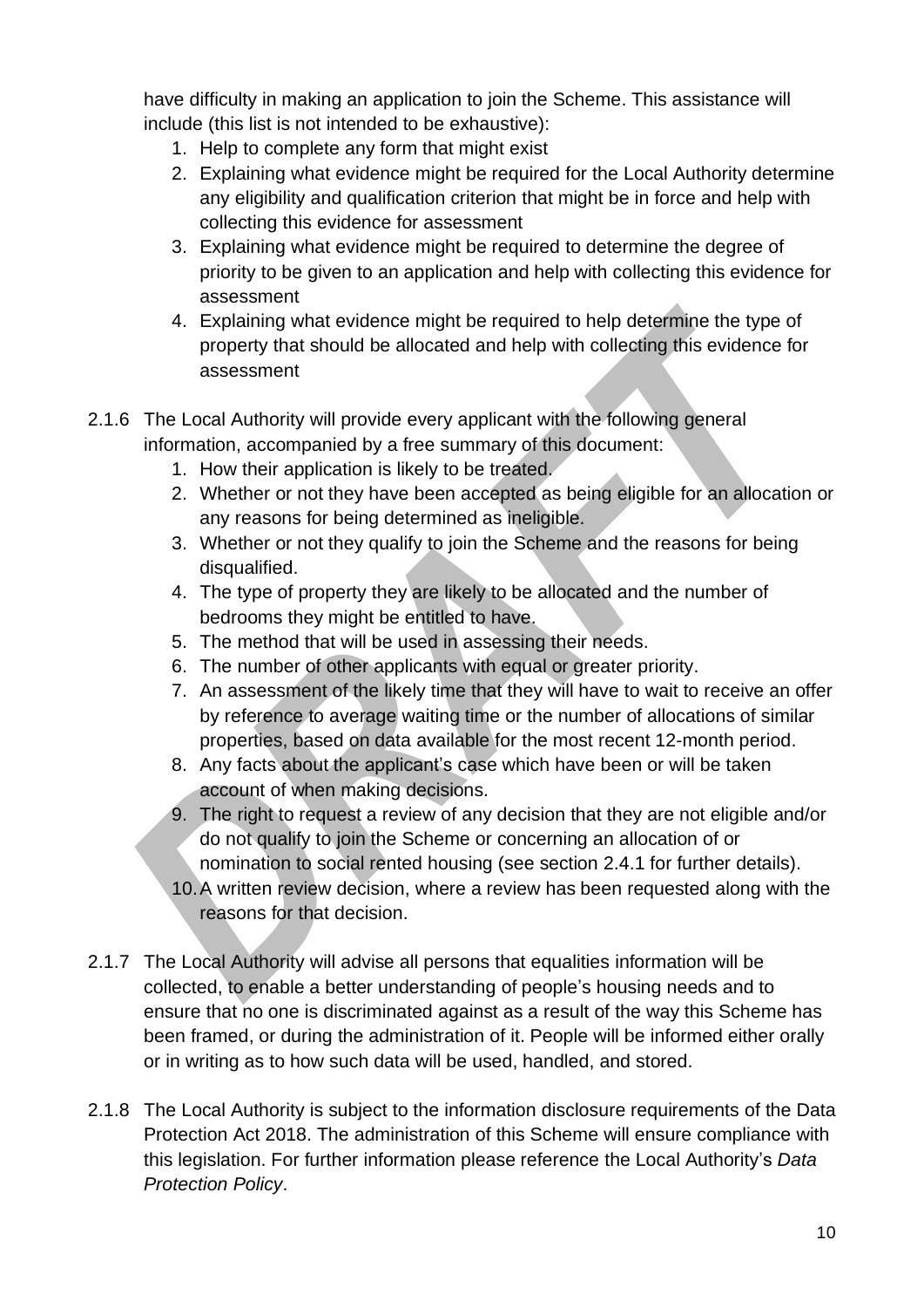have difficulty in making an application to join the Scheme. This assistance will include (this list is not intended to be exhaustive):

1. Help to complete any form that might exist
2. Explaining what evidence might be required for the Local Authority determine any eligibility and qualification criterion that might be in force and help with collecting this evidence for assessment
3. Explaining what evidence might be required to determine the degree of priority to be given to an application and help with collecting this evidence for assessment
4. Explaining what evidence might be required to help determine the type of property that should be allocated and help with collecting this evidence for assessment

2.1.6 The Local Authority will provide every applicant with the following general information, accompanied by a free summary of this document:

1. How their application is likely to be treated.
2. Whether or not they have been accepted as being eligible for an allocation or any reasons for being determined as ineligible.
3. Whether or not they qualify to join the Scheme and the reasons for being disqualified.
4. The type of property they are likely to be allocated and the number of bedrooms they might be entitled to have.
5. The method that will be used in assessing their needs.
6. The number of other applicants with equal or greater priority.
7. An assessment of the likely time that they will have to wait to receive an offer by reference to average waiting time or the number of allocations of similar properties, based on data available for the most recent 12-month period.
8. Any facts about the applicant's case which have been or will be taken account of when making decisions.
9. The right to request a review of any decision that they are not eligible and/or do not qualify to join the Scheme or concerning an allocation of or nomination to social rented housing (see section 2.4.1 for further details).
10. A written review decision, where a review has been requested along with the reasons for that decision.

2.1.7 The Local Authority will advise all persons that equalities information will be collected, to enable a better understanding of people's housing needs and to ensure that no one is discriminated against as a result of the way this Scheme has been framed, or during the administration of it. People will be informed either orally or in writing as to how such data will be used, handled, and stored.

2.1.8 The Local Authority is subject to the information disclosure requirements of the Data Protection Act 2018. The administration of this Scheme will ensure compliance with this legislation. For further information please reference the Local Authority's *Data Protection Policy*.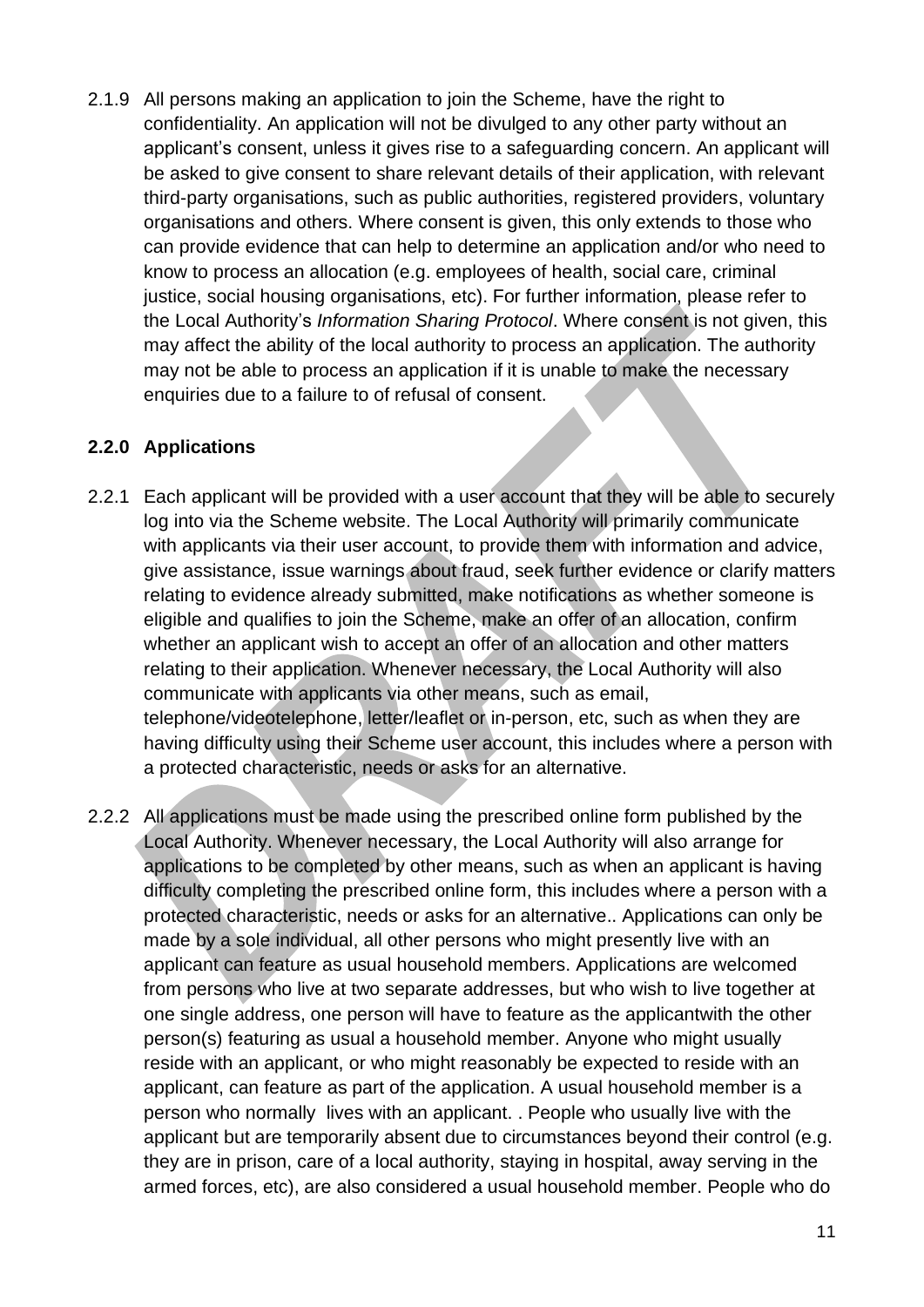2.1.9 All persons making an application to join the Scheme, have the right to confidentiality. An application will not be divulged to any other party without an applicant's consent, unless it gives rise to a safeguarding concern. An applicant will be asked to give consent to share relevant details of their application, with relevant third-party organisations, such as public authorities, registered providers, voluntary organisations and others. Where consent is given, this only extends to those who can provide evidence that can help to determine an application and/or who need to know to process an allocation (e.g. employees of health, social care, criminal justice, social housing organisations, etc). For further information, please refer to the Local Authority's *Information Sharing Protocol*. Where consent is not given, this may affect the ability of the local authority to process an application. The authority may not be able to process an application if it is unable to make the necessary enquiries due to a failure to of refusal of consent.

### 2.2.0 Applications

2.2.1 Each applicant will be provided with a user account that they will be able to securely log into via the Scheme website. The Local Authority will primarily communicate with applicants via their user account, to provide them with information and advice, give assistance, issue warnings about fraud, seek further evidence or clarify matters relating to evidence already submitted, make notifications as whether someone is eligible and qualifies to join the Scheme, make an offer of an allocation, confirm whether an applicant wish to accept an offer of an allocation and other matters relating to their application. Whenever necessary, the Local Authority will also communicate with applicants via other means, such as email, telephone/videotelephone, letter/leaflet or in-person, etc, such as when they are having difficulty using their Scheme user account, this includes where a person with a protected characteristic, needs or asks for an alternative.

2.2.2 All applications must be made using the prescribed online form published by the Local Authority. Whenever necessary, the Local Authority will also arrange for applications to be completed by other means, such as when an applicant is having difficulty completing the prescribed online form, this includes where a person with a protected characteristic, needs or asks for an alternative.. Applications can only be made by a sole individual, all other persons who might presently live with an applicant can feature as usual household members. Applications are welcomed from persons who live at two separate addresses, but who wish to live together at one single address, one person will have to feature as the applicantwith the other person(s) featuring as usual a household member. Anyone who might usually reside with an applicant, or who might reasonably be expected to reside with an applicant, can feature as part of the application. A usual household member is a person who normally lives with an applicant. . People who usually live with the applicant but are temporarily absent due to circumstances beyond their control (e.g. they are in prison, care of a local authority, staying in hospital, away serving in the armed forces, etc), are also considered a usual household member. People who do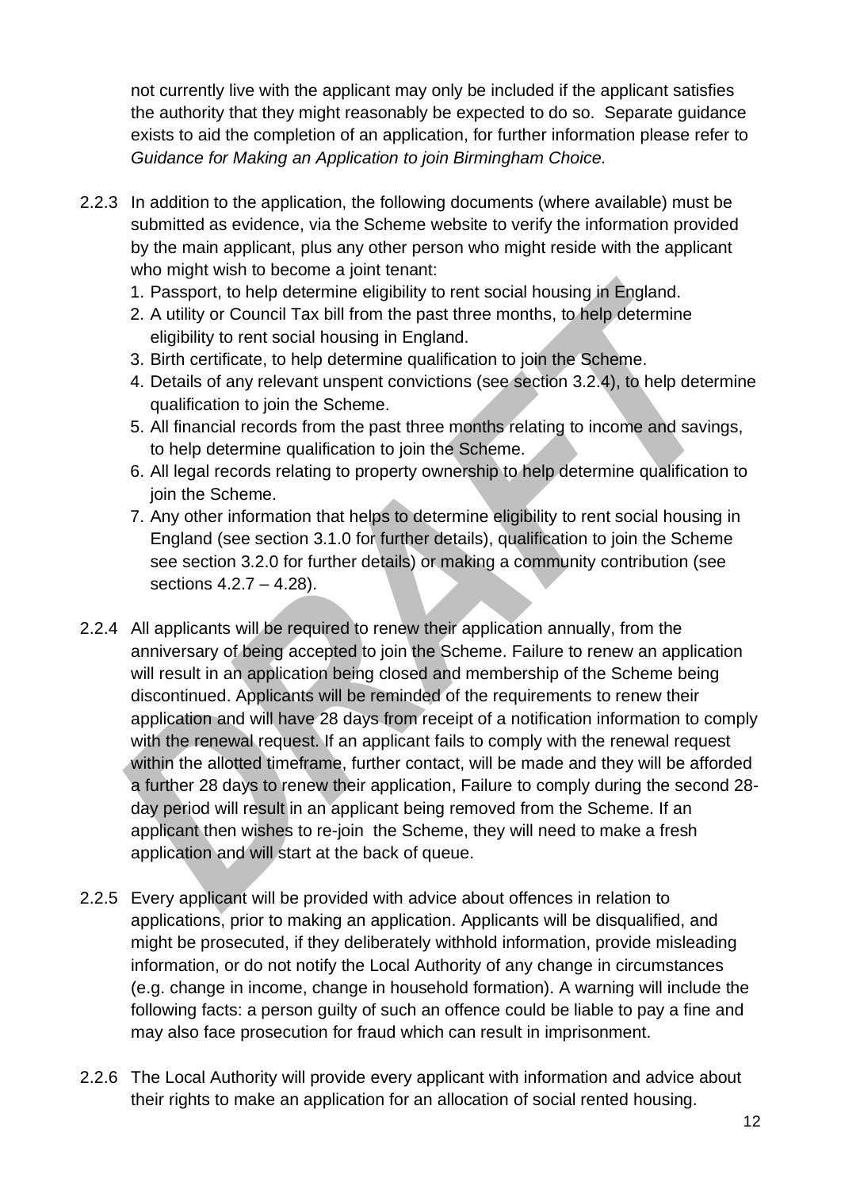not currently live with the applicant may only be included if the applicant satisfies the authority that they might reasonably be expected to do so. Separate guidance exists to aid the completion of an application, for further information please refer to *Guidance for Making an Application to join Birmingham Choice.*

2.2.3 In addition to the application, the following documents (where available) must be submitted as evidence, via the Scheme website to verify the information provided by the main applicant, plus any other person who might reside with the applicant who might wish to become a joint tenant:

1. Passport, to help determine eligibility to rent social housing in England.
2. A utility or Council Tax bill from the past three months, to help determine eligibility to rent social housing in England.
3. Birth certificate, to help determine qualification to join the Scheme.
4. Details of any relevant unspent convictions (see section 3.2.4), to help determine qualification to join the Scheme.
5. All financial records from the past three months relating to income and savings, to help determine qualification to join the Scheme.
6. All legal records relating to property ownership to help determine qualification to join the Scheme.
7. Any other information that helps to determine eligibility to rent social housing in England (see section 3.1.0 for further details), qualification to join the Scheme see section 3.2.0 for further details) or making a community contribution (see sections 4.2.7 – 4.28).

2.2.4 All applicants will be required to renew their application annually, from the anniversary of being accepted to join the Scheme. Failure to renew an application will result in an application being closed and membership of the Scheme being discontinued. Applicants will be reminded of the requirements to renew their application and will have 28 days from receipt of a notification information to comply with the renewal request. If an applicant fails to comply with the renewal request within the allotted timeframe, further contact, will be made and they will be afforded a further 28 days to renew their application, Failure to comply during the second 28-day period will result in an applicant being removed from the Scheme. If an applicant then wishes to re-join the Scheme, they will need to make a fresh application and will start at the back of queue.

2.2.5 Every applicant will be provided with advice about offences in relation to applications, prior to making an application. Applicants will be disqualified, and might be prosecuted, if they deliberately withhold information, provide misleading information, or do not notify the Local Authority of any change in circumstances (e.g. change in income, change in household formation). A warning will include the following facts: a person guilty of such an offence could be liable to pay a fine and may also face prosecution for fraud which can result in imprisonment.

2.2.6 The Local Authority will provide every applicant with information and advice about their rights to make an application for an allocation of social rented housing.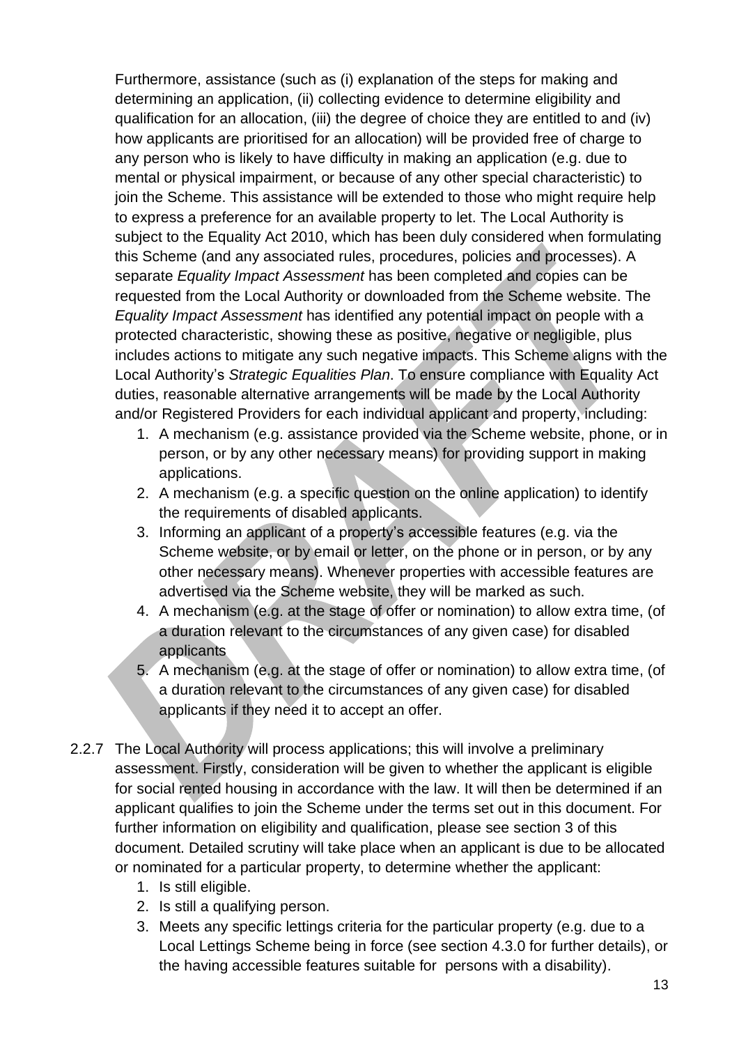Furthermore, assistance (such as (i) explanation of the steps for making and determining an application, (ii) collecting evidence to determine eligibility and qualification for an allocation, (iii) the degree of choice they are entitled to and (iv) how applicants are prioritised for an allocation) will be provided free of charge to any person who is likely to have difficulty in making an application (e.g. due to mental or physical impairment, or because of any other special characteristic) to join the Scheme. This assistance will be extended to those who might require help to express a preference for an available property to let. The Local Authority is subject to the Equality Act 2010, which has been duly considered when formulating this Scheme (and any associated rules, procedures, policies and processes). A separate *Equality Impact Assessment* has been completed and copies can be requested from the Local Authority or downloaded from the Scheme website. The *Equality Impact Assessment* has identified any potential impact on people with a protected characteristic, showing these as positive, negative or negligible, plus includes actions to mitigate any such negative impacts. This Scheme aligns with the Local Authority's *Strategic Equalities Plan*. To ensure compliance with Equality Act duties, reasonable alternative arrangements will be made by the Local Authority and/or Registered Providers for each individual applicant and property, including:

1. A mechanism (e.g. assistance provided via the Scheme website, phone, or in person, or by any other necessary means) for providing support in making applications.
2. A mechanism (e.g. a specific question on the online application) to identify the requirements of disabled applicants.
3. Informing an applicant of a property's accessible features (e.g. via the Scheme website, or by email or letter, on the phone or in person, or by any other necessary means). Whenever properties with accessible features are advertised via the Scheme website, they will be marked as such.
4. A mechanism (e.g. at the stage of offer or nomination) to allow extra time, (of a duration relevant to the circumstances of any given case) for disabled applicants
5. A mechanism (e.g. at the stage of offer or nomination) to allow extra time, (of a duration relevant to the circumstances of any given case) for disabled applicants if they need it to accept an offer.

2.2.7 The Local Authority will process applications; this will involve a preliminary assessment. Firstly, consideration will be given to whether the applicant is eligible for social rented housing in accordance with the law. It will then be determined if an applicant qualifies to join the Scheme under the terms set out in this document. For further information on eligibility and qualification, please see section 3 of this document. Detailed scrutiny will take place when an applicant is due to be allocated or nominated for a particular property, to determine whether the applicant:

1. Is still eligible.
2. Is still a qualifying person.
3. Meets any specific lettings criteria for the particular property (e.g. due to a Local Lettings Scheme being in force (see section 4.3.0 for further details), or the having accessible features suitable for persons with a disability).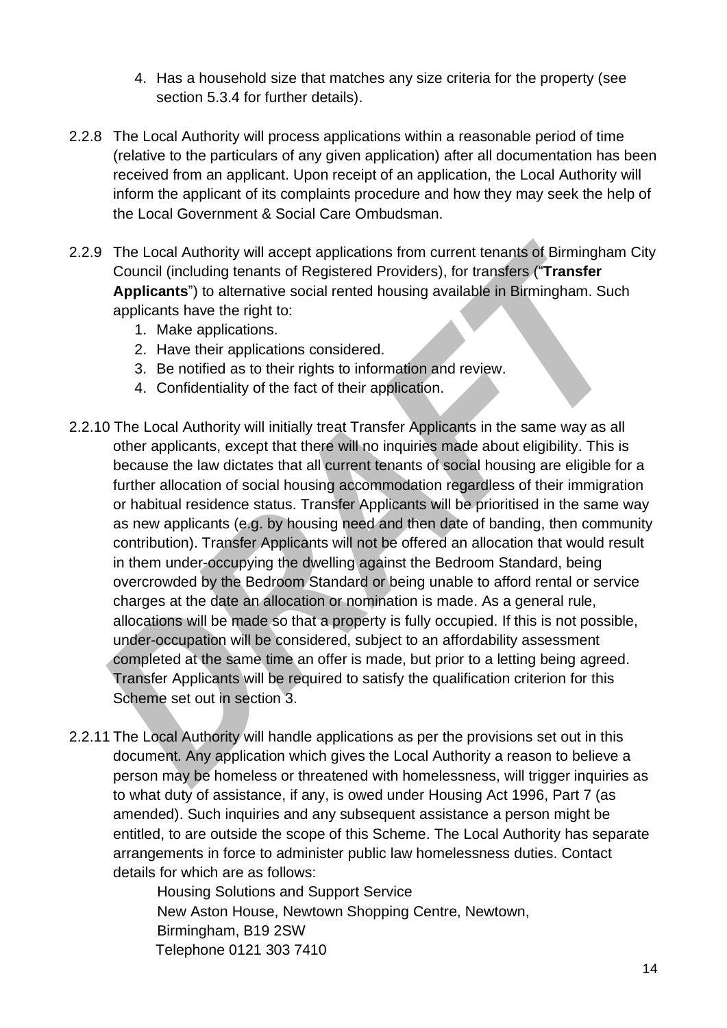4. Has a household size that matches any size criteria for the property (see section 5.3.4 for further details).

2.2.8 The Local Authority will process applications within a reasonable period of time (relative to the particulars of any given application) after all documentation has been received from an applicant. Upon receipt of an application, the Local Authority will inform the applicant of its complaints procedure and how they may seek the help of the Local Government & Social Care Ombudsman.

2.2.9 The Local Authority will accept applications from current tenants of Birmingham City Council (including tenants of Registered Providers), for transfers ("**Transfer Applicants**") to alternative social rented housing available in Birmingham. Such applicants have the right to:

1. Make applications.
2. Have their applications considered.
3. Be notified as to their rights to information and review.
4. Confidentiality of the fact of their application.

2.2.10 The Local Authority will initially treat Transfer Applicants in the same way as all other applicants, except that there will no inquiries made about eligibility. This is because the law dictates that all current tenants of social housing are eligible for a further allocation of social housing accommodation regardless of their immigration or habitual residence status. Transfer Applicants will be prioritised in the same way as new applicants (e.g. by housing need and then date of banding, then community contribution). Transfer Applicants will not be offered an allocation that would result in them under-occupying the dwelling against the Bedroom Standard, being overcrowded by the Bedroom Standard or being unable to afford rental or service charges at the date an allocation or nomination is made. As a general rule, allocations will be made so that a property is fully occupied. If this is not possible, under-occupation will be considered, subject to an affordability assessment completed at the same time an offer is made, but prior to a letting being agreed. Transfer Applicants will be required to satisfy the qualification criterion for this Scheme set out in section 3.

2.2.11 The Local Authority will handle applications as per the provisions set out in this document. Any application which gives the Local Authority a reason to believe a person may be homeless or threatened with homelessness, will trigger inquiries as to what duty of assistance, if any, is owed under Housing Act 1996, Part 7 (as amended). Such inquiries and any subsequent assistance a person might be entitled, to are outside the scope of this Scheme. The Local Authority has separate arrangements in force to administer public law homelessness duties. Contact details for which are as follows:

Housing Solutions and Support Service
New Aston House, Newtown Shopping Centre, Newtown,
Birmingham, B19 2SW
Telephone 0121 303 7410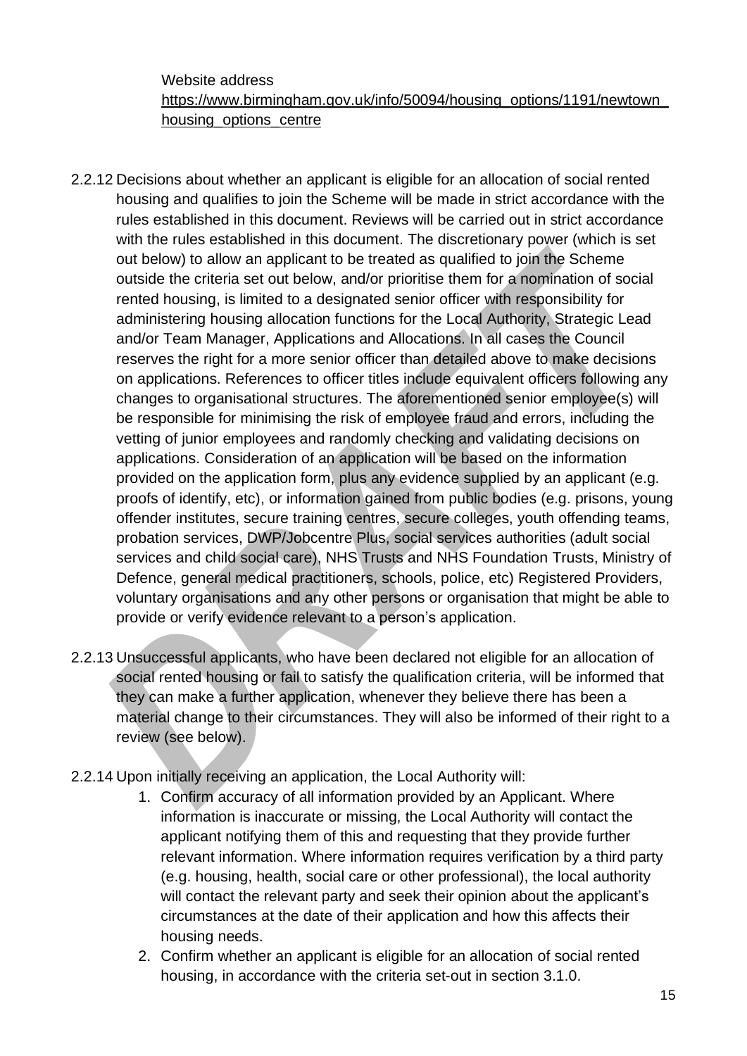Website address
https://www.birmingham.gov.uk/info/50094/housing_options/1191/newtown_housing_options_centre

2.2.12 Decisions about whether an applicant is eligible for an allocation of social rented housing and qualifies to join the Scheme will be made in strict accordance with the rules established in this document. Reviews will be carried out in strict accordance with the rules established in this document. The discretionary power (which is set out below) to allow an applicant to be treated as qualified to join the Scheme outside the criteria set out below, and/or prioritise them for a nomination of social rented housing, is limited to a designated senior officer with responsibility for administering housing allocation functions for the Local Authority, Strategic Lead and/or Team Manager, Applications and Allocations. In all cases the Council reserves the right for a more senior officer than detailed above to make decisions on applications. References to officer titles include equivalent officers following any changes to organisational structures. The aforementioned senior employee(s) will be responsible for minimising the risk of employee fraud and errors, including the vetting of junior employees and randomly checking and validating decisions on applications. Consideration of an application will be based on the information provided on the application form, plus any evidence supplied by an applicant (e.g. proofs of identify, etc), or information gained from public bodies (e.g. prisons, young offender institutes, secure training centres, secure colleges, youth offending teams, probation services, DWP/Jobcentre Plus, social services authorities (adult social services and child social care), NHS Trusts and NHS Foundation Trusts, Ministry of Defence, general medical practitioners, schools, police, etc) Registered Providers, voluntary organisations and any other persons or organisation that might be able to provide or verify evidence relevant to a person's application.

2.2.13 Unsuccessful applicants, who have been declared not eligible for an allocation of social rented housing or fail to satisfy the qualification criteria, will be informed that they can make a further application, whenever they believe there has been a material change to their circumstances. They will also be informed of their right to a review (see below).

2.2.14 Upon initially receiving an application, the Local Authority will:

1. Confirm accuracy of all information provided by an Applicant. Where information is inaccurate or missing, the Local Authority will contact the applicant notifying them of this and requesting that they provide further relevant information. Where information requires verification by a third party (e.g. housing, health, social care or other professional), the local authority will contact the relevant party and seek their opinion about the applicant's circumstances at the date of their application and how this affects their housing needs.
2. Confirm whether an applicant is eligible for an allocation of social rented housing, in accordance with the criteria set-out in section 3.1.0.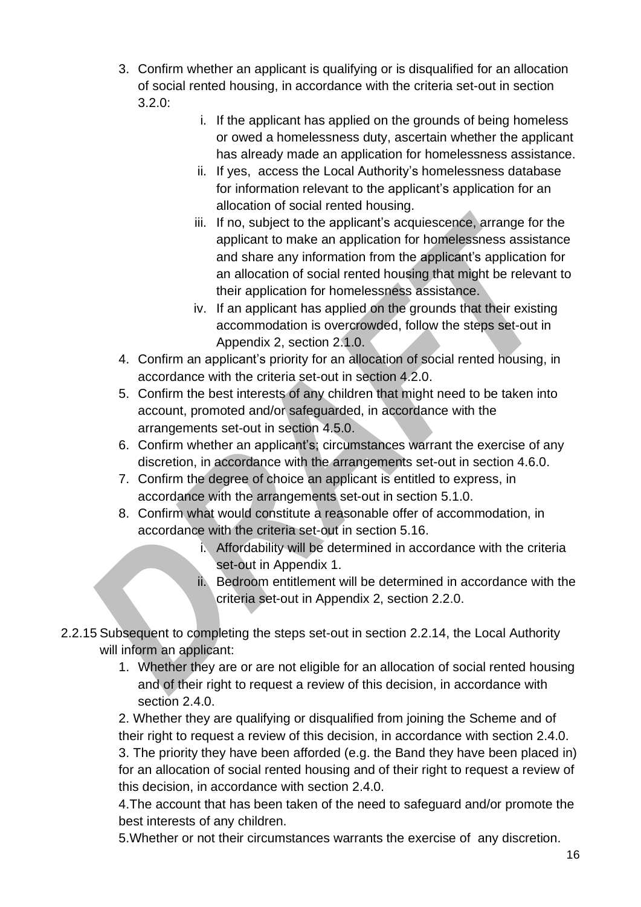3. Confirm whether an applicant is qualifying or is disqualified for an allocation of social rented housing, in accordance with the criteria set-out in section 3.2.0:
    i. If the applicant has applied on the grounds of being homeless or owed a homelessness duty, ascertain whether the applicant has already made an application for homelessness assistance.
    ii. If yes, access the Local Authority's homelessness database for information relevant to the applicant's application for an allocation of social rented housing.
    iii. If no, subject to the applicant's acquiescence, arrange for the applicant to make an application for homelessness assistance and share any information from the applicant's application for an allocation of social rented housing that might be relevant to their application for homelessness assistance.
    iv. If an applicant has applied on the grounds that their existing accommodation is overcrowded, follow the steps set-out in Appendix 2, section 2.1.0.
4. Confirm an applicant's priority for an allocation of social rented housing, in accordance with the criteria set-out in section 4.2.0.
5. Confirm the best interests of any children that might need to be taken into account, promoted and/or safeguarded, in accordance with the arrangements set-out in section 4.5.0.
6. Confirm whether an applicant's; circumstances warrant the exercise of any discretion, in accordance with the arrangements set-out in section 4.6.0.
7. Confirm the degree of choice an applicant is entitled to express, in accordance with the arrangements set-out in section 5.1.0.
8. Confirm what would constitute a reasonable offer of accommodation, in accordance with the criteria set-out in section 5.16.
    i. Affordability will be determined in accordance with the criteria set-out in Appendix 1.
    ii. Bedroom entitlement will be determined in accordance with the criteria set-out in Appendix 2, section 2.2.0.

2.2.15 Subsequent to completing the steps set-out in section 2.2.14, the Local Authority will inform an applicant:

1. Whether they are or are not eligible for an allocation of social rented housing and of their right to request a review of this decision, in accordance with section 2.4.0.
2. Whether they are qualifying or disqualified from joining the Scheme and of their right to request a review of this decision, in accordance with section 2.4.0.
3. The priority they have been afforded (e.g. the Band they have been placed in) for an allocation of social rented housing and of their right to request a review of this decision, in accordance with section 2.4.0.
4. The account that has been taken of the need to safeguard and/or promote the best interests of any children.
5. Whether or not their circumstances warrants the exercise of any discretion.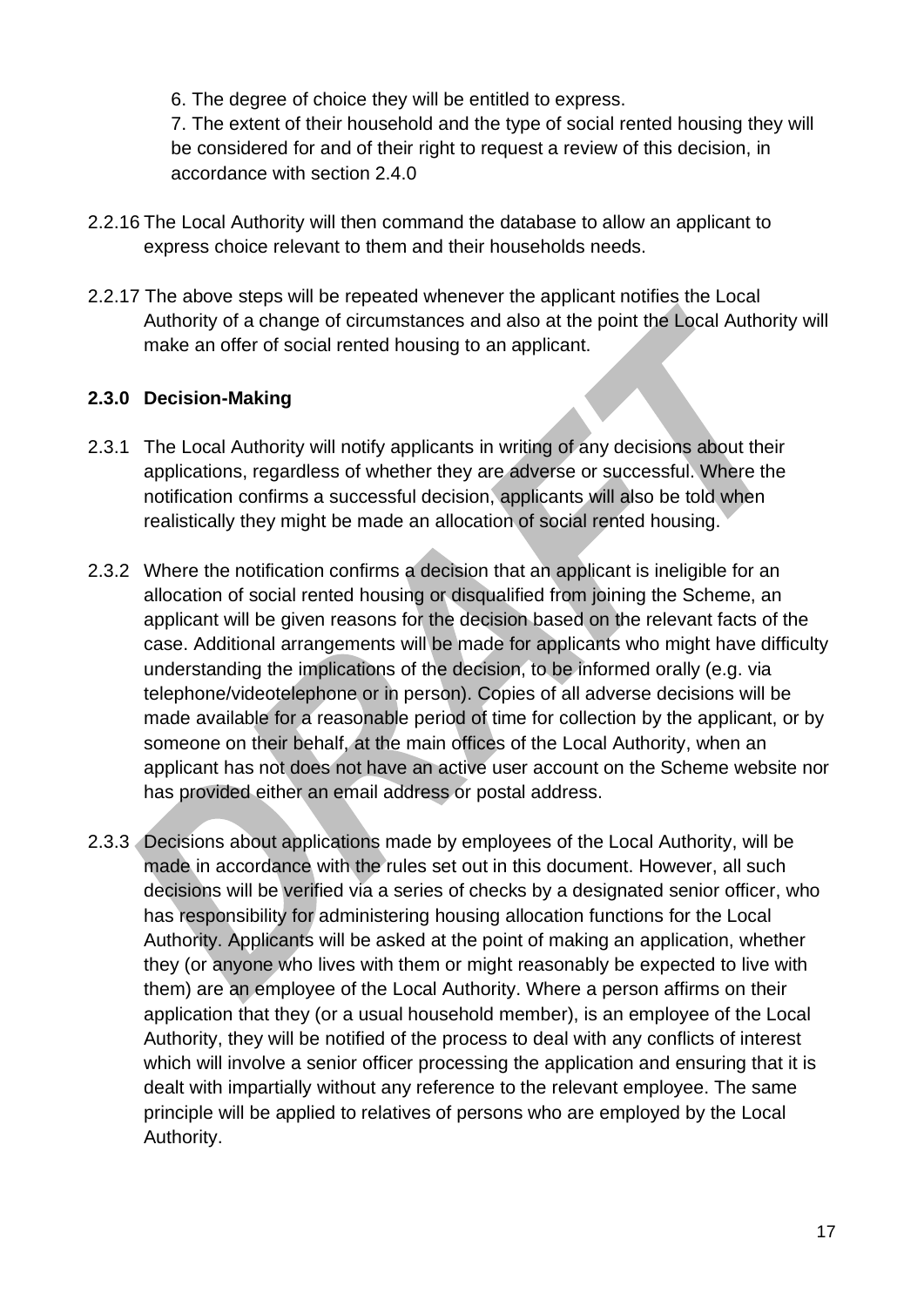6. The degree of choice they will be entitled to express.
7. The extent of their household and the type of social rented housing they will be considered for and of their right to request a review of this decision, in accordance with section 2.4.0

2.2.16 The Local Authority will then command the database to allow an applicant to express choice relevant to them and their households needs.

2.2.17 The above steps will be repeated whenever the applicant notifies the Local Authority of a change of circumstances and also at the point the Local Authority will make an offer of social rented housing to an applicant.

### 2.3.0 Decision-Making

2.3.1 The Local Authority will notify applicants in writing of any decisions about their applications, regardless of whether they are adverse or successful. Where the notification confirms a successful decision, applicants will also be told when realistically they might be made an allocation of social rented housing.

2.3.2 Where the notification confirms a decision that an applicant is ineligible for an allocation of social rented housing or disqualified from joining the Scheme, an applicant will be given reasons for the decision based on the relevant facts of the case. Additional arrangements will be made for applicants who might have difficulty understanding the implications of the decision, to be informed orally (e.g. via telephone/videotelephone or in person). Copies of all adverse decisions will be made available for a reasonable period of time for collection by the applicant, or by someone on their behalf, at the main offices of the Local Authority, when an applicant has not does not have an active user account on the Scheme website nor has provided either an email address or postal address.

2.3.3 Decisions about applications made by employees of the Local Authority, will be made in accordance with the rules set out in this document. However, all such decisions will be verified via a series of checks by a designated senior officer, who has responsibility for administering housing allocation functions for the Local Authority. Applicants will be asked at the point of making an application, whether they (or anyone who lives with them or might reasonably be expected to live with them) are an employee of the Local Authority. Where a person affirms on their application that they (or a usual household member), is an employee of the Local Authority, they will be notified of the process to deal with any conflicts of interest which will involve a senior officer processing the application and ensuring that it is dealt with impartially without any reference to the relevant employee. The same principle will be applied to relatives of persons who are employed by the Local Authority.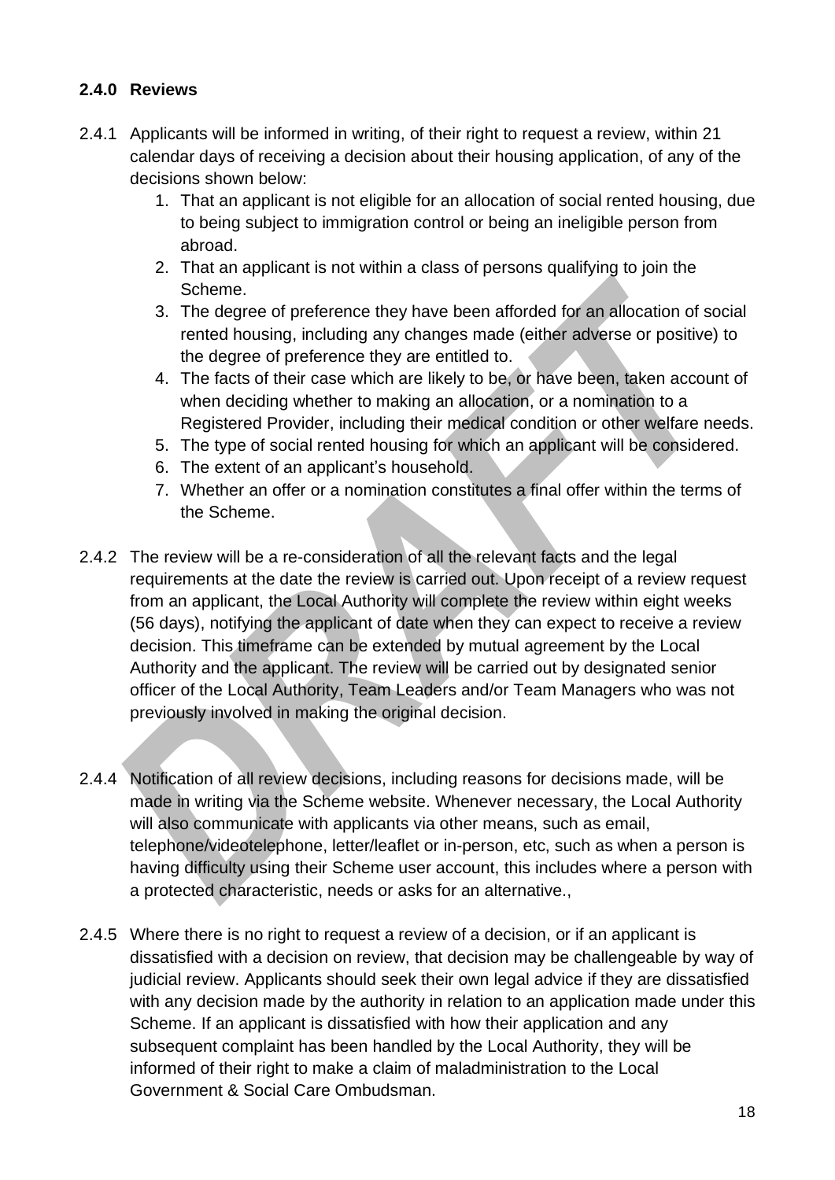### 2.4.0 Reviews

2.4.1 Applicants will be informed in writing, of their right to request a review, within 21 calendar days of receiving a decision about their housing application, of any of the decisions shown below:

1. That an applicant is not eligible for an allocation of social rented housing, due to being subject to immigration control or being an ineligible person from abroad.
2. That an applicant is not within a class of persons qualifying to join the Scheme.
3. The degree of preference they have been afforded for an allocation of social rented housing, including any changes made (either adverse or positive) to the degree of preference they are entitled to.
4. The facts of their case which are likely to be, or have been, taken account of when deciding whether to making an allocation, or a nomination to a Registered Provider, including their medical condition or other welfare needs.
5. The type of social rented housing for which an applicant will be considered.
6. The extent of an applicant's household.
7. Whether an offer or a nomination constitutes a final offer within the terms of the Scheme.

2.4.2 The review will be a re-consideration of all the relevant facts and the legal requirements at the date the review is carried out. Upon receipt of a review request from an applicant, the Local Authority will complete the review within eight weeks (56 days), notifying the applicant of date when they can expect to receive a review decision. This timeframe can be extended by mutual agreement by the Local Authority and the applicant. The review will be carried out by designated senior officer of the Local Authority, Team Leaders and/or Team Managers who was not previously involved in making the original decision.

2.4.4 Notification of all review decisions, including reasons for decisions made, will be made in writing via the Scheme website. Whenever necessary, the Local Authority will also communicate with applicants via other means, such as email, telephone/videotelephone, letter/leaflet or in-person, etc, such as when a person is having difficulty using their Scheme user account, this includes where a person with a protected characteristic, needs or asks for an alternative.,

2.4.5 Where there is no right to request a review of a decision, or if an applicant is dissatisfied with a decision on review, that decision may be challengeable by way of judicial review. Applicants should seek their own legal advice if they are dissatisfied with any decision made by the authority in relation to an application made under this Scheme. If an applicant is dissatisfied with how their application and any subsequent complaint has been handled by the Local Authority, they will be informed of their right to make a claim of maladministration to the Local Government & Social Care Ombudsman.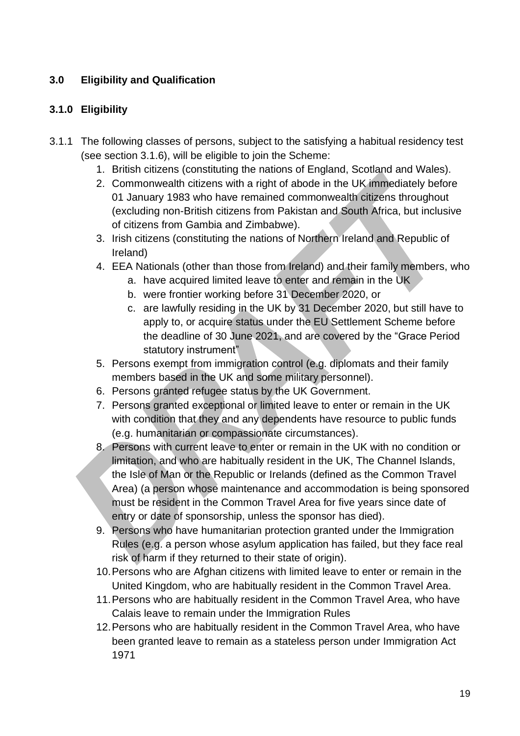## 3.0 Eligibility and Qualification

### 3.1.0 Eligibility

3.1.1 The following classes of persons, subject to the satisfying a habitual residency test (see section 3.1.6), will be eligible to join the Scheme:

1. British citizens (constituting the nations of England, Scotland and Wales).
2. Commonwealth citizens with a right of abode in the UK immediately before 01 January 1983 who have remained commonwealth citizens throughout (excluding non-British citizens from Pakistan and South Africa, but inclusive of citizens from Gambia and Zimbabwe).
3. Irish citizens (constituting the nations of Northern Ireland and Republic of Ireland)
4. EEA Nationals (other than those from Ireland) and their family members, who
   a. have acquired limited leave to enter and remain in the UK
   b. were frontier working before 31 December 2020, or
   c. are lawfully residing in the UK by 31 December 2020, but still have to apply to, or acquire status under the EU Settlement Scheme before the deadline of 30 June 2021, and are covered by the "Grace Period statutory instrument"
5. Persons exempt from immigration control (e.g. diplomats and their family members based in the UK and some military personnel).
6. Persons granted refugee status by the UK Government.
7. Persons granted exceptional or limited leave to enter or remain in the UK with condition that they and any dependents have resource to public funds (e.g. humanitarian or compassionate circumstances).
8. Persons with current leave to enter or remain in the UK with no condition or limitation, and who are habitually resident in the UK, The Channel Islands, the Isle of Man or the Republic or Irelands (defined as the Common Travel Area) (a person whose maintenance and accommodation is being sponsored must be resident in the Common Travel Area for five years since date of entry or date of sponsorship, unless the sponsor has died).
9. Persons who have humanitarian protection granted under the Immigration Rules (e.g. a person whose asylum application has failed, but they face real risk of harm if they returned to their state of origin).
10. Persons who are Afghan citizens with limited leave to enter or remain in the United Kingdom, who are habitually resident in the Common Travel Area.
11. Persons who are habitually resident in the Common Travel Area, who have Calais leave to remain under the Immigration Rules
12. Persons who are habitually resident in the Common Travel Area, who have been granted leave to remain as a stateless person under Immigration Act 1971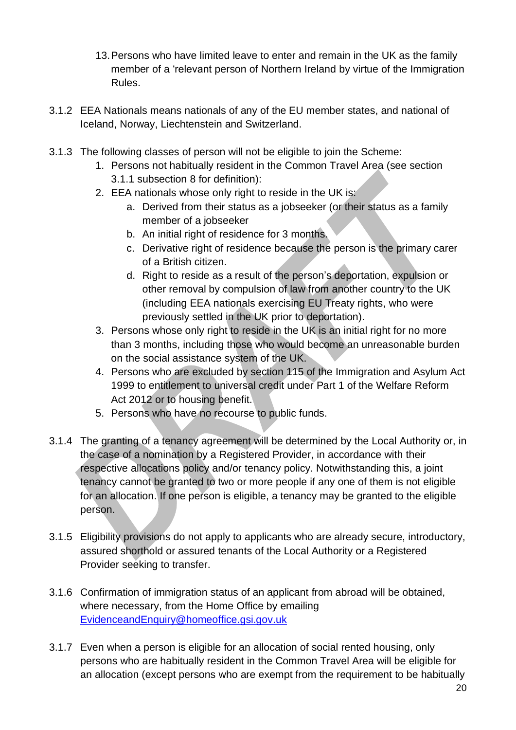13. Persons who have limited leave to enter and remain in the UK as the family member of a 'relevant person of Northern Ireland by virtue of the Immigration Rules.

3.1.2 EEA Nationals means nationals of any of the EU member states, and national of Iceland, Norway, Liechtenstein and Switzerland.

3.1.3 The following classes of person will not be eligible to join the Scheme:

1. Persons not habitually resident in the Common Travel Area (see section 3.1.1 subsection 8 for definition):
2. EEA nationals whose only right to reside in the UK is:
   a. Derived from their status as a jobseeker (or their status as a family member of a jobseeker
   b. An initial right of residence for 3 months.
   c. Derivative right of residence because the person is the primary carer of a British citizen.
   d. Right to reside as a result of the person's deportation, expulsion or other removal by compulsion of law from another country to the UK (including EEA nationals exercising EU Treaty rights, who were previously settled in the UK prior to deportation).
3. Persons whose only right to reside in the UK is an initial right for no more than 3 months, including those who would become an unreasonable burden on the social assistance system of the UK.
4. Persons who are excluded by section 115 of the Immigration and Asylum Act 1999 to entitlement to universal credit under Part 1 of the Welfare Reform Act 2012 or to housing benefit.
5. Persons who have no recourse to public funds.

3.1.4 The granting of a tenancy agreement will be determined by the Local Authority or, in the case of a nomination by a Registered Provider, in accordance with their respective allocations policy and/or tenancy policy. Notwithstanding this, a joint tenancy cannot be granted to two or more people if any one of them is not eligible for an allocation. If one person is eligible, a tenancy may be granted to the eligible person.

3.1.5 Eligibility provisions do not apply to applicants who are already secure, introductory, assured shorthold or assured tenants of the Local Authority or a Registered Provider seeking to transfer.

3.1.6 Confirmation of immigration status of an applicant from abroad will be obtained, where necessary, from the Home Office by emailing EvidenceandEnquiry@homeoffice.gsi.gov.uk

3.1.7 Even when a person is eligible for an allocation of social rented housing, only persons who are habitually resident in the Common Travel Area will be eligible for an allocation (except persons who are exempt from the requirement to be habitually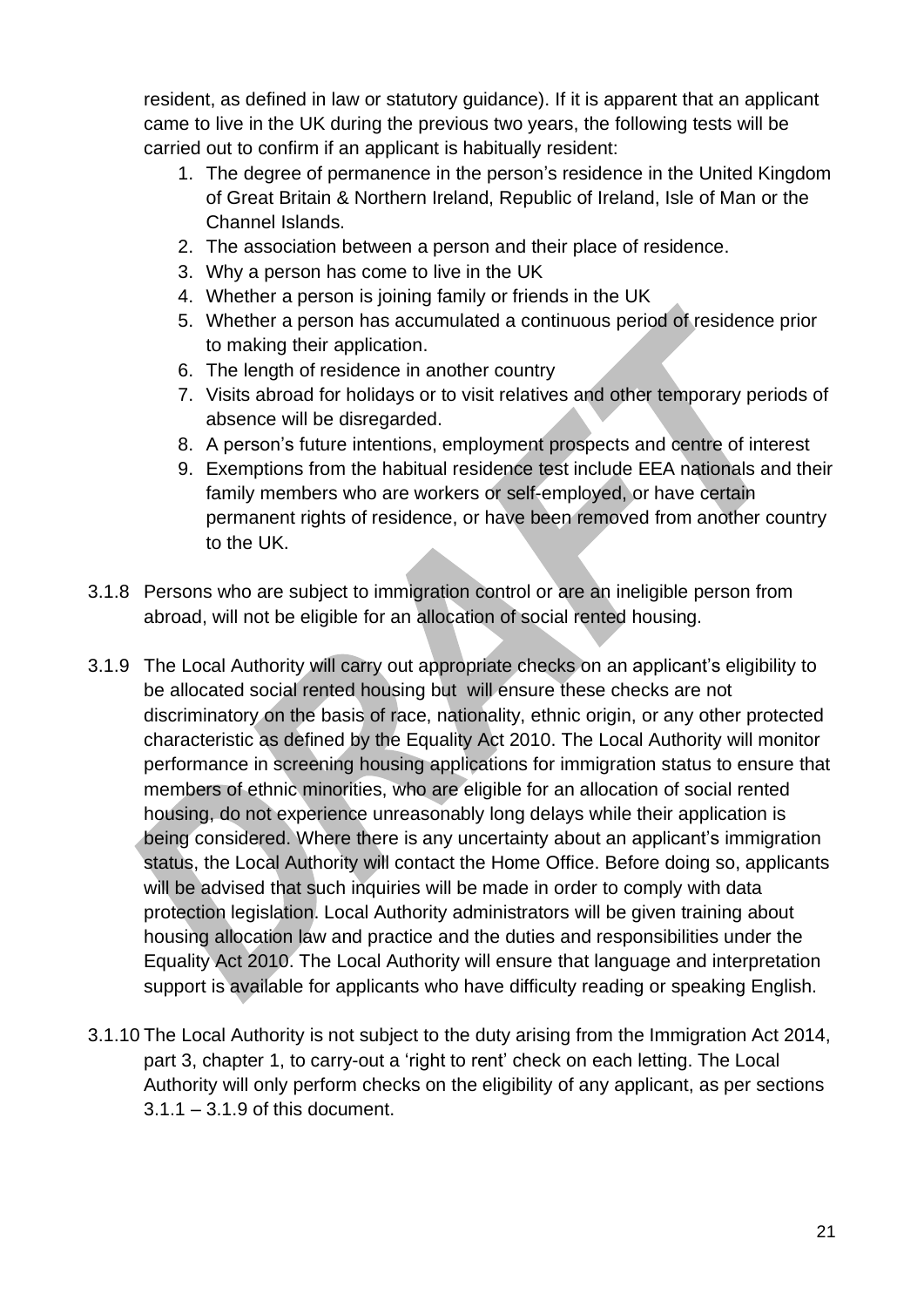resident, as defined in law or statutory guidance). If it is apparent that an applicant came to live in the UK during the previous two years, the following tests will be carried out to confirm if an applicant is habitually resident:

1. The degree of permanence in the person's residence in the United Kingdom of Great Britain & Northern Ireland, Republic of Ireland, Isle of Man or the Channel Islands.
2. The association between a person and their place of residence.
3. Why a person has come to live in the UK
4. Whether a person is joining family or friends in the UK
5. Whether a person has accumulated a continuous period of residence prior to making their application.
6. The length of residence in another country
7. Visits abroad for holidays or to visit relatives and other temporary periods of absence will be disregarded.
8. A person's future intentions, employment prospects and centre of interest
9. Exemptions from the habitual residence test include EEA nationals and their family members who are workers or self-employed, or have certain permanent rights of residence, or have been removed from another country to the UK.

3.1.8 Persons who are subject to immigration control or are an ineligible person from abroad, will not be eligible for an allocation of social rented housing.

3.1.9 The Local Authority will carry out appropriate checks on an applicant's eligibility to be allocated social rented housing but will ensure these checks are not discriminatory on the basis of race, nationality, ethnic origin, or any other protected characteristic as defined by the Equality Act 2010. The Local Authority will monitor performance in screening housing applications for immigration status to ensure that members of ethnic minorities, who are eligible for an allocation of social rented housing, do not experience unreasonably long delays while their application is being considered. Where there is any uncertainty about an applicant's immigration status, the Local Authority will contact the Home Office. Before doing so, applicants will be advised that such inquiries will be made in order to comply with data protection legislation. Local Authority administrators will be given training about housing allocation law and practice and the duties and responsibilities under the Equality Act 2010. The Local Authority will ensure that language and interpretation support is available for applicants who have difficulty reading or speaking English.

3.1.10 The Local Authority is not subject to the duty arising from the Immigration Act 2014, part 3, chapter 1, to carry-out a 'right to rent' check on each letting. The Local Authority will only perform checks on the eligibility of any applicant, as per sections 3.1.1 – 3.1.9 of this document.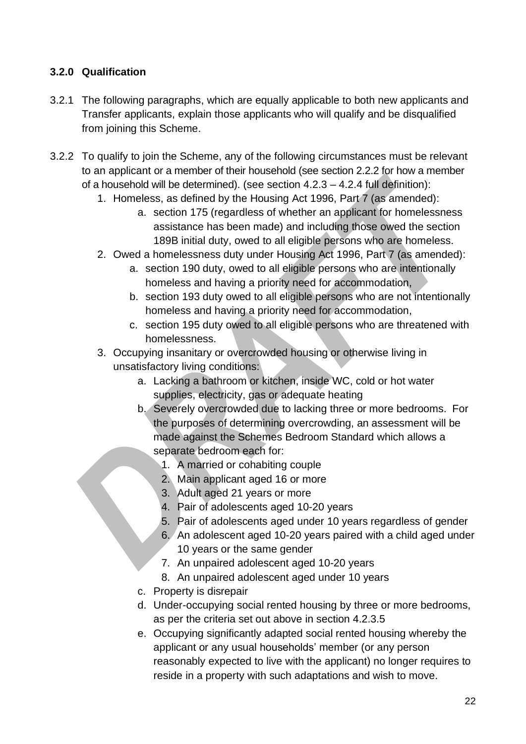### 3.2.0 Qualification

3.2.1 The following paragraphs, which are equally applicable to both new applicants and Transfer applicants, explain those applicants who will qualify and be disqualified from joining this Scheme.

3.2.2 To qualify to join the Scheme, any of the following circumstances must be relevant to an applicant or a member of their household (see section 2.2.2 for how a member of a household will be determined). (see section 4.2.3 – 4.2.4 full definition):

1. Homeless, as defined by the Housing Act 1996, Part 7 (as amended):
   a. section 175 (regardless of whether an applicant for homelessness assistance has been made) and including those owed the section 189B initial duty, owed to all eligible persons who are homeless.
2. Owed a homelessness duty under Housing Act 1996, Part 7 (as amended):
   a. section 190 duty, owed to all eligible persons who are intentionally homeless and having a priority need for accommodation,
   b. section 193 duty owed to all eligible persons who are not intentionally homeless and having a priority need for accommodation,
   c. section 195 duty owed to all eligible persons who are threatened with homelessness.
3. Occupying insanitary or overcrowded housing or otherwise living in unsatisfactory living conditions:
   a. Lacking a bathroom or kitchen, inside WC, cold or hot water supplies, electricity, gas or adequate heating
   b. Severely overcrowded due to lacking three or more bedrooms. For the purposes of determining overcrowding, an assessment will be made against the Schemes Bedroom Standard which allows a separate bedroom each for:
      1. A married or cohabiting couple
      2. Main applicant aged 16 or more
      3. Adult aged 21 years or more
      4. Pair of adolescents aged 10-20 years
      5. Pair of adolescents aged under 10 years regardless of gender
      6. An adolescent aged 10-20 years paired with a child aged under 10 years or the same gender
      7. An unpaired adolescent aged 10-20 years
      8. An unpaired adolescent aged under 10 years
   c. Property is disrepair
   d. Under-occupying social rented housing by three or more bedrooms, as per the criteria set out above in section 4.2.3.5
   e. Occupying significantly adapted social rented housing whereby the applicant or any usual households' member (or any person reasonably expected to live with the applicant) no longer requires to reside in a property with such adaptations and wish to move.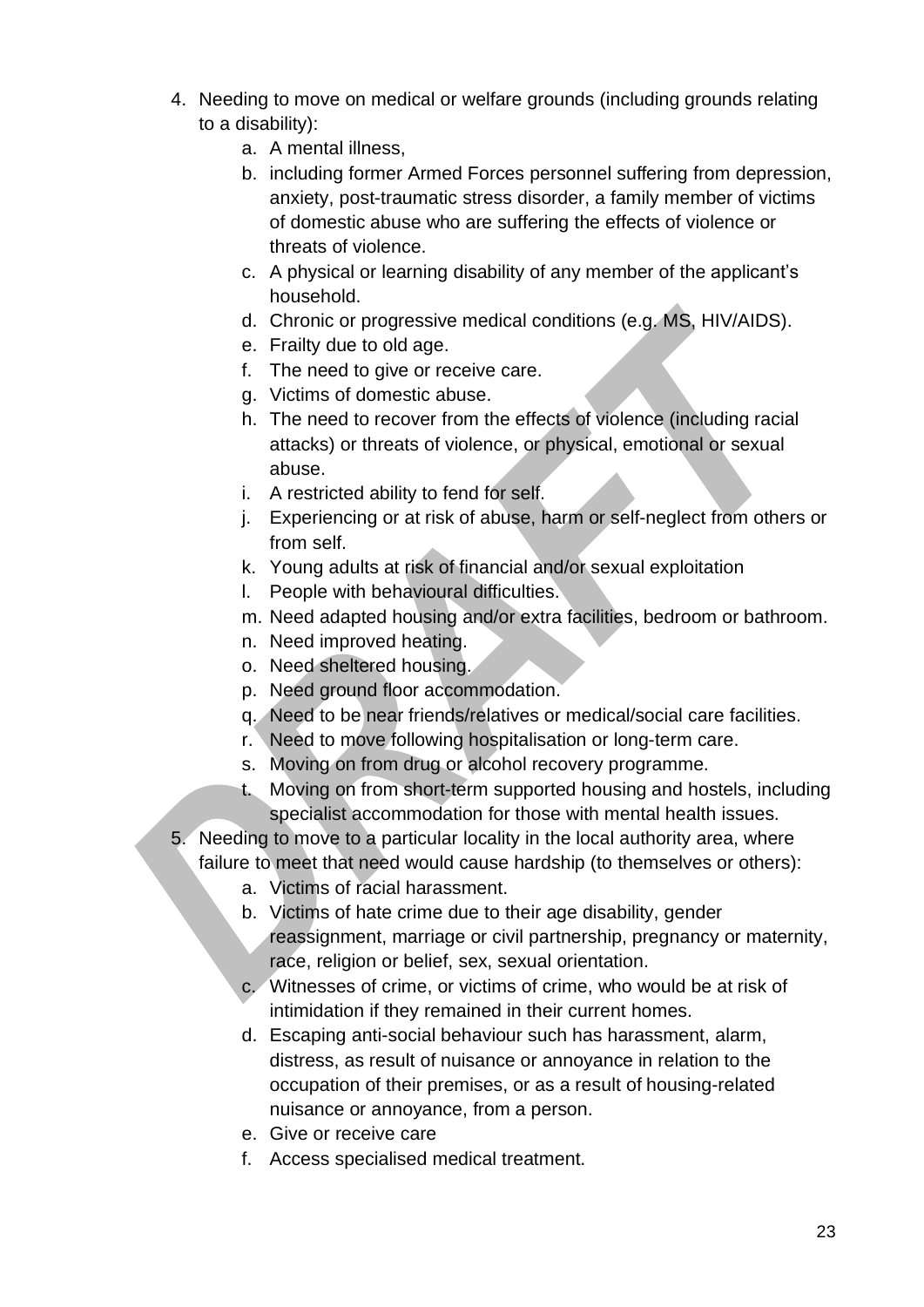4. Needing to move on medical or welfare grounds (including grounds relating to a disability):
    a. A mental illness,
    b. including former Armed Forces personnel suffering from depression, anxiety, post-traumatic stress disorder, a family member of victims of domestic abuse who are suffering the effects of violence or threats of violence.
    c. A physical or learning disability of any member of the applicant's household.
    d. Chronic or progressive medical conditions (e.g. MS, HIV/AIDS).
    e. Frailty due to old age.
    f. The need to give or receive care.
    g. Victims of domestic abuse.
    h. The need to recover from the effects of violence (including racial attacks) or threats of violence, or physical, emotional or sexual abuse.
    i. A restricted ability to fend for self.
    j. Experiencing or at risk of abuse, harm or self-neglect from others or from self.
    k. Young adults at risk of financial and/or sexual exploitation
    l. People with behavioural difficulties.
    m. Need adapted housing and/or extra facilities, bedroom or bathroom.
    n. Need improved heating.
    o. Need sheltered housing.
    p. Need ground floor accommodation.
    q. Need to be near friends/relatives or medical/social care facilities.
    r. Need to move following hospitalisation or long-term care.
    s. Moving on from drug or alcohol recovery programme.
    t. Moving on from short-term supported housing and hostels, including specialist accommodation for those with mental health issues.
5. Needing to move to a particular locality in the local authority area, where failure to meet that need would cause hardship (to themselves or others):
    a. Victims of racial harassment.
    b. Victims of hate crime due to their age disability, gender reassignment, marriage or civil partnership, pregnancy or maternity, race, religion or belief, sex, sexual orientation.
    c. Witnesses of crime, or victims of crime, who would be at risk of intimidation if they remained in their current homes.
    d. Escaping anti-social behaviour such has harassment, alarm, distress, as result of nuisance or annoyance in relation to the occupation of their premises, or as a result of housing-related nuisance or annoyance, from a person.
    e. Give or receive care
    f. Access specialised medical treatment.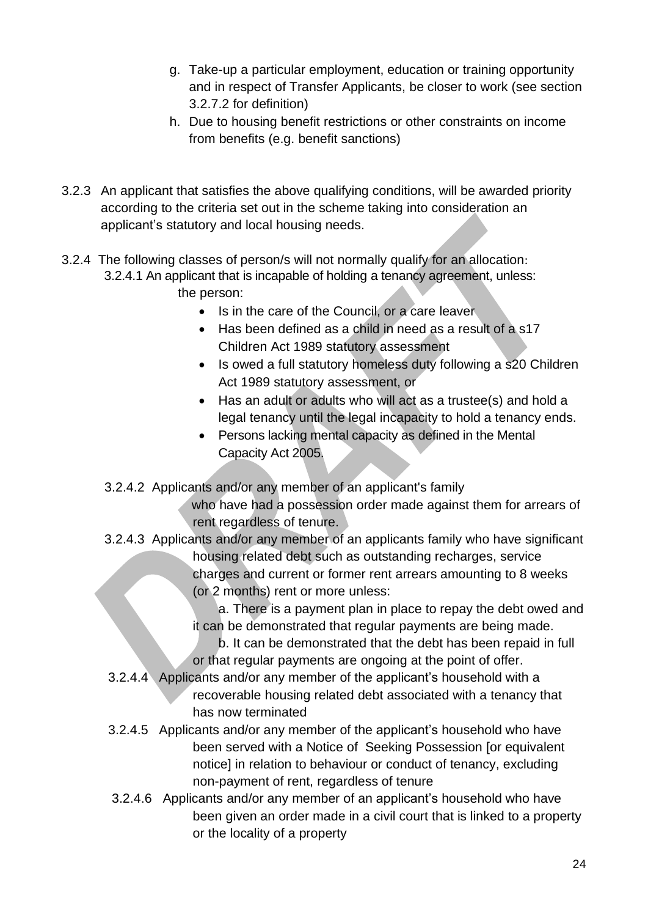g. Take-up a particular employment, education or training opportunity and in respect of Transfer Applicants, be closer to work (see section 3.2.7.2 for definition)

h. Due to housing benefit restrictions or other constraints on income from benefits (e.g. benefit sanctions)

3.2.3 An applicant that satisfies the above qualifying conditions, will be awarded priority according to the criteria set out in the scheme taking into consideration an applicant's statutory and local housing needs.

3.2.4 The following classes of person/s will not normally qualify for an allocation:

3.2.4.1 An applicant that is incapable of holding a tenancy agreement, unless: the person:

- Is in the care of the Council, or a care leaver
- Has been defined as a child in need as a result of a s17 Children Act 1989 statutory assessment
- Is owed a full statutory homeless duty following a s20 Children Act 1989 statutory assessment, or
- Has an adult or adults who will act as a trustee(s) and hold a legal tenancy until the legal incapacity to hold a tenancy ends.
- Persons lacking mental capacity as defined in the Mental Capacity Act 2005.

3.2.4.2 Applicants and/or any member of an applicant's family who have had a possession order made against them for arrears of rent regardless of tenure.

3.2.4.3 Applicants and/or any member of an applicants family who have significant housing related debt such as outstanding recharges, service charges and current or former rent arrears amounting to 8 weeks (or 2 months) rent or more unless:

a. There is a payment plan in place to repay the debt owed and it can be demonstrated that regular payments are being made.

b. It can be demonstrated that the debt has been repaid in full or that regular payments are ongoing at the point of offer.

3.2.4.4 Applicants and/or any member of the applicant's household with a recoverable housing related debt associated with a tenancy that has now terminated

3.2.4.5 Applicants and/or any member of the applicant's household who have been served with a Notice of Seeking Possession [or equivalent notice] in relation to behaviour or conduct of tenancy, excluding non-payment of rent, regardless of tenure

3.2.4.6 Applicants and/or any member of an applicant's household who have been given an order made in a civil court that is linked to a property or the locality of a property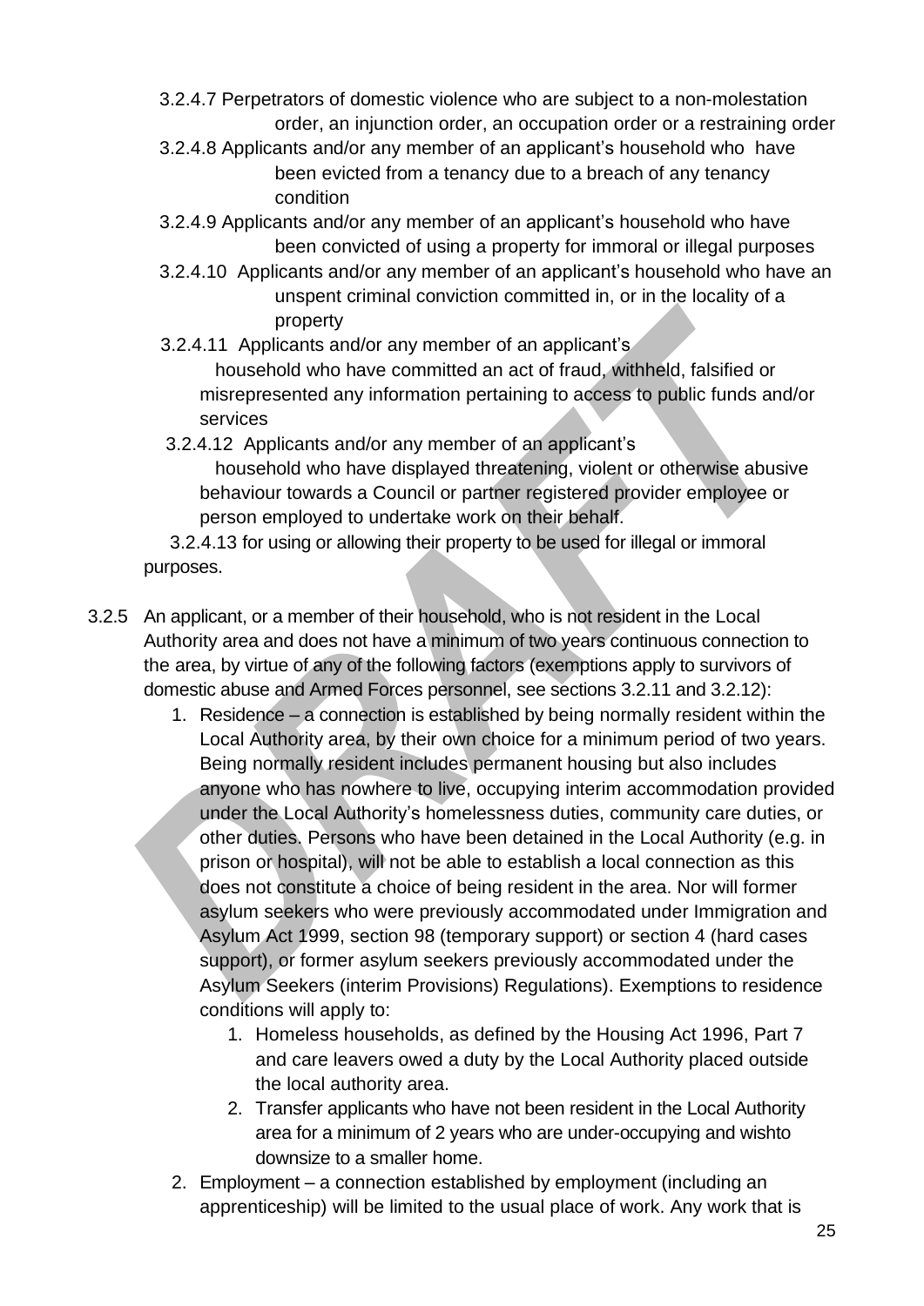3.2.4.7 Perpetrators of domestic violence who are subject to a non-molestation order, an injunction order, an occupation order or a restraining order

3.2.4.8 Applicants and/or any member of an applicant's household who have been evicted from a tenancy due to a breach of any tenancy condition

3.2.4.9 Applicants and/or any member of an applicant's household who have been convicted of using a property for immoral or illegal purposes

3.2.4.10 Applicants and/or any member of an applicant's household who have an unspent criminal conviction committed in, or in the locality of a property

3.2.4.11 Applicants and/or any member of an applicant's household who have committed an act of fraud, withheld, falsified or misrepresented any information pertaining to access to public funds and/or services

3.2.4.12 Applicants and/or any member of an applicant's household who have displayed threatening, violent or otherwise abusive behaviour towards a Council or partner registered provider employee or person employed to undertake work on their behalf.

3.2.4.13 for using or allowing their property to be used for illegal or immoral purposes.

3.2.5 An applicant, or a member of their household, who is not resident in the Local Authority area and does not have a minimum of two years continuous connection to the area, by virtue of any of the following factors (exemptions apply to survivors of domestic abuse and Armed Forces personnel, see sections 3.2.11 and 3.2.12):

1. Residence – a connection is established by being normally resident within the Local Authority area, by their own choice for a minimum period of two years. Being normally resident includes permanent housing but also includes anyone who has nowhere to live, occupying interim accommodation provided under the Local Authority's homelessness duties, community care duties, or other duties. Persons who have been detained in the Local Authority (e.g. in prison or hospital), will not be able to establish a local connection as this does not constitute a choice of being resident in the area. Nor will former asylum seekers who were previously accommodated under Immigration and Asylum Act 1999, section 98 (temporary support) or section 4 (hard cases support), or former asylum seekers previously accommodated under the Asylum Seekers (interim Provisions) Regulations). Exemptions to residence conditions will apply to:
   1. Homeless households, as defined by the Housing Act 1996, Part 7 and care leavers owed a duty by the Local Authority placed outside the local authority area.
   2. Transfer applicants who have not been resident in the Local Authority area for a minimum of 2 years who are under-occupying and wishto downsize to a smaller home.
2. Employment – a connection established by employment (including an apprenticeship) will be limited to the usual place of work. Any work that is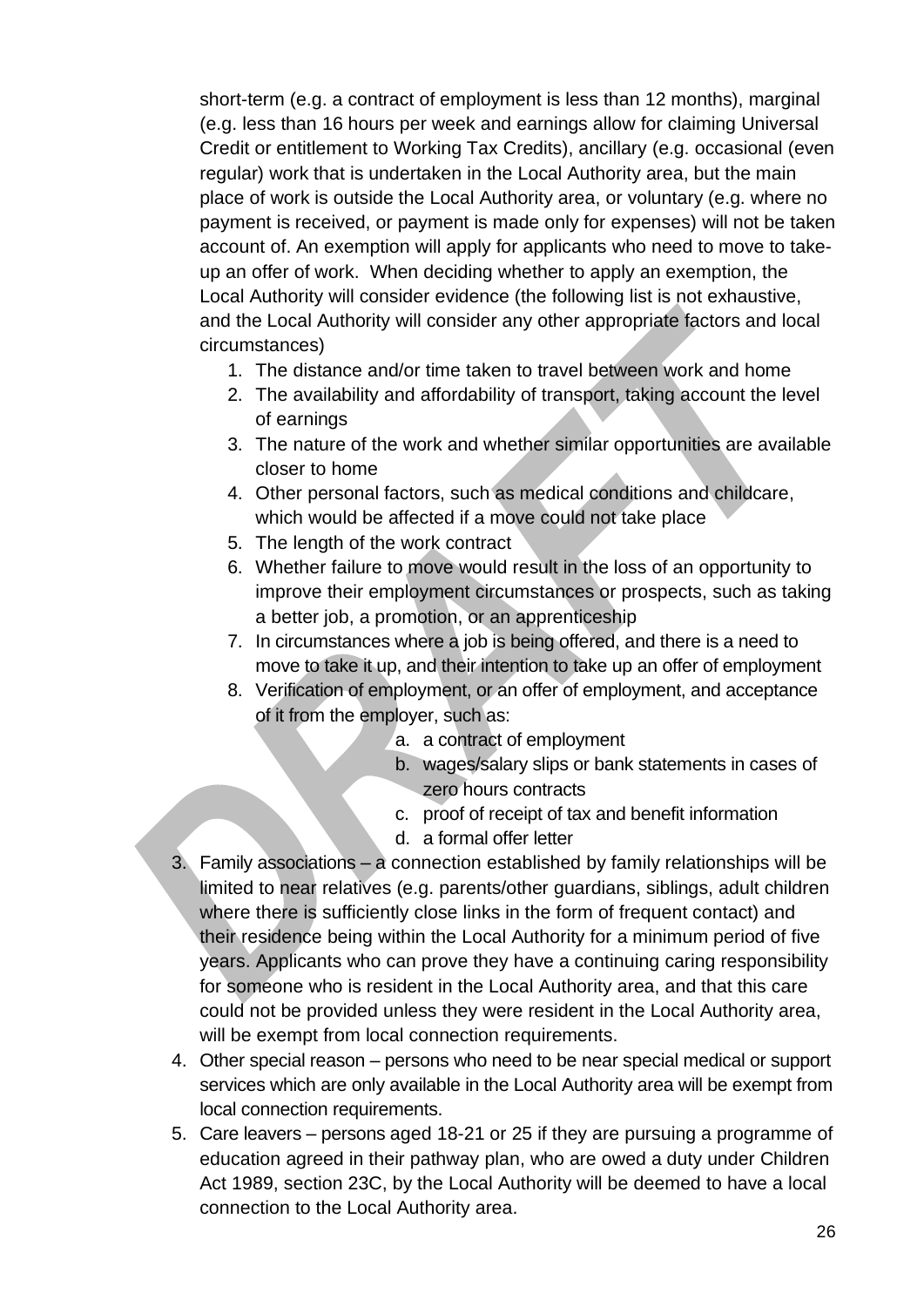short-term (e.g. a contract of employment is less than 12 months), marginal (e.g. less than 16 hours per week and earnings allow for claiming Universal Credit or entitlement to Working Tax Credits), ancillary (e.g. occasional (even regular) work that is undertaken in the Local Authority area, but the main place of work is outside the Local Authority area, or voluntary (e.g. where no payment is received, or payment is made only for expenses) will not be taken account of. An exemption will apply for applicants who need to move to take-up an offer of work. When deciding whether to apply an exemption, the Local Authority will consider evidence (the following list is not exhaustive, and the Local Authority will consider any other appropriate factors and local circumstances)

1. The distance and/or time taken to travel between work and home
2. The availability and affordability of transport, taking account the level of earnings
3. The nature of the work and whether similar opportunities are available closer to home
4. Other personal factors, such as medical conditions and childcare, which would be affected if a move could not take place
5. The length of the work contract
6. Whether failure to move would result in the loss of an opportunity to improve their employment circumstances or prospects, such as taking a better job, a promotion, or an apprenticeship
7. In circumstances where a job is being offered, and there is a need to move to take it up, and their intention to take up an offer of employment
8. Verification of employment, or an offer of employment, and acceptance of it from the employer, such as:
   a. a contract of employment
   b. wages/salary slips or bank statements in cases of zero hours contracts
   c. proof of receipt of tax and benefit information
   d. a formal offer letter

3. Family associations – a connection established by family relationships will be limited to near relatives (e.g. parents/other guardians, siblings, adult children where there is sufficiently close links in the form of frequent contact) and their residence being within the Local Authority for a minimum period of five years. Applicants who can prove they have a continuing caring responsibility for someone who is resident in the Local Authority area, and that this care could not be provided unless they were resident in the Local Authority area, will be exempt from local connection requirements.
4. Other special reason – persons who need to be near special medical or support services which are only available in the Local Authority area will be exempt from local connection requirements.
5. Care leavers – persons aged 18-21 or 25 if they are pursuing a programme of education agreed in their pathway plan, who are owed a duty under Children Act 1989, section 23C, by the Local Authority will be deemed to have a local connection to the Local Authority area.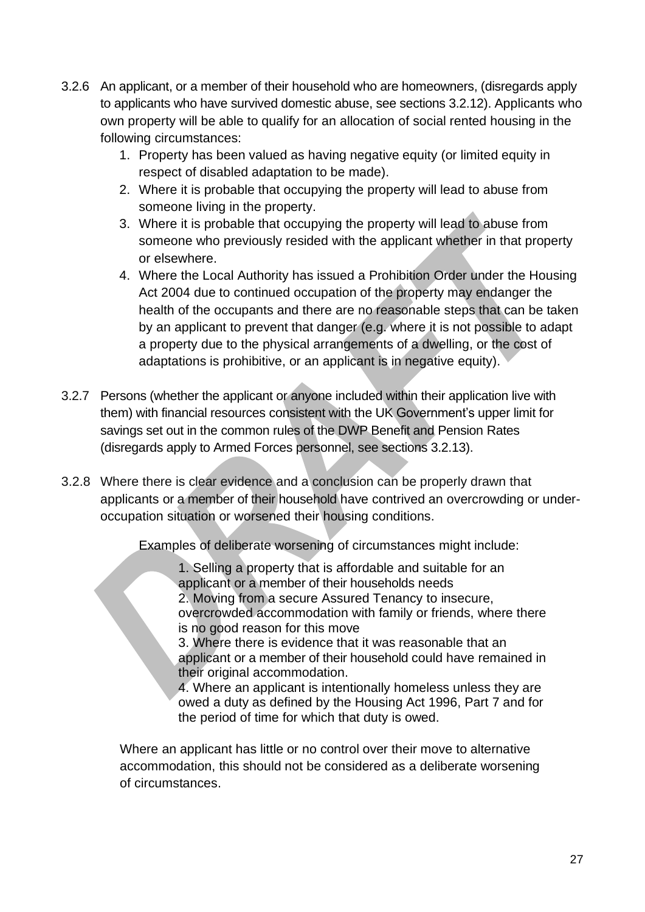3.2.6 An applicant, or a member of their household who are homeowners, (disregards apply to applicants who have survived domestic abuse, see sections 3.2.12). Applicants who own property will be able to qualify for an allocation of social rented housing in the following circumstances:

1. Property has been valued as having negative equity (or limited equity in respect of disabled adaptation to be made).
2. Where it is probable that occupying the property will lead to abuse from someone living in the property.
3. Where it is probable that occupying the property will lead to abuse from someone who previously resided with the applicant whether in that property or elsewhere.
4. Where the Local Authority has issued a Prohibition Order under the Housing Act 2004 due to continued occupation of the property may endanger the health of the occupants and there are no reasonable steps that can be taken by an applicant to prevent that danger (e.g. where it is not possible to adapt a property due to the physical arrangements of a dwelling, or the cost of adaptations is prohibitive, or an applicant is in negative equity).

3.2.7 Persons (whether the applicant or anyone included within their application live with them) with financial resources consistent with the UK Government's upper limit for savings set out in the common rules of the DWP Benefit and Pension Rates (disregards apply to Armed Forces personnel, see sections 3.2.13).

3.2.8 Where there is clear evidence and a conclusion can be properly drawn that applicants or a member of their household have contrived an overcrowding or under-occupation situation or worsened their housing conditions.

Examples of deliberate worsening of circumstances might include:

1. Selling a property that is affordable and suitable for an applicant or a member of their households needs
2. Moving from a secure Assured Tenancy to insecure, overcrowded accommodation with family or friends, where there is no good reason for this move
3. Where there is evidence that it was reasonable that an applicant or a member of their household could have remained in their original accommodation.
4. Where an applicant is intentionally homeless unless they are owed a duty as defined by the Housing Act 1996, Part 7 and for the period of time for which that duty is owed.

Where an applicant has little or no control over their move to alternative accommodation, this should not be considered as a deliberate worsening of circumstances.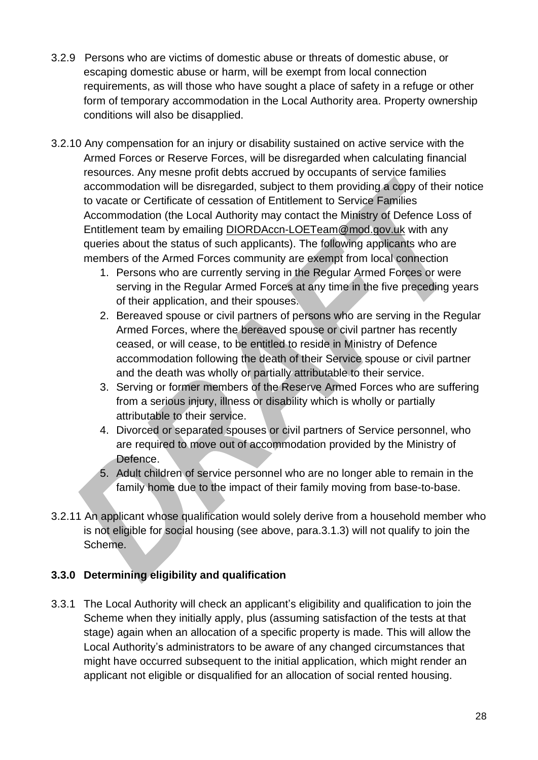3.2.9 Persons who are victims of domestic abuse or threats of domestic abuse, or escaping domestic abuse or harm, will be exempt from local connection requirements, as will those who have sought a place of safety in a refuge or other form of temporary accommodation in the Local Authority area. Property ownership conditions will also be disapplied.

3.2.10 Any compensation for an injury or disability sustained on active service with the Armed Forces or Reserve Forces, will be disregarded when calculating financial resources. Any mesne profit debts accrued by occupants of service families accommodation will be disregarded, subject to them providing a copy of their notice to vacate or Certificate of cessation of Entitlement to Service Families Accommodation (the Local Authority may contact the Ministry of Defence Loss of Entitlement team by emailing DIORDAccn-LOETeam@mod.gov.uk with any queries about the status of such applicants). The following applicants who are members of the Armed Forces community are exempt from local connection

1. Persons who are currently serving in the Regular Armed Forces or were serving in the Regular Armed Forces at any time in the five preceding years of their application, and their spouses.
2. Bereaved spouse or civil partners of persons who are serving in the Regular Armed Forces, where the bereaved spouse or civil partner has recently ceased, or will cease, to be entitled to reside in Ministry of Defence accommodation following the death of their Service spouse or civil partner and the death was wholly or partially attributable to their service.
3. Serving or former members of the Reserve Armed Forces who are suffering from a serious injury, illness or disability which is wholly or partially attributable to their service.
4. Divorced or separated spouses or civil partners of Service personnel, who are required to move out of accommodation provided by the Ministry of Defence.
5. Adult children of service personnel who are no longer able to remain in the family home due to the impact of their family moving from base-to-base.

3.2.11 An applicant whose qualification would solely derive from a household member who is not eligible for social housing (see above, para.3.1.3) will not qualify to join the Scheme.

### 3.3.0 Determining eligibility and qualification

3.3.1 The Local Authority will check an applicant's eligibility and qualification to join the Scheme when they initially apply, plus (assuming satisfaction of the tests at that stage) again when an allocation of a specific property is made. This will allow the Local Authority's administrators to be aware of any changed circumstances that might have occurred subsequent to the initial application, which might render an applicant not eligible or disqualified for an allocation of social rented housing.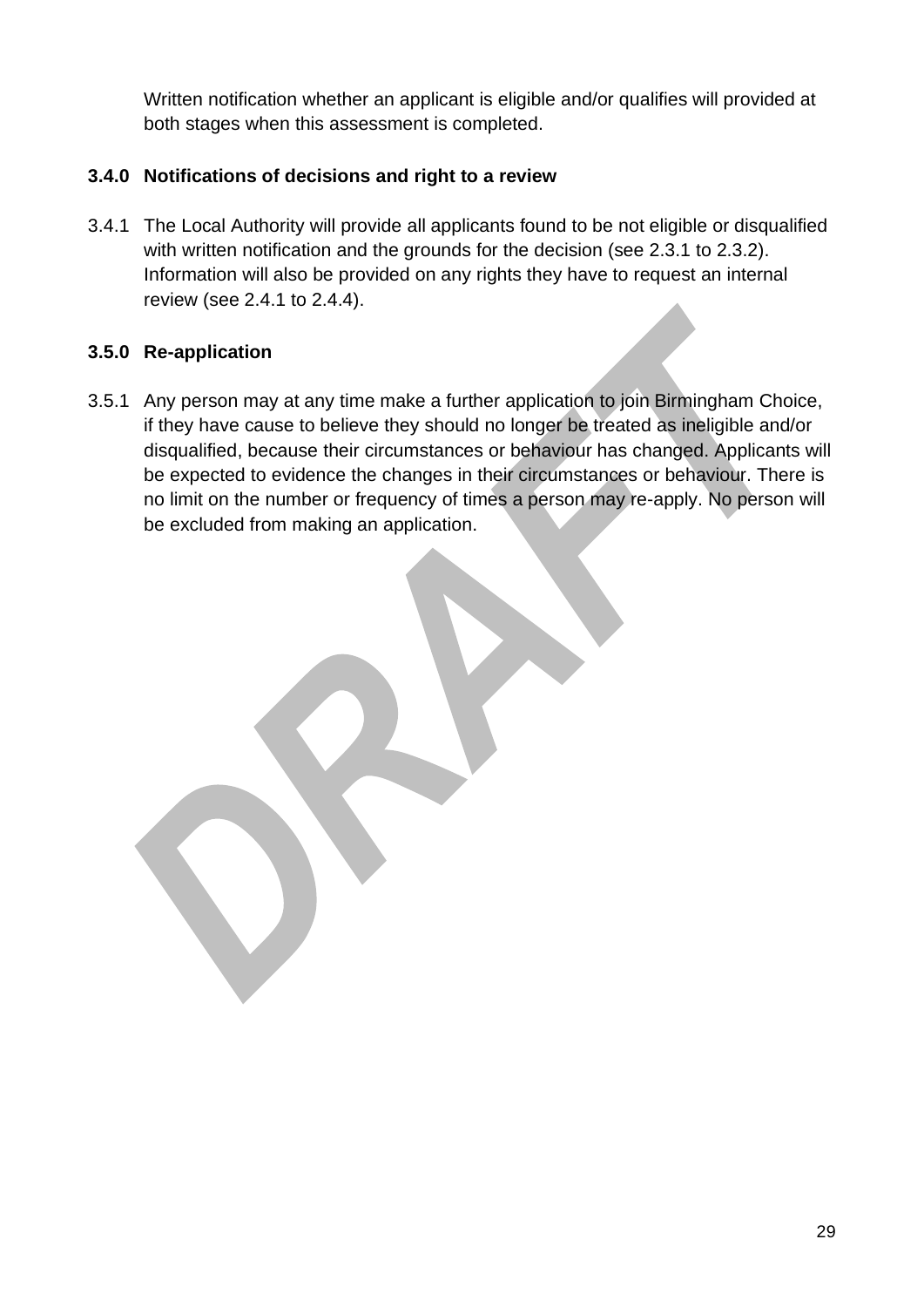Written notification whether an applicant is eligible and/or qualifies will provided at both stages when this assessment is completed.

### 3.4.0 Notifications of decisions and right to a review

3.4.1 The Local Authority will provide all applicants found to be not eligible or disqualified with written notification and the grounds for the decision (see 2.3.1 to 2.3.2). Information will also be provided on any rights they have to request an internal review (see 2.4.1 to 2.4.4).

### 3.5.0 Re-application

3.5.1 Any person may at any time make a further application to join Birmingham Choice, if they have cause to believe they should no longer be treated as ineligible and/or disqualified, because their circumstances or behaviour has changed. Applicants will be expected to evidence the changes in their circumstances or behaviour. There is no limit on the number or frequency of times a person may re-apply. No person will be excluded from making an application.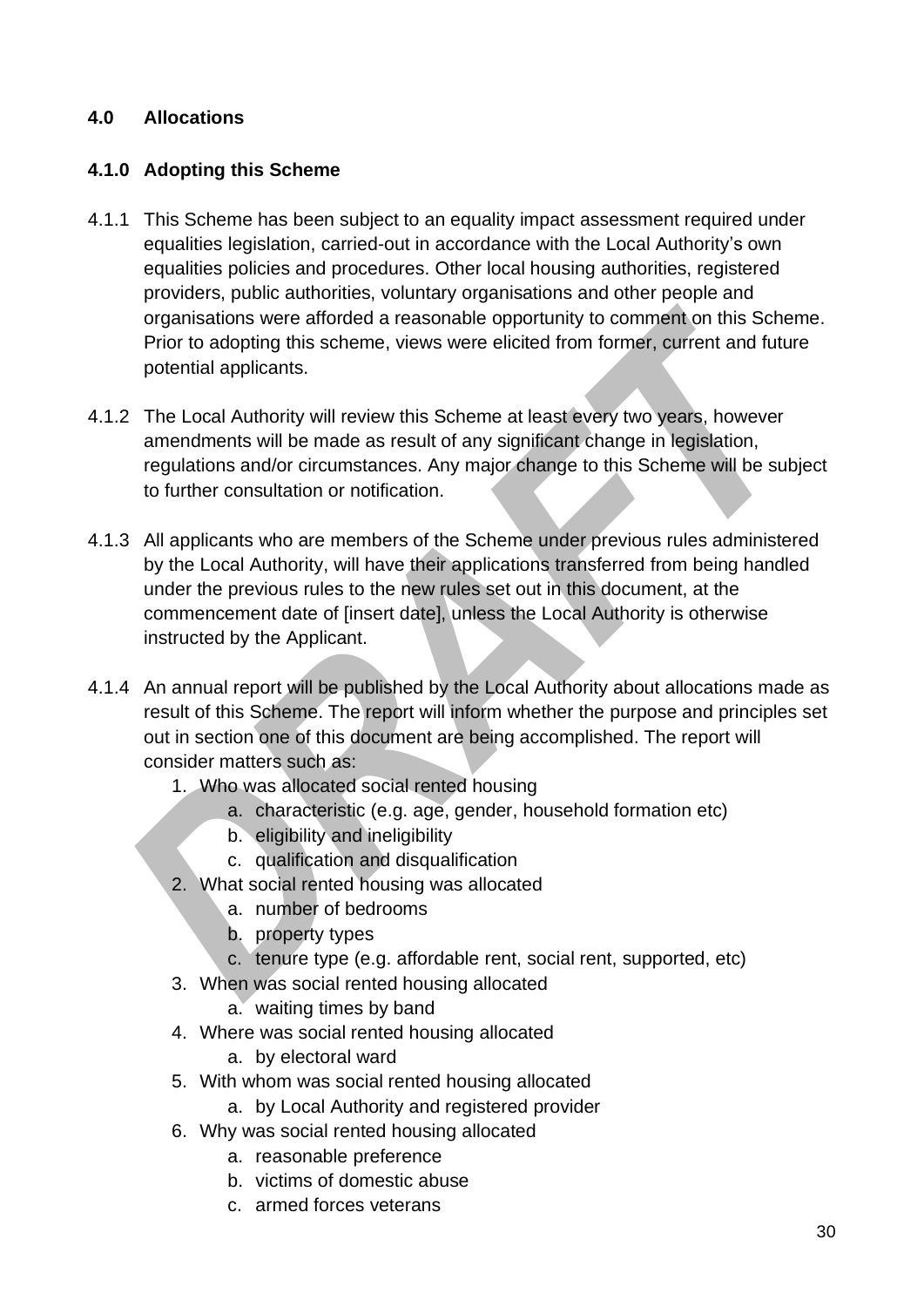## 4.0 Allocations

### 4.1.0 Adopting this Scheme

4.1.1 This Scheme has been subject to an equality impact assessment required under equalities legislation, carried-out in accordance with the Local Authority's own equalities policies and procedures. Other local housing authorities, registered providers, public authorities, voluntary organisations and other people and organisations were afforded a reasonable opportunity to comment on this Scheme. Prior to adopting this scheme, views were elicited from former, current and future potential applicants.

4.1.2 The Local Authority will review this Scheme at least every two years, however amendments will be made as result of any significant change in legislation, regulations and/or circumstances. Any major change to this Scheme will be subject to further consultation or notification.

4.1.3 All applicants who are members of the Scheme under previous rules administered by the Local Authority, will have their applications transferred from being handled under the previous rules to the new rules set out in this document, at the commencement date of [insert date], unless the Local Authority is otherwise instructed by the Applicant.

4.1.4 An annual report will be published by the Local Authority about allocations made as result of this Scheme. The report will inform whether the purpose and principles set out in section one of this document are being accomplished. The report will consider matters such as:

1. Who was allocated social rented housing
    a. characteristic (e.g. age, gender, household formation etc)
    b. eligibility and ineligibility
    c. qualification and disqualification
2. What social rented housing was allocated
    a. number of bedrooms
    b. property types
    c. tenure type (e.g. affordable rent, social rent, supported, etc)
3. When was social rented housing allocated
    a. waiting times by band
4. Where was social rented housing allocated
    a. by electoral ward
5. With whom was social rented housing allocated
    a. by Local Authority and registered provider
6. Why was social rented housing allocated
    a. reasonable preference
    b. victims of domestic abuse
    c. armed forces veterans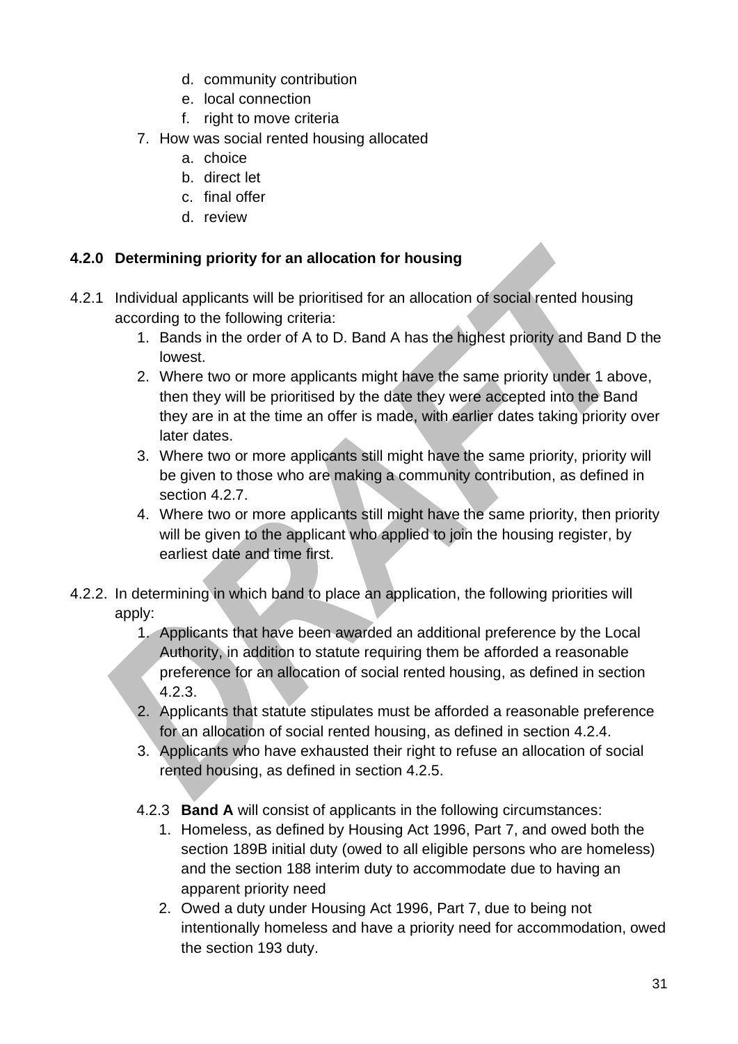d. community contribution
   e. local connection
   f. right to move criteria
7. How was social rented housing allocated
   a. choice
   b. direct let
   c. final offer
   d. review

**4.2.0 Determining priority for an allocation for housing**

4.2.1 Individual applicants will be prioritised for an allocation of social rented housing according to the following criteria:

1. Bands in the order of A to D. Band A has the highest priority and Band D the lowest.
2. Where two or more applicants might have the same priority under 1 above, then they will be prioritised by the date they were accepted into the Band they are in at the time an offer is made, with earlier dates taking priority over later dates.
3. Where two or more applicants still might have the same priority, priority will be given to those who are making a community contribution, as defined in section 4.2.7.
4. Where two or more applicants still might have the same priority, then priority will be given to the applicant who applied to join the housing register, by earliest date and time first.

4.2.2. In determining in which band to place an application, the following priorities will apply:

1. Applicants that have been awarded an additional preference by the Local Authority, in addition to statute requiring them be afforded a reasonable preference for an allocation of social rented housing, as defined in section 4.2.3.
2. Applicants that statute stipulates must be afforded a reasonable preference for an allocation of social rented housing, as defined in section 4.2.4.
3. Applicants who have exhausted their right to refuse an allocation of social rented housing, as defined in section 4.2.5.

4.2.3 **Band A** will consist of applicants in the following circumstances:

1. Homeless, as defined by Housing Act 1996, Part 7, and owed both the section 189B initial duty (owed to all eligible persons who are homeless) and the section 188 interim duty to accommodate due to having an apparent priority need
2. Owed a duty under Housing Act 1996, Part 7, due to being not intentionally homeless and have a priority need for accommodation, owed the section 193 duty.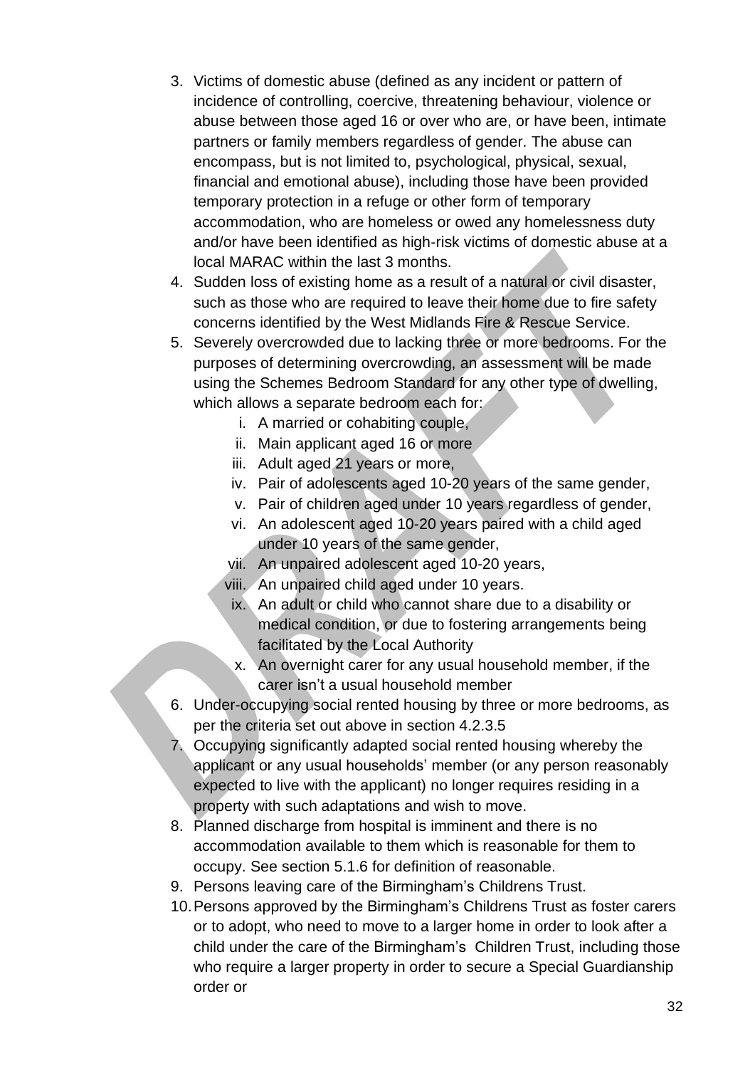3. Victims of domestic abuse (defined as any incident or pattern of incidence of controlling, coercive, threatening behaviour, violence or abuse between those aged 16 or over who are, or have been, intimate partners or family members regardless of gender. The abuse can encompass, but is not limited to, psychological, physical, sexual, financial and emotional abuse), including those have been provided temporary protection in a refuge or other form of temporary accommodation, who are homeless or owed any homelessness duty and/or have been identified as high-risk victims of domestic abuse at a local MARAC within the last 3 months.
4. Sudden loss of existing home as a result of a natural or civil disaster, such as those who are required to leave their home due to fire safety concerns identified by the West Midlands Fire & Rescue Service.
5. Severely overcrowded due to lacking three or more bedrooms. For the purposes of determining overcrowding, an assessment will be made using the Schemes Bedroom Standard for any other type of dwelling, which allows a separate bedroom each for:
    i. A married or cohabiting couple,
    ii. Main applicant aged 16 or more
    iii. Adult aged 21 years or more,
    iv. Pair of adolescents aged 10-20 years of the same gender,
    v. Pair of children aged under 10 years regardless of gender,
    vi. An adolescent aged 10-20 years paired with a child aged under 10 years of the same gender,
    vii. An unpaired adolescent aged 10-20 years,
    viii. An unpaired child aged under 10 years.
    ix. An adult or child who cannot share due to a disability or medical condition, or due to fostering arrangements being facilitated by the Local Authority
    x. An overnight carer for any usual household member, if the carer isn't a usual household member
6. Under-occupying social rented housing by three or more bedrooms, as per the criteria set out above in section 4.2.3.5
7. Occupying significantly adapted social rented housing whereby the applicant or any usual households' member (or any person reasonably expected to live with the applicant) no longer requires residing in a property with such adaptations and wish to move.
8. Planned discharge from hospital is imminent and there is no accommodation available to them which is reasonable for them to occupy. See section 5.1.6 for definition of reasonable.
9. Persons leaving care of the Birmingham's Childrens Trust.
10. Persons approved by the Birmingham's Childrens Trust as foster carers or to adopt, who need to move to a larger home in order to look after a child under the care of the Birmingham's Children Trust, including those who require a larger property in order to secure a Special Guardianship order or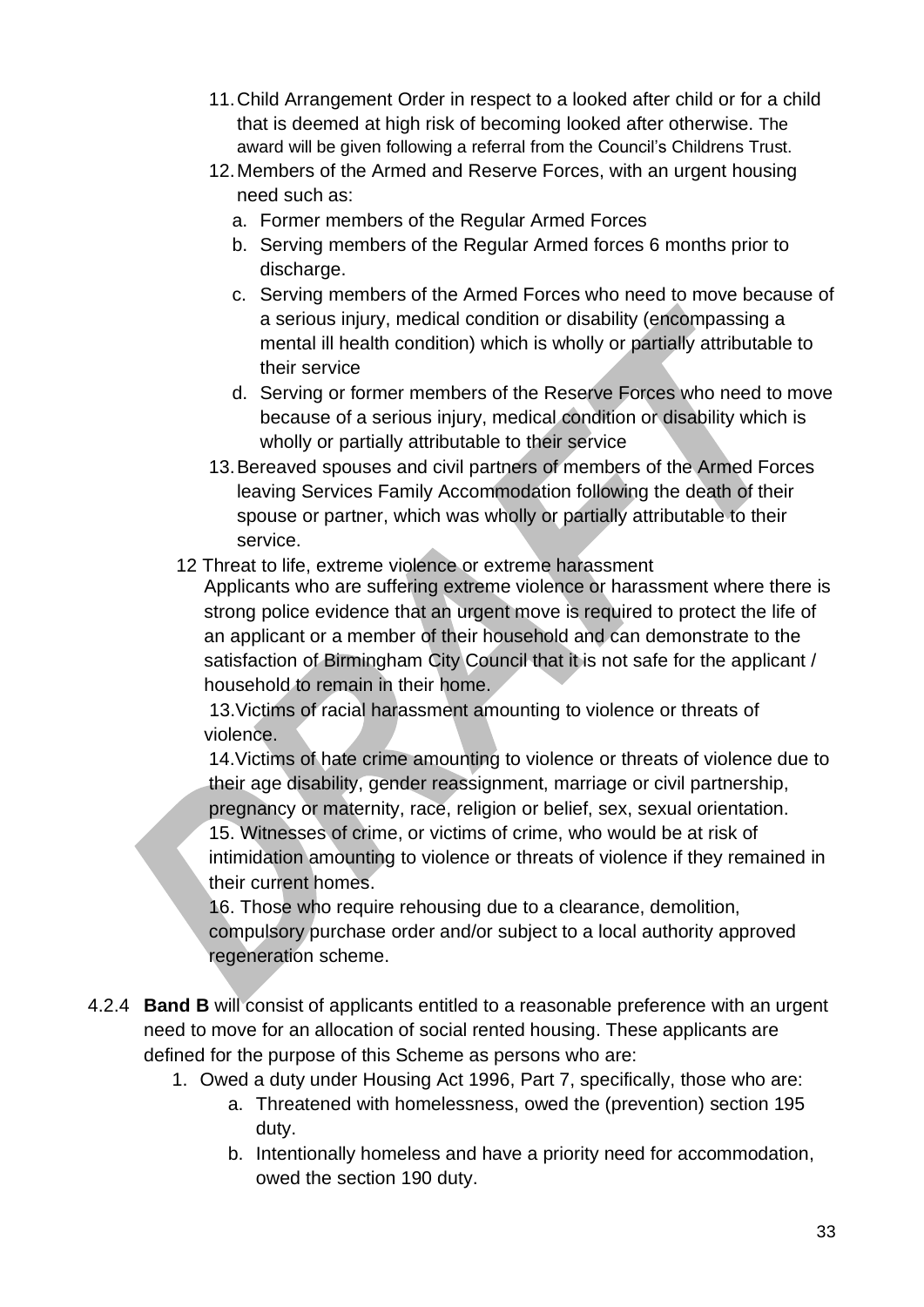11. Child Arrangement Order in respect to a looked after child or for a child that is deemed at high risk of becoming looked after otherwise. The award will be given following a referral from the Council's Childrens Trust.
12. Members of the Armed and Reserve Forces, with an urgent housing need such as:
    a. Former members of the Regular Armed Forces
    b. Serving members of the Regular Armed forces 6 months prior to discharge.
    c. Serving members of the Armed Forces who need to move because of a serious injury, medical condition or disability (encompassing a mental ill health condition) which is wholly or partially attributable to their service
    d. Serving or former members of the Reserve Forces who need to move because of a serious injury, medical condition or disability which is wholly or partially attributable to their service
13. Bereaved spouses and civil partners of members of the Armed Forces leaving Services Family Accommodation following the death of their spouse or partner, which was wholly or partially attributable to their service.

12 Threat to life, extreme violence or extreme harassment

Applicants who are suffering extreme violence or harassment where there is strong police evidence that an urgent move is required to protect the life of an applicant or a member of their household and can demonstrate to the satisfaction of Birmingham City Council that it is not safe for the applicant / household to remain in their home.

13. Victims of racial harassment amounting to violence or threats of violence.

14. Victims of hate crime amounting to violence or threats of violence due to their age disability, gender reassignment, marriage or civil partnership, pregnancy or maternity, race, religion or belief, sex, sexual orientation.

15. Witnesses of crime, or victims of crime, who would be at risk of intimidation amounting to violence or threats of violence if they remained in their current homes.

16. Those who require rehousing due to a clearance, demolition, compulsory purchase order and/or subject to a local authority approved regeneration scheme.

4.2.4 **Band B** will consist of applicants entitled to a reasonable preference with an urgent need to move for an allocation of social rented housing. These applicants are defined for the purpose of this Scheme as persons who are:

1. Owed a duty under Housing Act 1996, Part 7, specifically, those who are:
    a. Threatened with homelessness, owed the (prevention) section 195 duty.
    b. Intentionally homeless and have a priority need for accommodation, owed the section 190 duty.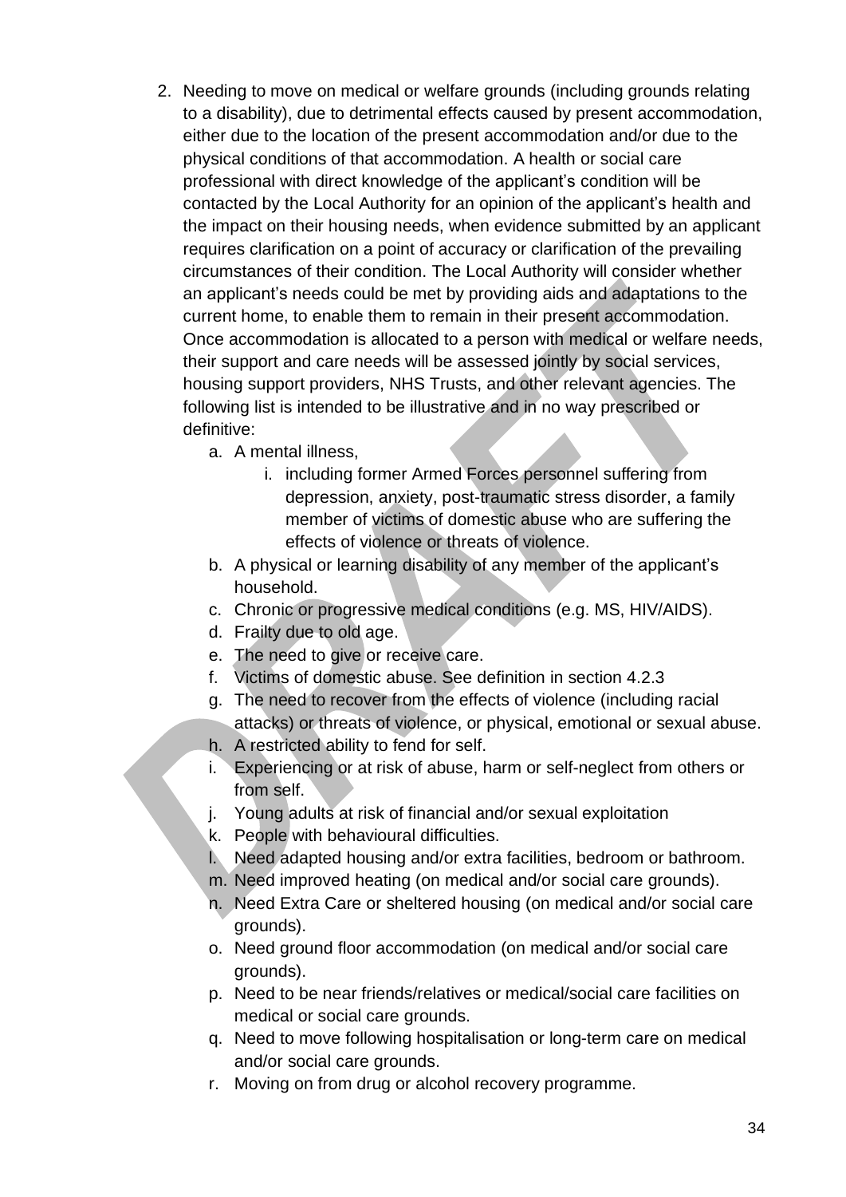2. Needing to move on medical or welfare grounds (including grounds relating to a disability), due to detrimental effects caused by present accommodation, either due to the location of the present accommodation and/or due to the physical conditions of that accommodation. A health or social care professional with direct knowledge of the applicant's condition will be contacted by the Local Authority for an opinion of the applicant's health and the impact on their housing needs, when evidence submitted by an applicant requires clarification on a point of accuracy or clarification of the prevailing circumstances of their condition. The Local Authority will consider whether an applicant's needs could be met by providing aids and adaptations to the current home, to enable them to remain in their present accommodation. Once accommodation is allocated to a person with medical or welfare needs, their support and care needs will be assessed jointly by social services, housing support providers, NHS Trusts, and other relevant agencies. The following list is intended to be illustrative and in no way prescribed or definitive:
    a. A mental illness,
        i. including former Armed Forces personnel suffering from depression, anxiety, post-traumatic stress disorder, a family member of victims of domestic abuse who are suffering the effects of violence or threats of violence.
    b. A physical or learning disability of any member of the applicant's household.
    c. Chronic or progressive medical conditions (e.g. MS, HIV/AIDS).
    d. Frailty due to old age.
    e. The need to give or receive care.
    f. Victims of domestic abuse. See definition in section 4.2.3
    g. The need to recover from the effects of violence (including racial attacks) or threats of violence, or physical, emotional or sexual abuse.
    h. A restricted ability to fend for self.
    i. Experiencing or at risk of abuse, harm or self-neglect from others or from self.
    j. Young adults at risk of financial and/or sexual exploitation
    k. People with behavioural difficulties.
    l. Need adapted housing and/or extra facilities, bedroom or bathroom.
    m. Need improved heating (on medical and/or social care grounds).
    n. Need Extra Care or sheltered housing (on medical and/or social care grounds).
    o. Need ground floor accommodation (on medical and/or social care grounds).
    p. Need to be near friends/relatives or medical/social care facilities on medical or social care grounds.
    q. Need to move following hospitalisation or long-term care on medical and/or social care grounds.
    r. Moving on from drug or alcohol recovery programme.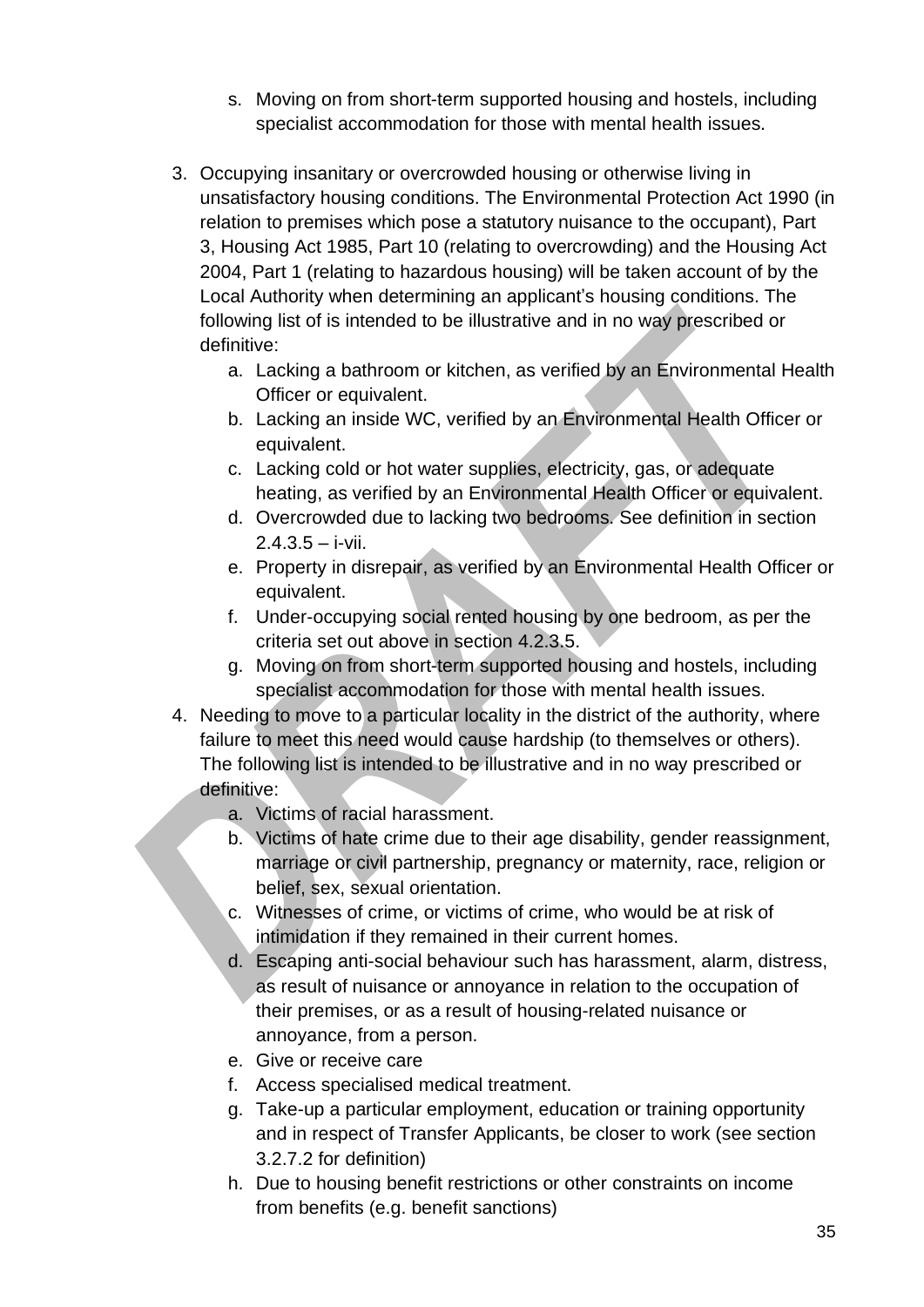s. Moving on from short-term supported housing and hostels, including specialist accommodation for those with mental health issues.

3. Occupying insanitary or overcrowded housing or otherwise living in unsatisfactory housing conditions. The Environmental Protection Act 1990 (in relation to premises which pose a statutory nuisance to the occupant), Part 3, Housing Act 1985, Part 10 (relating to overcrowding) and the Housing Act 2004, Part 1 (relating to hazardous housing) will be taken account of by the Local Authority when determining an applicant's housing conditions. The following list of is intended to be illustrative and in no way prescribed or definitive:
   a. Lacking a bathroom or kitchen, as verified by an Environmental Health Officer or equivalent.
   b. Lacking an inside WC, verified by an Environmental Health Officer or equivalent.
   c. Lacking cold or hot water supplies, electricity, gas, or adequate heating, as verified by an Environmental Health Officer or equivalent.
   d. Overcrowded due to lacking two bedrooms. See definition in section 2.4.3.5 – i-vii.
   e. Property in disrepair, as verified by an Environmental Health Officer or equivalent.
   f. Under-occupying social rented housing by one bedroom, as per the criteria set out above in section 4.2.3.5.
   g. Moving on from short-term supported housing and hostels, including specialist accommodation for those with mental health issues.
4. Needing to move to a particular locality in the district of the authority, where failure to meet this need would cause hardship (to themselves or others). The following list is intended to be illustrative and in no way prescribed or definitive:
   a. Victims of racial harassment.
   b. Victims of hate crime due to their age disability, gender reassignment, marriage or civil partnership, pregnancy or maternity, race, religion or belief, sex, sexual orientation.
   c. Witnesses of crime, or victims of crime, who would be at risk of intimidation if they remained in their current homes.
   d. Escaping anti-social behaviour such has harassment, alarm, distress, as result of nuisance or annoyance in relation to the occupation of their premises, or as a result of housing-related nuisance or annoyance, from a person.
   e. Give or receive care
   f. Access specialised medical treatment.
   g. Take-up a particular employment, education or training opportunity and in respect of Transfer Applicants, be closer to work (see section 3.2.7.2 for definition)
   h. Due to housing benefit restrictions or other constraints on income from benefits (e.g. benefit sanctions)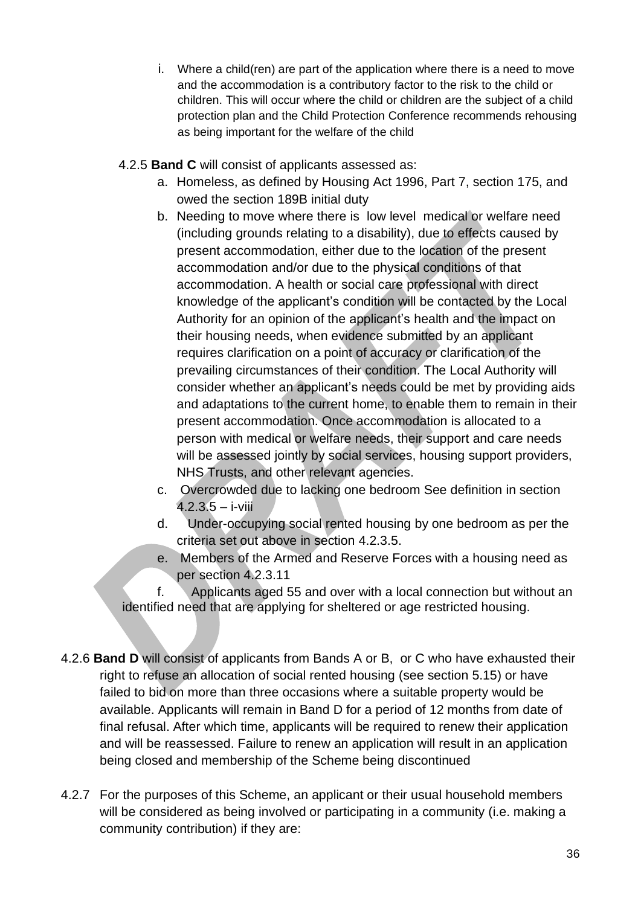i. Where a child(ren) are part of the application where there is a need to move and the accommodation is a contributory factor to the risk to the child or children. This will occur where the child or children are the subject of a child protection plan and the Child Protection Conference recommends rehousing as being important for the welfare of the child

4.2.5 **Band C** will consist of applicants assessed as:

a. Homeless, as defined by Housing Act 1996, Part 7, section 175, and owed the section 189B initial duty
b. Needing to move where there is low level medical or welfare need (including grounds relating to a disability), due to effects caused by present accommodation, either due to the location of the present accommodation and/or due to the physical conditions of that accommodation. A health or social care professional with direct knowledge of the applicant's condition will be contacted by the Local Authority for an opinion of the applicant's health and the impact on their housing needs, when evidence submitted by an applicant requires clarification on a point of accuracy or clarification of the prevailing circumstances of their condition. The Local Authority will consider whether an applicant's needs could be met by providing aids and adaptations to the current home, to enable them to remain in their present accommodation. Once accommodation is allocated to a person with medical or welfare needs, their support and care needs will be assessed jointly by social services, housing support providers, NHS Trusts, and other relevant agencies.
c. Overcrowded due to lacking one bedroom See definition in section 4.2.3.5 – i-viii
d. Under-occupying social rented housing by one bedroom as per the criteria set out above in section 4.2.3.5.
e. Members of the Armed and Reserve Forces with a housing need as per section 4.2.3.11
f. Applicants aged 55 and over with a local connection but without an identified need that are applying for sheltered or age restricted housing.

4.2.6 **Band D** will consist of applicants from Bands A or B, or C who have exhausted their right to refuse an allocation of social rented housing (see section 5.15) or have failed to bid on more than three occasions where a suitable property would be available. Applicants will remain in Band D for a period of 12 months from date of final refusal. After which time, applicants will be required to renew their application and will be reassessed. Failure to renew an application will result in an application being closed and membership of the Scheme being discontinued

4.2.7 For the purposes of this Scheme, an applicant or their usual household members will be considered as being involved or participating in a community (i.e. making a community contribution) if they are: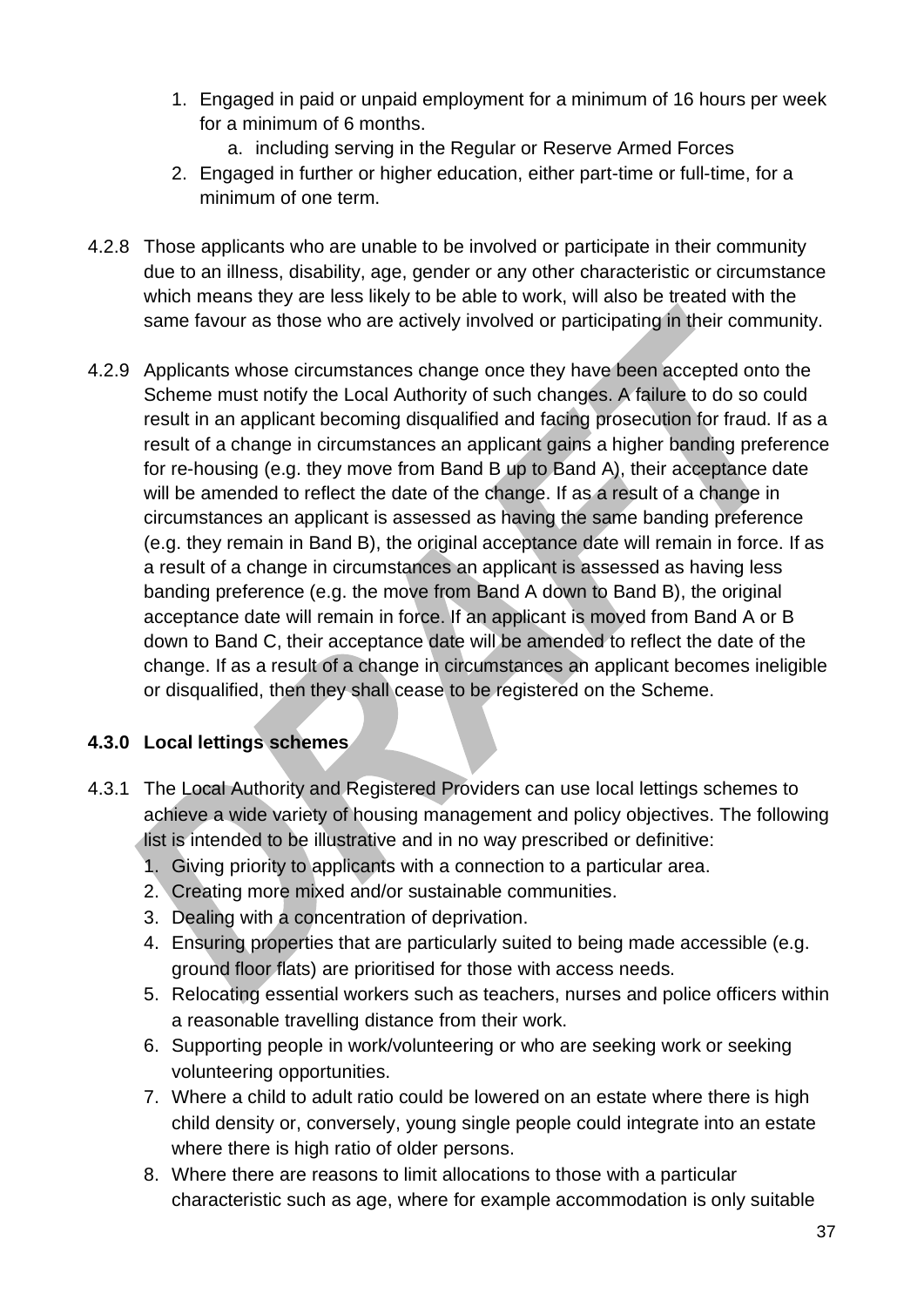1. Engaged in paid or unpaid employment for a minimum of 16 hours per week for a minimum of 6 months.
    a. including serving in the Regular or Reserve Armed Forces
2. Engaged in further or higher education, either part-time or full-time, for a minimum of one term.

4.2.8 Those applicants who are unable to be involved or participate in their community due to an illness, disability, age, gender or any other characteristic or circumstance which means they are less likely to be able to work, will also be treated with the same favour as those who are actively involved or participating in their community.

4.2.9 Applicants whose circumstances change once they have been accepted onto the Scheme must notify the Local Authority of such changes. A failure to do so could result in an applicant becoming disqualified and facing prosecution for fraud. If as a result of a change in circumstances an applicant gains a higher banding preference for re-housing (e.g. they move from Band B up to Band A), their acceptance date will be amended to reflect the date of the change. If as a result of a change in circumstances an applicant is assessed as having the same banding preference (e.g. they remain in Band B), the original acceptance date will remain in force. If as a result of a change in circumstances an applicant is assessed as having less banding preference (e.g. the move from Band A down to Band B), the original acceptance date will remain in force. If an applicant is moved from Band A or B down to Band C, their acceptance date will be amended to reflect the date of the change. If as a result of a change in circumstances an applicant becomes ineligible or disqualified, then they shall cease to be registered on the Scheme.

### 4.3.0 Local lettings schemes

4.3.1 The Local Authority and Registered Providers can use local lettings schemes to achieve a wide variety of housing management and policy objectives. The following list is intended to be illustrative and in no way prescribed or definitive:

1. Giving priority to applicants with a connection to a particular area.
2. Creating more mixed and/or sustainable communities.
3. Dealing with a concentration of deprivation.
4. Ensuring properties that are particularly suited to being made accessible (e.g. ground floor flats) are prioritised for those with access needs.
5. Relocating essential workers such as teachers, nurses and police officers within a reasonable travelling distance from their work.
6. Supporting people in work/volunteering or who are seeking work or seeking volunteering opportunities.
7. Where a child to adult ratio could be lowered on an estate where there is high child density or, conversely, young single people could integrate into an estate where there is high ratio of older persons.
8. Where there are reasons to limit allocations to those with a particular characteristic such as age, where for example accommodation is only suitable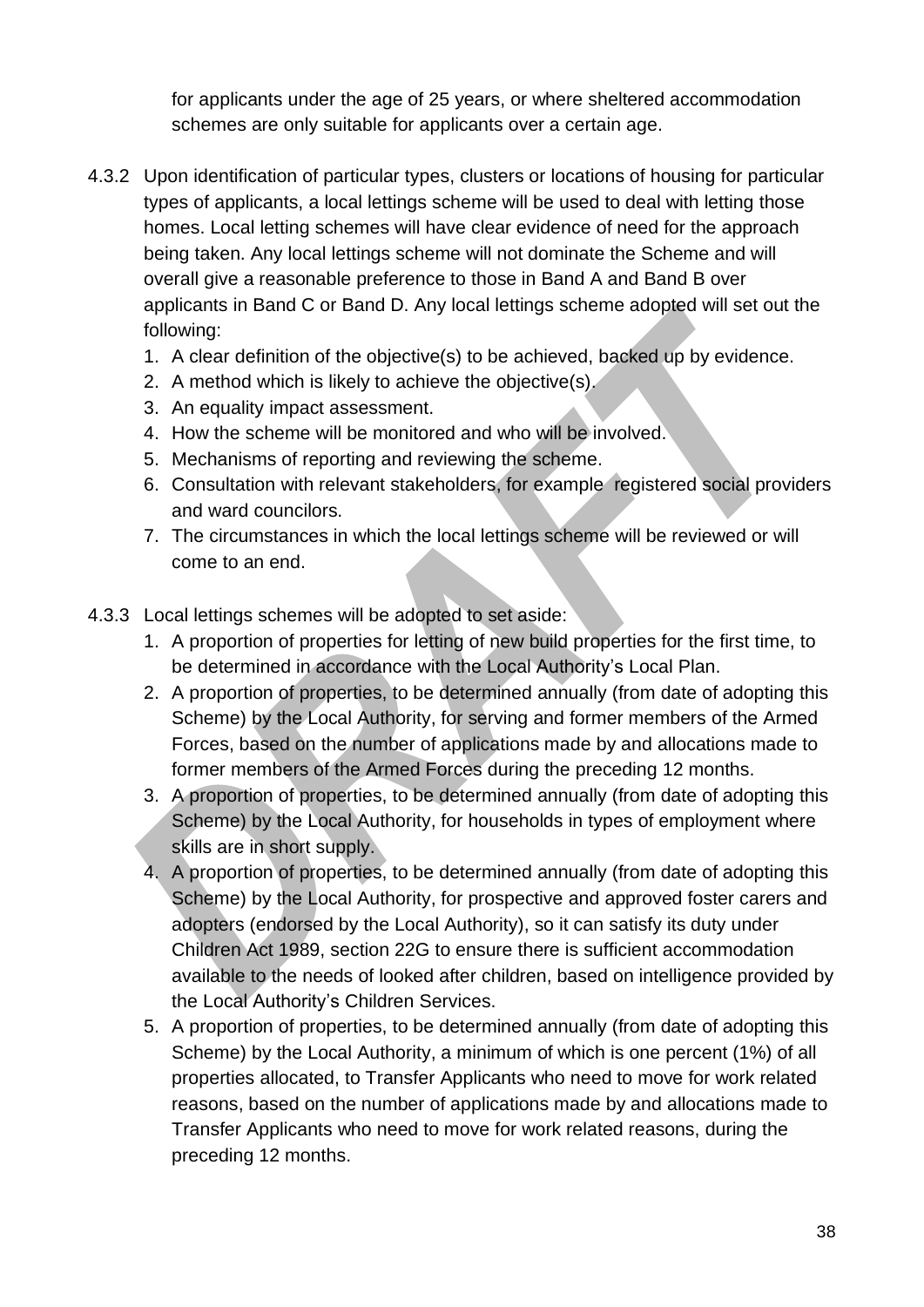for applicants under the age of 25 years, or where sheltered accommodation schemes are only suitable for applicants over a certain age.

4.3.2 Upon identification of particular types, clusters or locations of housing for particular types of applicants, a local lettings scheme will be used to deal with letting those homes. Local letting schemes will have clear evidence of need for the approach being taken. Any local lettings scheme will not dominate the Scheme and will overall give a reasonable preference to those in Band A and Band B over applicants in Band C or Band D. Any local lettings scheme adopted will set out the following:

1. A clear definition of the objective(s) to be achieved, backed up by evidence.
2. A method which is likely to achieve the objective(s).
3. An equality impact assessment.
4. How the scheme will be monitored and who will be involved.
5. Mechanisms of reporting and reviewing the scheme.
6. Consultation with relevant stakeholders, for example registered social providers and ward councilors.
7. The circumstances in which the local lettings scheme will be reviewed or will come to an end.

4.3.3 Local lettings schemes will be adopted to set aside:

1. A proportion of properties for letting of new build properties for the first time, to be determined in accordance with the Local Authority's Local Plan.
2. A proportion of properties, to be determined annually (from date of adopting this Scheme) by the Local Authority, for serving and former members of the Armed Forces, based on the number of applications made by and allocations made to former members of the Armed Forces during the preceding 12 months.
3. A proportion of properties, to be determined annually (from date of adopting this Scheme) by the Local Authority, for households in types of employment where skills are in short supply.
4. A proportion of properties, to be determined annually (from date of adopting this Scheme) by the Local Authority, for prospective and approved foster carers and adopters (endorsed by the Local Authority), so it can satisfy its duty under Children Act 1989, section 22G to ensure there is sufficient accommodation available to the needs of looked after children, based on intelligence provided by the Local Authority's Children Services.
5. A proportion of properties, to be determined annually (from date of adopting this Scheme) by the Local Authority, a minimum of which is one percent (1%) of all properties allocated, to Transfer Applicants who need to move for work related reasons, based on the number of applications made by and allocations made to Transfer Applicants who need to move for work related reasons, during the preceding 12 months.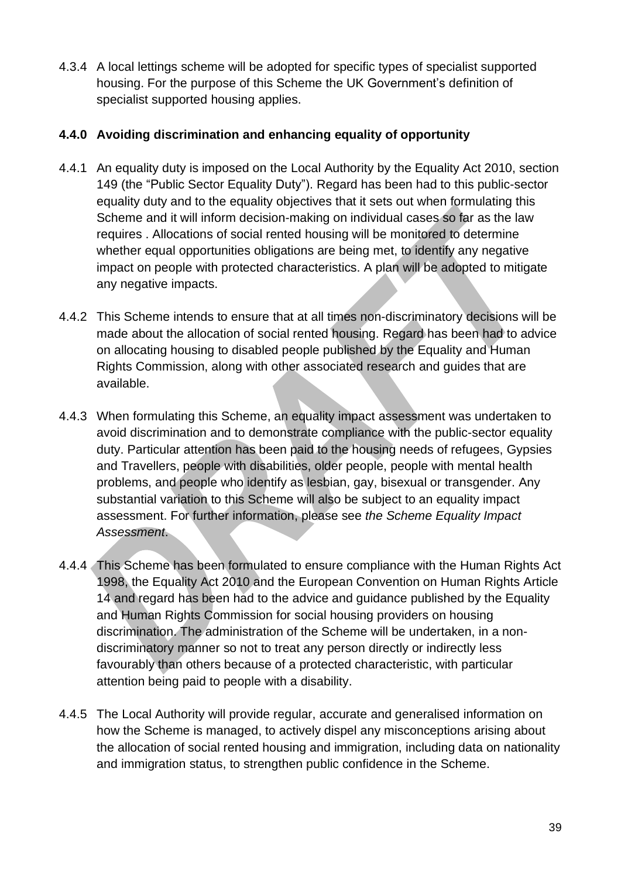4.3.4 A local lettings scheme will be adopted for specific types of specialist supported housing. For the purpose of this Scheme the UK Government's definition of specialist supported housing applies.

### 4.4.0 Avoiding discrimination and enhancing equality of opportunity

4.4.1 An equality duty is imposed on the Local Authority by the Equality Act 2010, section 149 (the "Public Sector Equality Duty"). Regard has been had to this public-sector equality duty and to the equality objectives that it sets out when formulating this Scheme and it will inform decision-making on individual cases so far as the law requires . Allocations of social rented housing will be monitored to determine whether equal opportunities obligations are being met, to identify any negative impact on people with protected characteristics. A plan will be adopted to mitigate any negative impacts.

4.4.2 This Scheme intends to ensure that at all times non-discriminatory decisions will be made about the allocation of social rented housing. Regard has been had to advice on allocating housing to disabled people published by the Equality and Human Rights Commission, along with other associated research and guides that are available.

4.4.3 When formulating this Scheme, an equality impact assessment was undertaken to avoid discrimination and to demonstrate compliance with the public-sector equality duty. Particular attention has been paid to the housing needs of refugees, Gypsies and Travellers, people with disabilities, older people, people with mental health problems, and people who identify as lesbian, gay, bisexual or transgender. Any substantial variation to this Scheme will also be subject to an equality impact assessment. For further information, please see *the Scheme Equality Impact Assessment*.

4.4.4 This Scheme has been formulated to ensure compliance with the Human Rights Act 1998, the Equality Act 2010 and the European Convention on Human Rights Article 14 and regard has been had to the advice and guidance published by the Equality and Human Rights Commission for social housing providers on housing discrimination. The administration of the Scheme will be undertaken, in a non-discriminatory manner so not to treat any person directly or indirectly less favourably than others because of a protected characteristic, with particular attention being paid to people with a disability.

4.4.5 The Local Authority will provide regular, accurate and generalised information on how the Scheme is managed, to actively dispel any misconceptions arising about the allocation of social rented housing and immigration, including data on nationality and immigration status, to strengthen public confidence in the Scheme.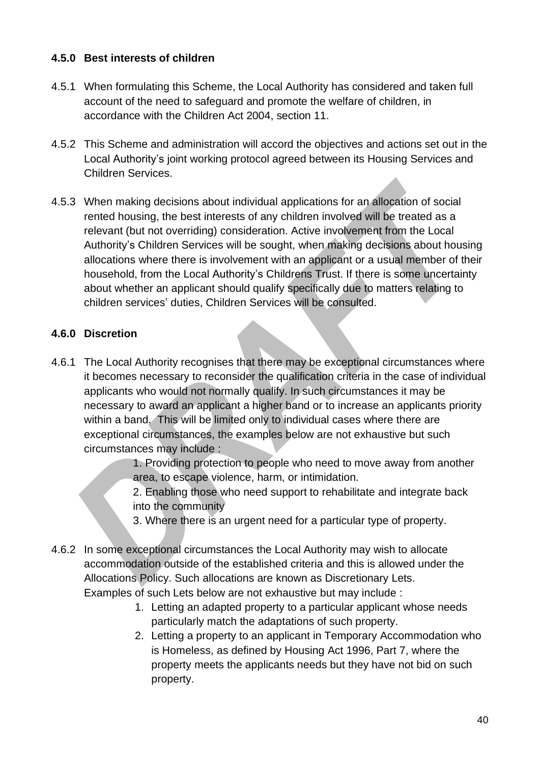### 4.5.0 Best interests of children

4.5.1 When formulating this Scheme, the Local Authority has considered and taken full account of the need to safeguard and promote the welfare of children, in accordance with the Children Act 2004, section 11.

4.5.2 This Scheme and administration will accord the objectives and actions set out in the Local Authority's joint working protocol agreed between its Housing Services and Children Services.

4.5.3 When making decisions about individual applications for an allocation of social rented housing, the best interests of any children involved will be treated as a relevant (but not overriding) consideration. Active involvement from the Local Authority's Children Services will be sought, when making decisions about housing allocations where there is involvement with an applicant or a usual member of their household, from the Local Authority's Childrens Trust. If there is some uncertainty about whether an applicant should qualify specifically due to matters relating to children services' duties, Children Services will be consulted.

### 4.6.0 Discretion

4.6.1 The Local Authority recognises that there may be exceptional circumstances where it becomes necessary to reconsider the qualification criteria in the case of individual applicants who would not normally qualify. In such circumstances it may be necessary to award an applicant a higher band or to increase an applicants priority within a band. This will be limited only to individual cases where there are exceptional circumstances, the examples below are not exhaustive but such circumstances may include :

1. Providing protection to people who need to move away from another area, to escape violence, harm, or intimidation.
2. Enabling those who need support to rehabilitate and integrate back into the community
3. Where there is an urgent need for a particular type of property.

4.6.2 In some exceptional circumstances the Local Authority may wish to allocate accommodation outside of the established criteria and this is allowed under the Allocations Policy. Such allocations are known as Discretionary Lets. Examples of such Lets below are not exhaustive but may include :

1. Letting an adapted property to a particular applicant whose needs particularly match the adaptations of such property.
2. Letting a property to an applicant in Temporary Accommodation who is Homeless, as defined by Housing Act 1996, Part 7, where the property meets the applicants needs but they have not bid on such property.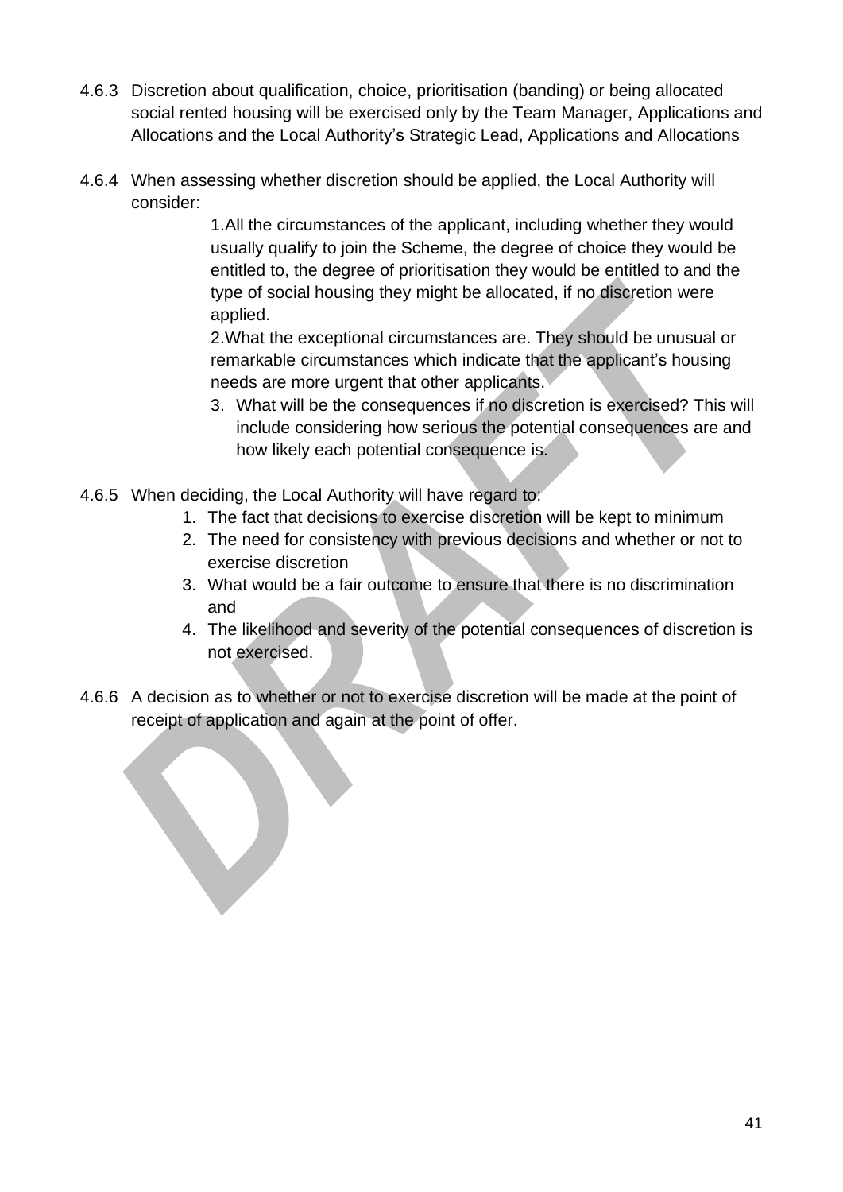4.6.3 Discretion about qualification, choice, prioritisation (banding) or being allocated social rented housing will be exercised only by the Team Manager, Applications and Allocations and the Local Authority's Strategic Lead, Applications and Allocations

4.6.4 When assessing whether discretion should be applied, the Local Authority will consider:

1. All the circumstances of the applicant, including whether they would usually qualify to join the Scheme, the degree of choice they would be entitled to, the degree of prioritisation they would be entitled to and the type of social housing they might be allocated, if no discretion were applied.
2. What the exceptional circumstances are. They should be unusual or remarkable circumstances which indicate that the applicant's housing needs are more urgent that other applicants.
3. What will be the consequences if no discretion is exercised? This will include considering how serious the potential consequences are and how likely each potential consequence is.

4.6.5 When deciding, the Local Authority will have regard to:

1. The fact that decisions to exercise discretion will be kept to minimum
2. The need for consistency with previous decisions and whether or not to exercise discretion
3. What would be a fair outcome to ensure that there is no discrimination and
4. The likelihood and severity of the potential consequences of discretion is not exercised.

4.6.6 A decision as to whether or not to exercise discretion will be made at the point of receipt of application and again at the point of offer.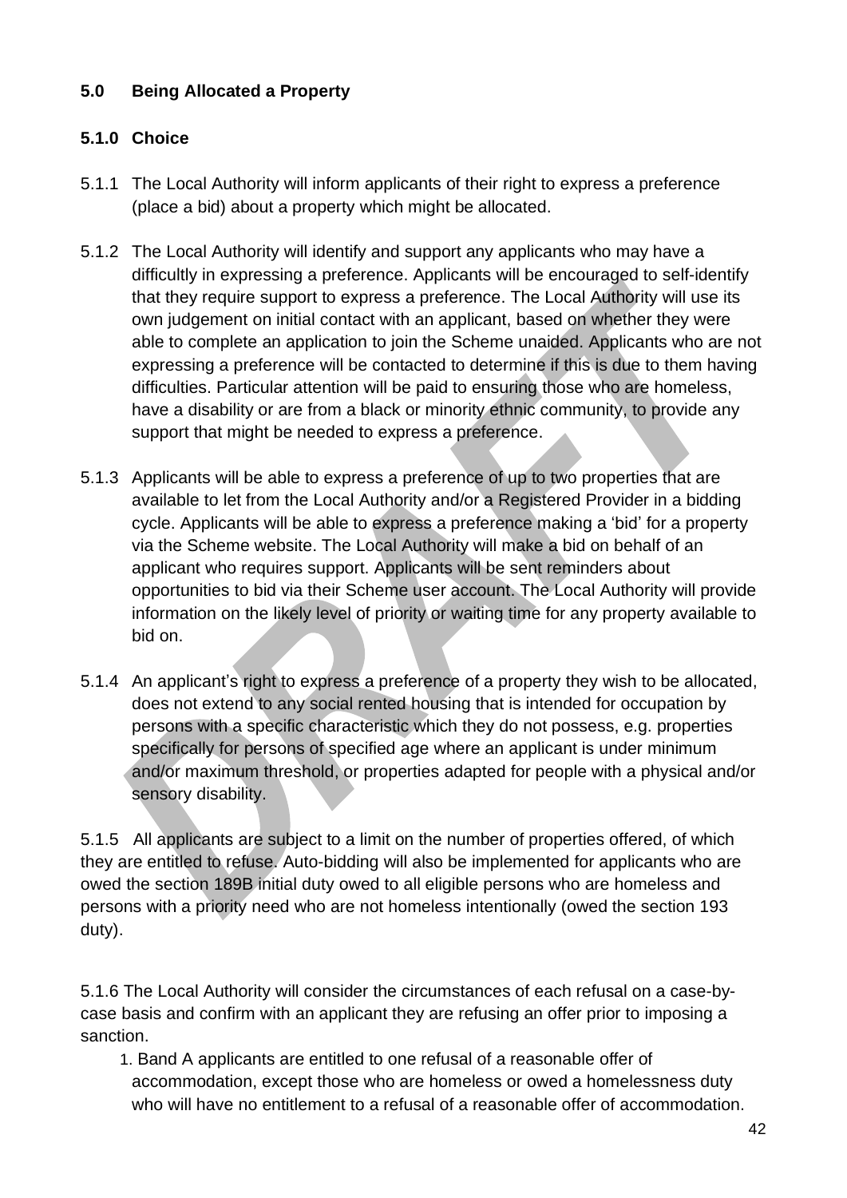## 5.0 Being Allocated a Property

### 5.1.0 Choice

5.1.1 The Local Authority will inform applicants of their right to express a preference (place a bid) about a property which might be allocated.

5.1.2 The Local Authority will identify and support any applicants who may have a difficultly in expressing a preference. Applicants will be encouraged to self-identify that they require support to express a preference. The Local Authority will use its own judgement on initial contact with an applicant, based on whether they were able to complete an application to join the Scheme unaided. Applicants who are not expressing a preference will be contacted to determine if this is due to them having difficulties. Particular attention will be paid to ensuring those who are homeless, have a disability or are from a black or minority ethnic community, to provide any support that might be needed to express a preference.

5.1.3 Applicants will be able to express a preference of up to two properties that are available to let from the Local Authority and/or a Registered Provider in a bidding cycle. Applicants will be able to express a preference making a 'bid' for a property via the Scheme website. The Local Authority will make a bid on behalf of an applicant who requires support. Applicants will be sent reminders about opportunities to bid via their Scheme user account. The Local Authority will provide information on the likely level of priority or waiting time for any property available to bid on.

5.1.4 An applicant's right to express a preference of a property they wish to be allocated, does not extend to any social rented housing that is intended for occupation by persons with a specific characteristic which they do not possess, e.g. properties specifically for persons of specified age where an applicant is under minimum and/or maximum threshold, or properties adapted for people with a physical and/or sensory disability.

5.1.5 All applicants are subject to a limit on the number of properties offered, of which they are entitled to refuse. Auto-bidding will also be implemented for applicants who are owed the section 189B initial duty owed to all eligible persons who are homeless and persons with a priority need who are not homeless intentionally (owed the section 193 duty).

5.1.6 The Local Authority will consider the circumstances of each refusal on a case-by-case basis and confirm with an applicant they are refusing an offer prior to imposing a sanction.

1. Band A applicants are entitled to one refusal of a reasonable offer of accommodation, except those who are homeless or owed a homelessness duty who will have no entitlement to a refusal of a reasonable offer of accommodation.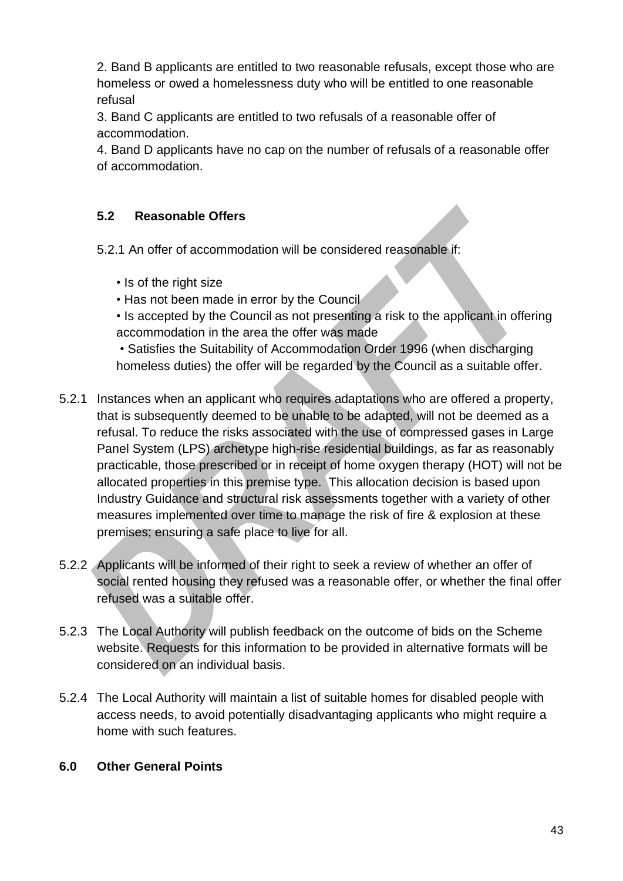2. Band B applicants are entitled to two reasonable refusals, except those who are homeless or owed a homelessness duty who will be entitled to one reasonable refusal

3. Band C applicants are entitled to two refusals of a reasonable offer of accommodation.

4. Band D applicants have no cap on the number of refusals of a reasonable offer of accommodation.

### 5.2 Reasonable Offers

5.2.1 An offer of accommodation will be considered reasonable if:

- Is of the right size
- Has not been made in error by the Council
- Is accepted by the Council as not presenting a risk to the applicant in offering accommodation in the area the offer was made
- Satisfies the Suitability of Accommodation Order 1996 (when discharging homeless duties) the offer will be regarded by the Council as a suitable offer.

5.2.1 Instances when an applicant who requires adaptations who are offered a property, that is subsequently deemed to be unable to be adapted, will not be deemed as a refusal. To reduce the risks associated with the use of compressed gases in Large Panel System (LPS) archetype high-rise residential buildings, as far as reasonably practicable, those prescribed or in receipt of home oxygen therapy (HOT) will not be allocated properties in this premise type. This allocation decision is based upon Industry Guidance and structural risk assessments together with a variety of other measures implemented over time to manage the risk of fire & explosion at these premises; ensuring a safe place to live for all.

5.2.2 Applicants will be informed of their right to seek a review of whether an offer of social rented housing they refused was a reasonable offer, or whether the final offer refused was a suitable offer.

5.2.3 The Local Authority will publish feedback on the outcome of bids on the Scheme website. Requests for this information to be provided in alternative formats will be considered on an individual basis.

5.2.4 The Local Authority will maintain a list of suitable homes for disabled people with access needs, to avoid potentially disadvantaging applicants who might require a home with such features.

## 6.0 Other General Points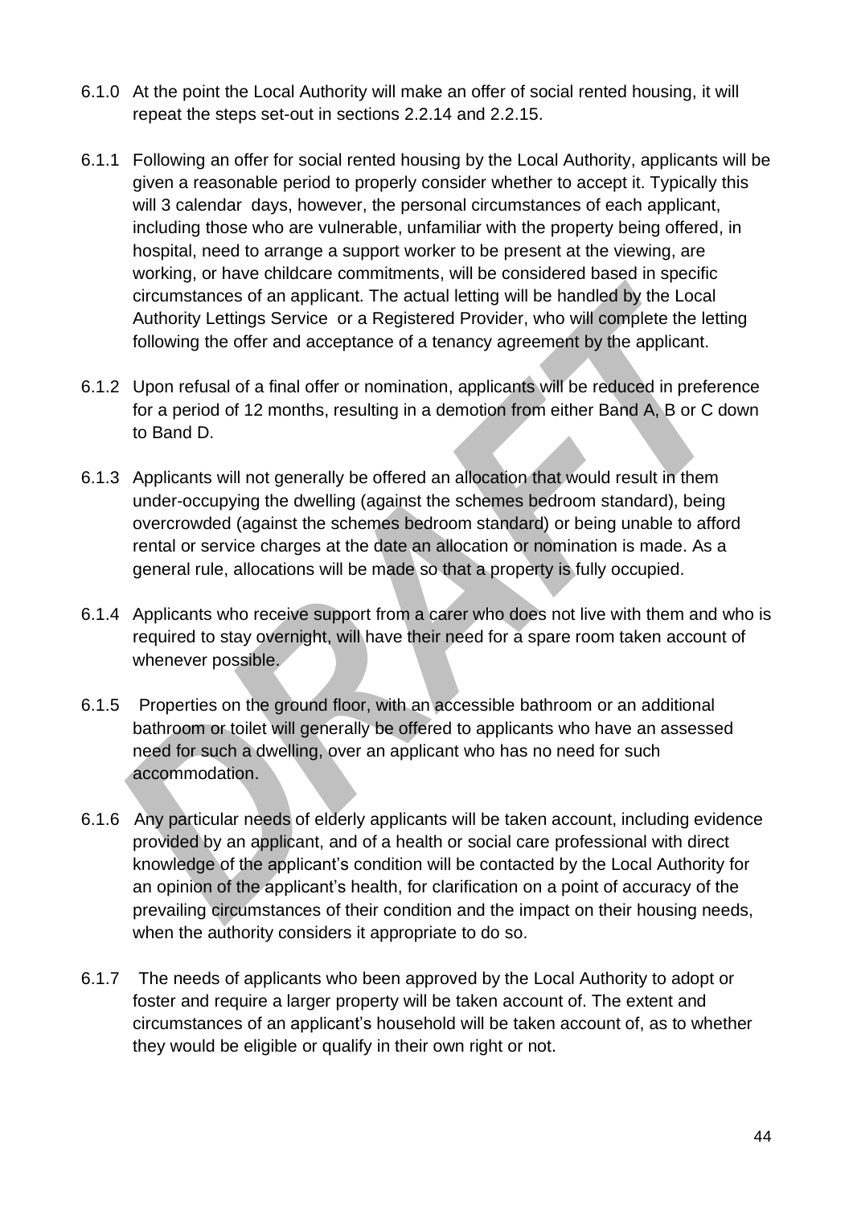6.1.0 At the point the Local Authority will make an offer of social rented housing, it will repeat the steps set-out in sections 2.2.14 and 2.2.15.

6.1.1 Following an offer for social rented housing by the Local Authority, applicants will be given a reasonable period to properly consider whether to accept it. Typically this will 3 calendar days, however, the personal circumstances of each applicant, including those who are vulnerable, unfamiliar with the property being offered, in hospital, need to arrange a support worker to be present at the viewing, are working, or have childcare commitments, will be considered based in specific circumstances of an applicant. The actual letting will be handled by the Local Authority Lettings Service or a Registered Provider, who will complete the letting following the offer and acceptance of a tenancy agreement by the applicant.

6.1.2 Upon refusal of a final offer or nomination, applicants will be reduced in preference for a period of 12 months, resulting in a demotion from either Band A, B or C down to Band D.

6.1.3 Applicants will not generally be offered an allocation that would result in them under-occupying the dwelling (against the schemes bedroom standard), being overcrowded (against the schemes bedroom standard) or being unable to afford rental or service charges at the date an allocation or nomination is made. As a general rule, allocations will be made so that a property is fully occupied.

6.1.4 Applicants who receive support from a carer who does not live with them and who is required to stay overnight, will have their need for a spare room taken account of whenever possible.

6.1.5 Properties on the ground floor, with an accessible bathroom or an additional bathroom or toilet will generally be offered to applicants who have an assessed need for such a dwelling, over an applicant who has no need for such accommodation.

6.1.6 Any particular needs of elderly applicants will be taken account, including evidence provided by an applicant, and of a health or social care professional with direct knowledge of the applicant's condition will be contacted by the Local Authority for an opinion of the applicant's health, for clarification on a point of accuracy of the prevailing circumstances of their condition and the impact on their housing needs, when the authority considers it appropriate to do so.

6.1.7 The needs of applicants who been approved by the Local Authority to adopt or foster and require a larger property will be taken account of. The extent and circumstances of an applicant's household will be taken account of, as to whether they would be eligible or qualify in their own right or not.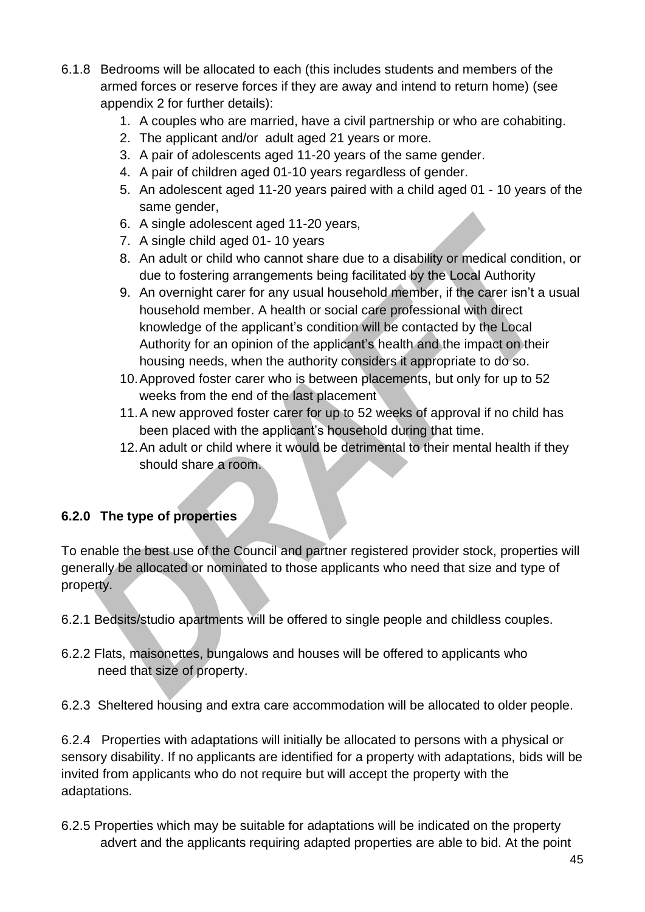6.1.8 Bedrooms will be allocated to each (this includes students and members of the armed forces or reserve forces if they are away and intend to return home) (see appendix 2 for further details):

1. A couples who are married, have a civil partnership or who are cohabiting.
2. The applicant and/or adult aged 21 years or more.
3. A pair of adolescents aged 11-20 years of the same gender.
4. A pair of children aged 01-10 years regardless of gender.
5. An adolescent aged 11-20 years paired with a child aged 01 - 10 years of the same gender,
6. A single adolescent aged 11-20 years,
7. A single child aged 01- 10 years
8. An adult or child who cannot share due to a disability or medical condition, or due to fostering arrangements being facilitated by the Local Authority
9. An overnight carer for any usual household member, if the carer isn't a usual household member. A health or social care professional with direct knowledge of the applicant's condition will be contacted by the Local Authority for an opinion of the applicant's health and the impact on their housing needs, when the authority considers it appropriate to do so.
10. Approved foster carer who is between placements, but only for up to 52 weeks from the end of the last placement
11. A new approved foster carer for up to 52 weeks of approval if no child has been placed with the applicant's household during that time.
12. An adult or child where it would be detrimental to their mental health if they should share a room.

### 6.2.0 The type of properties

To enable the best use of the Council and partner registered provider stock, properties will generally be allocated or nominated to those applicants who need that size and type of property.

6.2.1 Bedsits/studio apartments will be offered to single people and childless couples.

6.2.2 Flats, maisonettes, bungalows and houses will be offered to applicants who need that size of property.

6.2.3 Sheltered housing and extra care accommodation will be allocated to older people.

6.2.4 Properties with adaptations will initially be allocated to persons with a physical or sensory disability. If no applicants are identified for a property with adaptations, bids will be invited from applicants who do not require but will accept the property with the adaptations.

6.2.5 Properties which may be suitable for adaptations will be indicated on the property advert and the applicants requiring adapted properties are able to bid. At the point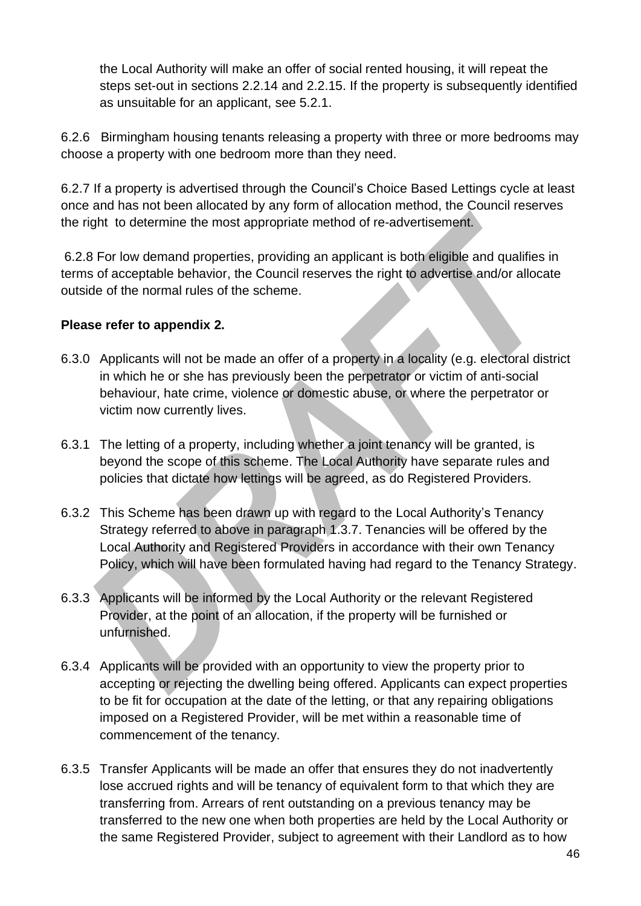the Local Authority will make an offer of social rented housing, it will repeat the steps set-out in sections 2.2.14 and 2.2.15. If the property is subsequently identified as unsuitable for an applicant, see 5.2.1.

6.2.6 Birmingham housing tenants releasing a property with three or more bedrooms may choose a property with one bedroom more than they need.

6.2.7 If a property is advertised through the Council's Choice Based Lettings cycle at least once and has not been allocated by any form of allocation method, the Council reserves the right to determine the most appropriate method of re-advertisement.

6.2.8 For low demand properties, providing an applicant is both eligible and qualifies in terms of acceptable behavior, the Council reserves the right to advertise and/or allocate outside of the normal rules of the scheme.

**Please refer to appendix 2.**

6.3.0 Applicants will not be made an offer of a property in a locality (e.g. electoral district in which he or she has previously been the perpetrator or victim of anti-social behaviour, hate crime, violence or domestic abuse, or where the perpetrator or victim now currently lives.

6.3.1 The letting of a property, including whether a joint tenancy will be granted, is beyond the scope of this scheme. The Local Authority have separate rules and policies that dictate how lettings will be agreed, as do Registered Providers.

6.3.2 This Scheme has been drawn up with regard to the Local Authority's Tenancy Strategy referred to above in paragraph 1.3.7. Tenancies will be offered by the Local Authority and Registered Providers in accordance with their own Tenancy Policy, which will have been formulated having had regard to the Tenancy Strategy.

6.3.3 Applicants will be informed by the Local Authority or the relevant Registered Provider, at the point of an allocation, if the property will be furnished or unfurnished.

6.3.4 Applicants will be provided with an opportunity to view the property prior to accepting or rejecting the dwelling being offered. Applicants can expect properties to be fit for occupation at the date of the letting, or that any repairing obligations imposed on a Registered Provider, will be met within a reasonable time of commencement of the tenancy.

6.3.5 Transfer Applicants will be made an offer that ensures they do not inadvertently lose accrued rights and will be tenancy of equivalent form to that which they are transferring from. Arrears of rent outstanding on a previous tenancy may be transferred to the new one when both properties are held by the Local Authority or the same Registered Provider, subject to agreement with their Landlord as to how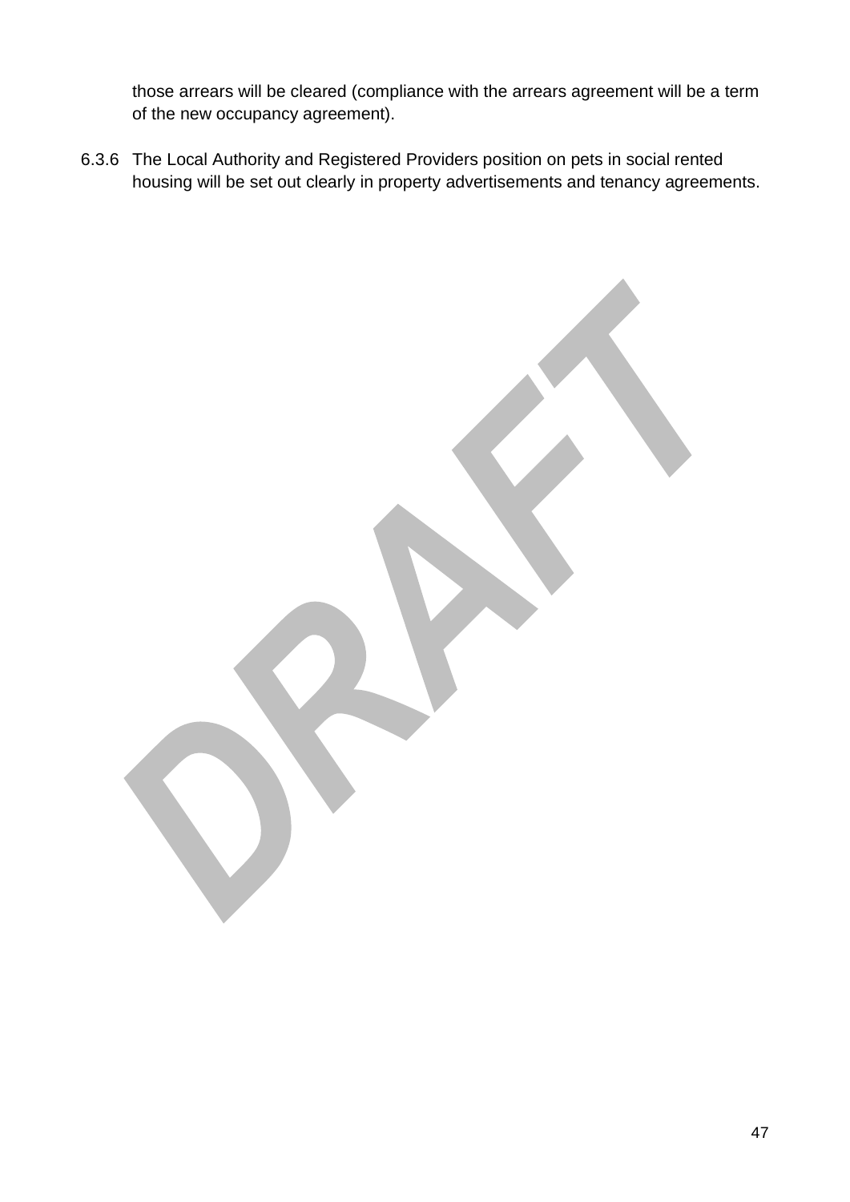those arrears will be cleared (compliance with the arrears agreement will be a term of the new occupancy agreement).

6.3.6 The Local Authority and Registered Providers position on pets in social rented housing will be set out clearly in property advertisements and tenancy agreements.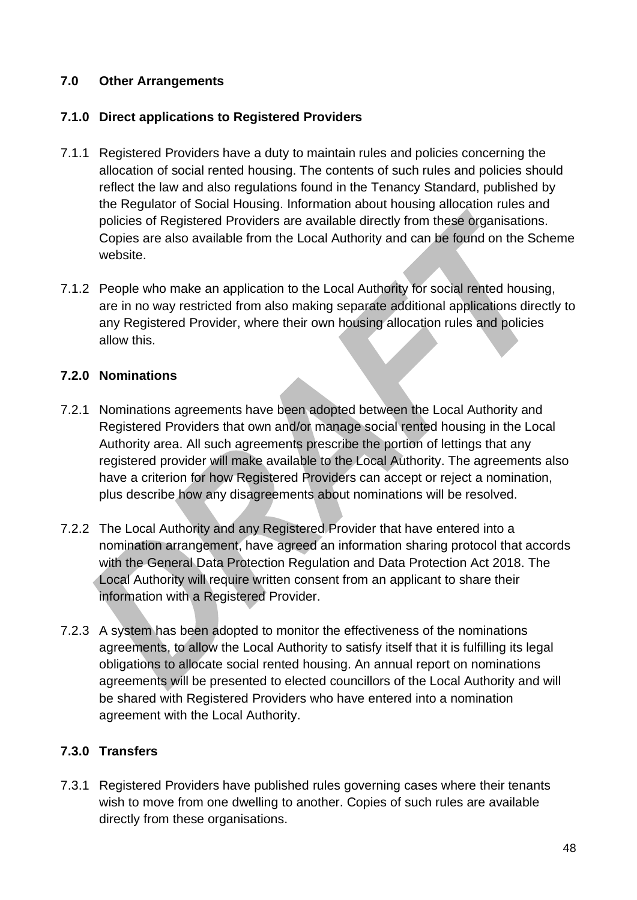## 7.0 Other Arrangements

### 7.1.0 Direct applications to Registered Providers

7.1.1 Registered Providers have a duty to maintain rules and policies concerning the allocation of social rented housing. The contents of such rules and policies should reflect the law and also regulations found in the Tenancy Standard, published by the Regulator of Social Housing. Information about housing allocation rules and policies of Registered Providers are available directly from these organisations. Copies are also available from the Local Authority and can be found on the Scheme website.

7.1.2 People who make an application to the Local Authority for social rented housing, are in no way restricted from also making separate additional applications directly to any Registered Provider, where their own housing allocation rules and policies allow this.

### 7.2.0 Nominations

7.2.1 Nominations agreements have been adopted between the Local Authority and Registered Providers that own and/or manage social rented housing in the Local Authority area. All such agreements prescribe the portion of lettings that any registered provider will make available to the Local Authority. The agreements also have a criterion for how Registered Providers can accept or reject a nomination, plus describe how any disagreements about nominations will be resolved.

7.2.2 The Local Authority and any Registered Provider that have entered into a nomination arrangement, have agreed an information sharing protocol that accords with the General Data Protection Regulation and Data Protection Act 2018. The Local Authority will require written consent from an applicant to share their information with a Registered Provider.

7.2.3 A system has been adopted to monitor the effectiveness of the nominations agreements, to allow the Local Authority to satisfy itself that it is fulfilling its legal obligations to allocate social rented housing. An annual report on nominations agreements will be presented to elected councillors of the Local Authority and will be shared with Registered Providers who have entered into a nomination agreement with the Local Authority.

### 7.3.0 Transfers

7.3.1 Registered Providers have published rules governing cases where their tenants wish to move from one dwelling to another. Copies of such rules are available directly from these organisations.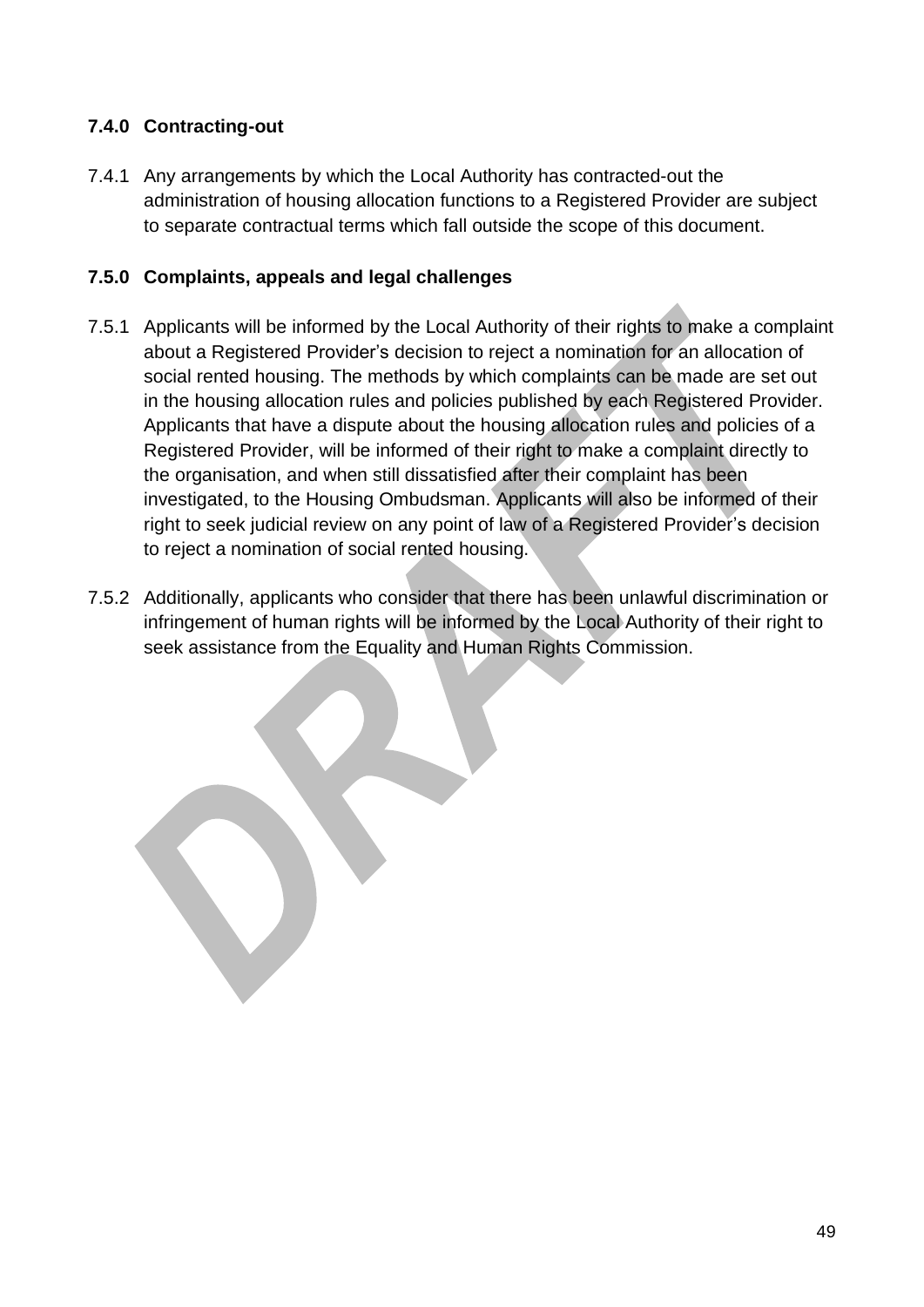### 7.4.0 Contracting-out

7.4.1 Any arrangements by which the Local Authority has contracted-out the administration of housing allocation functions to a Registered Provider are subject to separate contractual terms which fall outside the scope of this document.

### 7.5.0 Complaints, appeals and legal challenges

7.5.1 Applicants will be informed by the Local Authority of their rights to make a complaint about a Registered Provider's decision to reject a nomination for an allocation of social rented housing. The methods by which complaints can be made are set out in the housing allocation rules and policies published by each Registered Provider. Applicants that have a dispute about the housing allocation rules and policies of a Registered Provider, will be informed of their right to make a complaint directly to the organisation, and when still dissatisfied after their complaint has been investigated, to the Housing Ombudsman. Applicants will also be informed of their right to seek judicial review on any point of law of a Registered Provider's decision to reject a nomination of social rented housing.

7.5.2 Additionally, applicants who consider that there has been unlawful discrimination or infringement of human rights will be informed by the Local Authority of their right to seek assistance from the Equality and Human Rights Commission.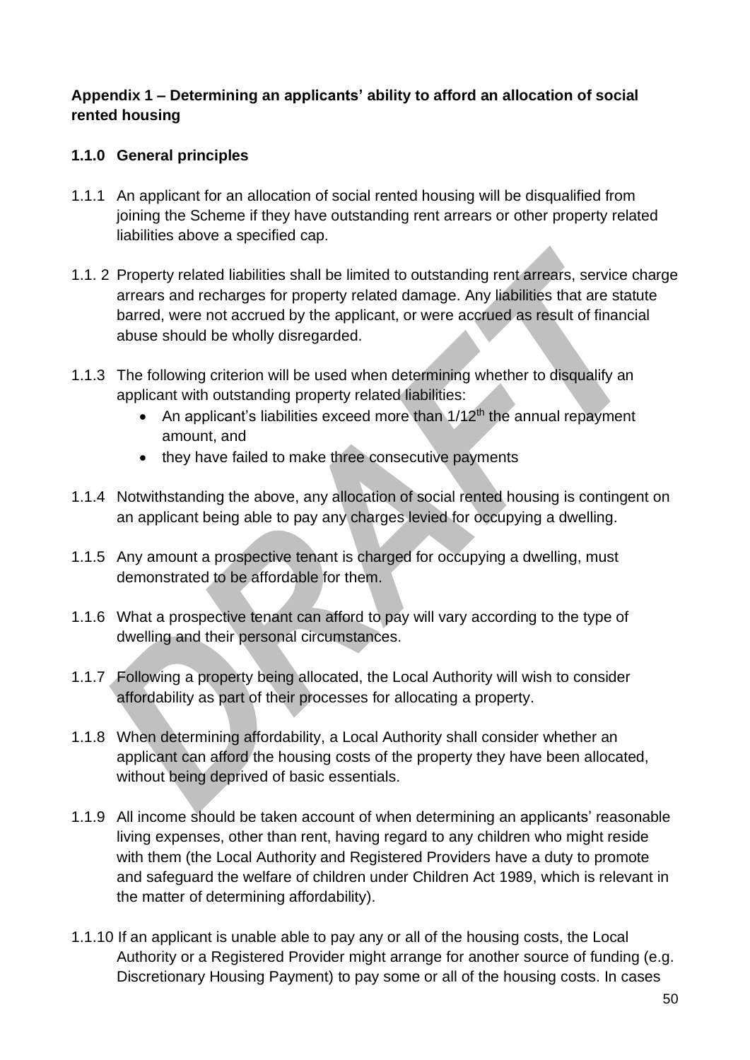**Appendix 1 – Determining an applicants' ability to afford an allocation of social rented housing**

**1.1.0 General principles**

1.1.1 An applicant for an allocation of social rented housing will be disqualified from joining the Scheme if they have outstanding rent arrears or other property related liabilities above a specified cap.

1.1. 2 Property related liabilities shall be limited to outstanding rent arrears, service charge arrears and recharges for property related damage. Any liabilities that are statute barred, were not accrued by the applicant, or were accrued as result of financial abuse should be wholly disregarded.

1.1.3 The following criterion will be used when determining whether to disqualify an applicant with outstanding property related liabilities:

- An applicant's liabilities exceed more than 1/12th the annual repayment amount, and
- they have failed to make three consecutive payments

1.1.4 Notwithstanding the above, any allocation of social rented housing is contingent on an applicant being able to pay any charges levied for occupying a dwelling.

1.1.5 Any amount a prospective tenant is charged for occupying a dwelling, must demonstrated to be affordable for them.

1.1.6 What a prospective tenant can afford to pay will vary according to the type of dwelling and their personal circumstances.

1.1.7 Following a property being allocated, the Local Authority will wish to consider affordability as part of their processes for allocating a property.

1.1.8 When determining affordability, a Local Authority shall consider whether an applicant can afford the housing costs of the property they have been allocated, without being deprived of basic essentials.

1.1.9 All income should be taken account of when determining an applicants' reasonable living expenses, other than rent, having regard to any children who might reside with them (the Local Authority and Registered Providers have a duty to promote and safeguard the welfare of children under Children Act 1989, which is relevant in the matter of determining affordability).

1.1.10 If an applicant is unable able to pay any or all of the housing costs, the Local Authority or a Registered Provider might arrange for another source of funding (e.g. Discretionary Housing Payment) to pay some or all of the housing costs. In cases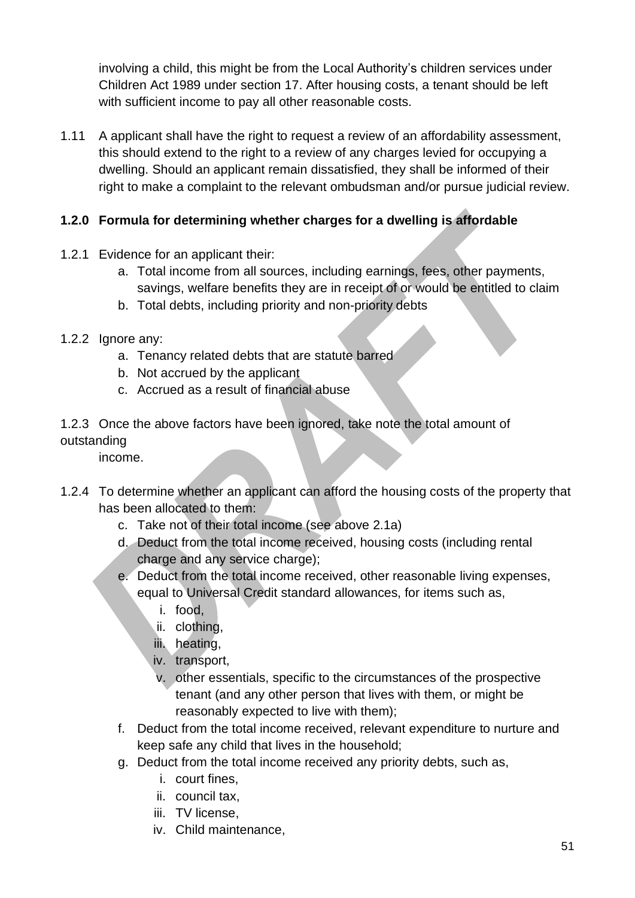involving a child, this might be from the Local Authority's children services under Children Act 1989 under section 17. After housing costs, a tenant should be left with sufficient income to pay all other reasonable costs.

1.11 A applicant shall have the right to request a review of an affordability assessment, this should extend to the right to a review of any charges levied for occupying a dwelling. Should an applicant remain dissatisfied, they shall be informed of their right to make a complaint to the relevant ombudsman and/or pursue judicial review.

**1.2.0 Formula for determining whether charges for a dwelling is affordable**

1.2.1 Evidence for an applicant their:

a. Total income from all sources, including earnings, fees, other payments, savings, welfare benefits they are in receipt of or would be entitled to claim
b. Total debts, including priority and non-priority debts

1.2.2 Ignore any:

a. Tenancy related debts that are statute barred
b. Not accrued by the applicant
c. Accrued as a result of financial abuse

1.2.3 Once the above factors have been ignored, take note the total amount of outstanding income.

1.2.4 To determine whether an applicant can afford the housing costs of the property that has been allocated to them:

c. Take not of their total income (see above 2.1a)
d. Deduct from the total income received, housing costs (including rental charge and any service charge);
e. Deduct from the total income received, other reasonable living expenses, equal to Universal Credit standard allowances, for items such as,
   i. food,
   ii. clothing,
   iii. heating,
   iv. transport,
   v. other essentials, specific to the circumstances of the prospective tenant (and any other person that lives with them, or might be reasonably expected to live with them);
f. Deduct from the total income received, relevant expenditure to nurture and keep safe any child that lives in the household;
g. Deduct from the total income received any priority debts, such as,
   i. court fines,
   ii. council tax,
   iii. TV license,
   iv. Child maintenance,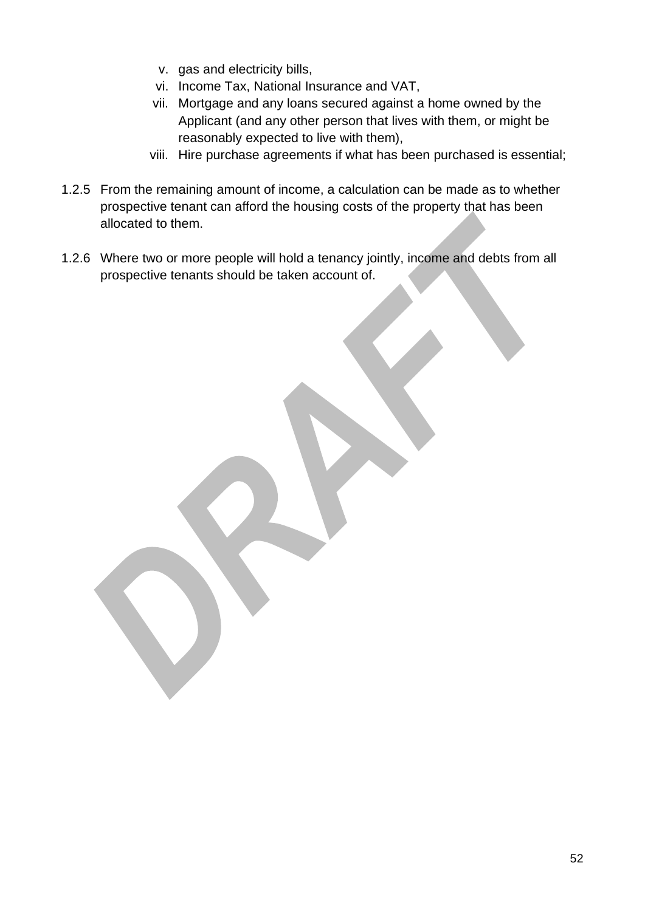v. gas and electricity bills,
vi. Income Tax, National Insurance and VAT,
vii. Mortgage and any loans secured against a home owned by the Applicant (and any other person that lives with them, or might be reasonably expected to live with them),
viii. Hire purchase agreements if what has been purchased is essential;

1.2.5 From the remaining amount of income, a calculation can be made as to whether prospective tenant can afford the housing costs of the property that has been allocated to them.

1.2.6 Where two or more people will hold a tenancy jointly, income and debts from all prospective tenants should be taken account of.

DRAFT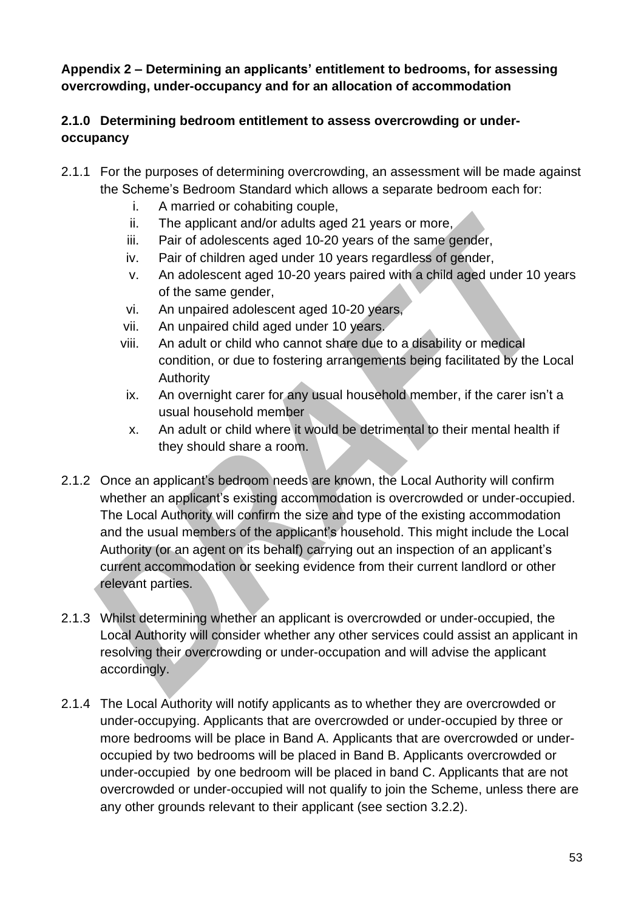**Appendix 2 – Determining an applicants' entitlement to bedrooms, for assessing overcrowding, under-occupancy and for an allocation of accommodation**

**2.1.0 Determining bedroom entitlement to assess overcrowding or under-occupancy**

2.1.1 For the purposes of determining overcrowding, an assessment will be made against the Scheme's Bedroom Standard which allows a separate bedroom each for:

i. A married or cohabiting couple,
ii. The applicant and/or adults aged 21 years or more,
iii. Pair of adolescents aged 10-20 years of the same gender,
iv. Pair of children aged under 10 years regardless of gender,
v. An adolescent aged 10-20 years paired with a child aged under 10 years of the same gender,
vi. An unpaired adolescent aged 10-20 years,
vii. An unpaired child aged under 10 years.
viii. An adult or child who cannot share due to a disability or medical condition, or due to fostering arrangements being facilitated by the Local Authority
ix. An overnight carer for any usual household member, if the carer isn't a usual household member
x. An adult or child where it would be detrimental to their mental health if they should share a room.

2.1.2 Once an applicant's bedroom needs are known, the Local Authority will confirm whether an applicant's existing accommodation is overcrowded or under-occupied. The Local Authority will confirm the size and type of the existing accommodation and the usual members of the applicant's household. This might include the Local Authority (or an agent on its behalf) carrying out an inspection of an applicant's current accommodation or seeking evidence from their current landlord or other relevant parties.

2.1.3 Whilst determining whether an applicant is overcrowded or under-occupied, the Local Authority will consider whether any other services could assist an applicant in resolving their overcrowding or under-occupation and will advise the applicant accordingly.

2.1.4 The Local Authority will notify applicants as to whether they are overcrowded or under-occupying. Applicants that are overcrowded or under-occupied by three or more bedrooms will be place in Band A. Applicants that are overcrowded or under-occupied by two bedrooms will be placed in Band B. Applicants overcrowded or under-occupied by one bedroom will be placed in band C. Applicants that are not overcrowded or under-occupied will not qualify to join the Scheme, unless there are any other grounds relevant to their applicant (see section 3.2.2).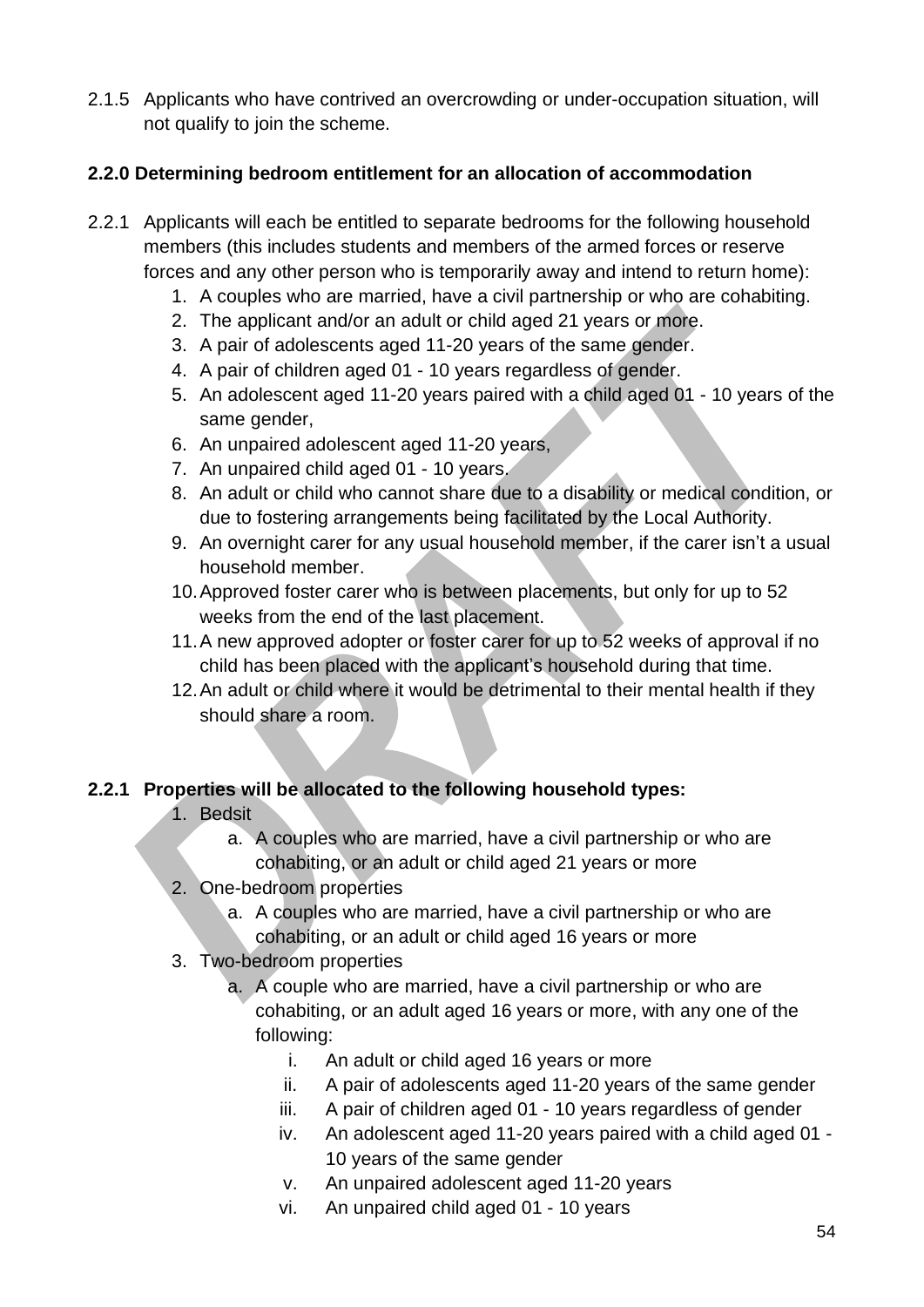2.1.5 Applicants who have contrived an overcrowding or under-occupation situation, will not qualify to join the scheme.

**2.2.0 Determining bedroom entitlement for an allocation of accommodation**

2.2.1 Applicants will each be entitled to separate bedrooms for the following household members (this includes students and members of the armed forces or reserve forces and any other person who is temporarily away and intend to return home):

1. A couples who are married, have a civil partnership or who are cohabiting.
2. The applicant and/or an adult or child aged 21 years or more.
3. A pair of adolescents aged 11-20 years of the same gender.
4. A pair of children aged 01 - 10 years regardless of gender.
5. An adolescent aged 11-20 years paired with a child aged 01 - 10 years of the same gender,
6. An unpaired adolescent aged 11-20 years,
7. An unpaired child aged 01 - 10 years.
8. An adult or child who cannot share due to a disability or medical condition, or due to fostering arrangements being facilitated by the Local Authority.
9. An overnight carer for any usual household member, if the carer isn't a usual household member.
10. Approved foster carer who is between placements, but only for up to 52 weeks from the end of the last placement.
11. A new approved adopter or foster carer for up to 52 weeks of approval if no child has been placed with the applicant's household during that time.
12. An adult or child where it would be detrimental to their mental health if they should share a room.

**2.2.1 Properties will be allocated to the following household types:**

1. Bedsit
   a. A couples who are married, have a civil partnership or who are cohabiting, or an adult or child aged 21 years or more
2. One-bedroom properties
   a. A couples who are married, have a civil partnership or who are cohabiting, or an adult or child aged 16 years or more
3. Two-bedroom properties
   a. A couple who are married, have a civil partnership or who are cohabiting, or an adult aged 16 years or more, with any one of the following:
      i. An adult or child aged 16 years or more
      ii. A pair of adolescents aged 11-20 years of the same gender
      iii. A pair of children aged 01 - 10 years regardless of gender
      iv. An adolescent aged 11-20 years paired with a child aged 01 - 10 years of the same gender
      v. An unpaired adolescent aged 11-20 years
      vi. An unpaired child aged 01 - 10 years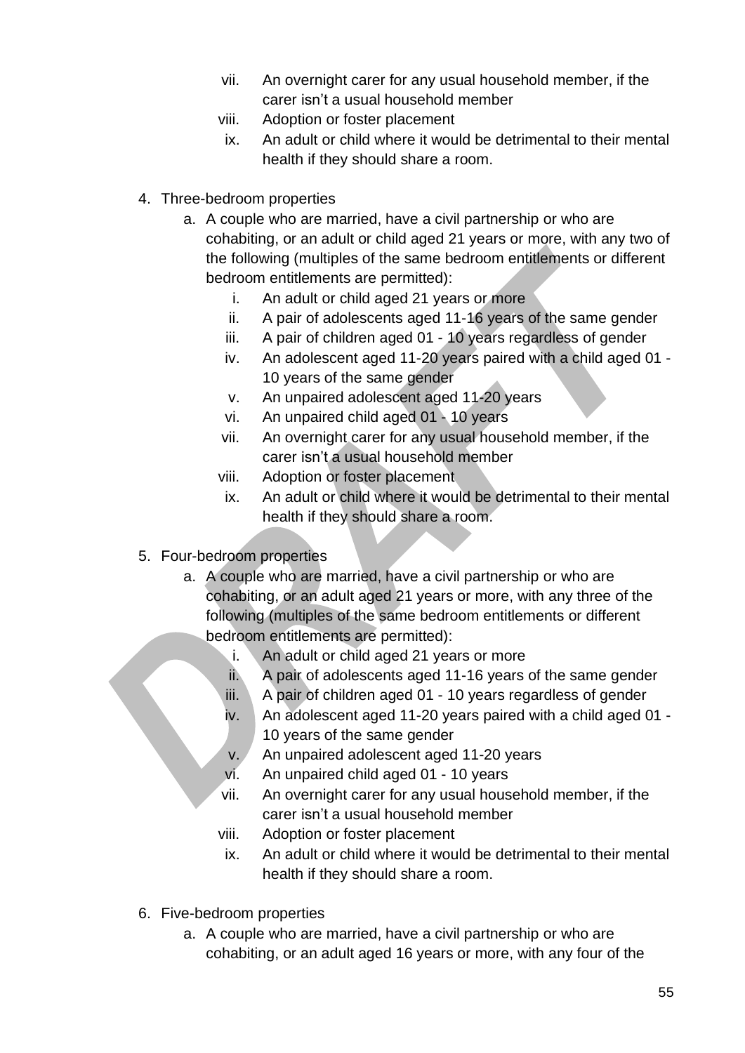vii. An overnight carer for any usual household member, if the carer isn't a usual household member
viii. Adoption or foster placement
ix. An adult or child where it would be detrimental to their mental health if they should share a room.

4. Three-bedroom properties
   a. A couple who are married, have a civil partnership or who are cohabiting, or an adult or child aged 21 years or more, with any two of the following (multiples of the same bedroom entitlements or different bedroom entitlements are permitted):
      i. An adult or child aged 21 years or more
      ii. A pair of adolescents aged 11-16 years of the same gender
      iii. A pair of children aged 01 - 10 years regardless of gender
      iv. An adolescent aged 11-20 years paired with a child aged 01 - 10 years of the same gender
      v. An unpaired adolescent aged 11-20 years
      vi. An unpaired child aged 01 - 10 years
      vii. An overnight carer for any usual household member, if the carer isn't a usual household member
      viii. Adoption or foster placement
      ix. An adult or child where it would be detrimental to their mental health if they should share a room.

5. Four-bedroom properties
   a. A couple who are married, have a civil partnership or who are cohabiting, or an adult aged 21 years or more, with any three of the following (multiples of the same bedroom entitlements or different bedroom entitlements are permitted):
      i. An adult or child aged 21 years or more
      ii. A pair of adolescents aged 11-16 years of the same gender
      iii. A pair of children aged 01 - 10 years regardless of gender
      iv. An adolescent aged 11-20 years paired with a child aged 01 - 10 years of the same gender
      v. An unpaired adolescent aged 11-20 years
      vi. An unpaired child aged 01 - 10 years
      vii. An overnight carer for any usual household member, if the carer isn't a usual household member
      viii. Adoption or foster placement
      ix. An adult or child where it would be detrimental to their mental health if they should share a room.

6. Five-bedroom properties
   a. A couple who are married, have a civil partnership or who are cohabiting, or an adult aged 16 years or more, with any four of the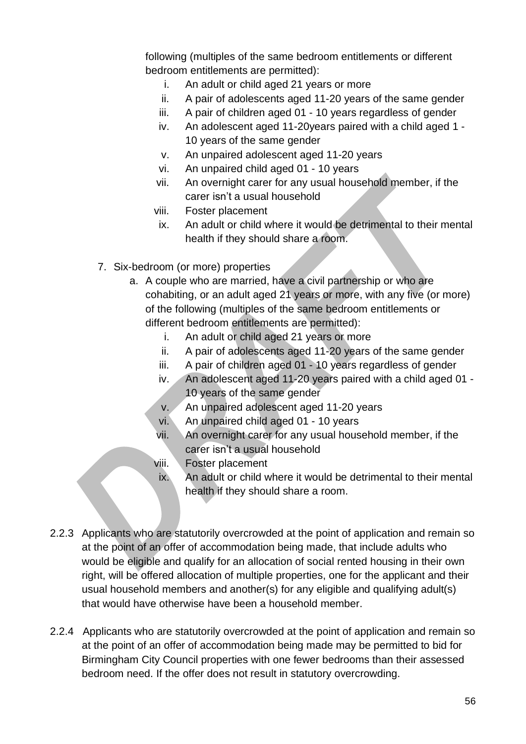following (multiples of the same bedroom entitlements or different bedroom entitlements are permitted):

    i. An adult or child aged 21 years or more
    ii. A pair of adolescents aged 11-20 years of the same gender
    iii. A pair of children aged 01 - 10 years regardless of gender
    iv. An adolescent aged 11-20years paired with a child aged 1 - 10 years of the same gender
    v. An unpaired adolescent aged 11-20 years
    vi. An unpaired child aged 01 - 10 years
    vii. An overnight carer for any usual household member, if the carer isn't a usual household
    viii. Foster placement
    ix. An adult or child where it would be detrimental to their mental health if they should share a room.

7. Six-bedroom (or more) properties
    a. A couple who are married, have a civil partnership or who are cohabiting, or an adult aged 21 years or more, with any five (or more) of the following (multiples of the same bedroom entitlements or different bedroom entitlements are permitted):
        i. An adult or child aged 21 years or more
        ii. A pair of adolescents aged 11-20 years of the same gender
        iii. A pair of children aged 01 - 10 years regardless of gender
        iv. An adolescent aged 11-20 years paired with a child aged 01 - 10 years of the same gender
        v. An unpaired adolescent aged 11-20 years
        vi. An unpaired child aged 01 - 10 years
        vii. An overnight carer for any usual household member, if the carer isn't a usual household
        viii. Foster placement
        ix. An adult or child where it would be detrimental to their mental health if they should share a room.

2.2.3 Applicants who are statutorily overcrowded at the point of application and remain so at the point of an offer of accommodation being made, that include adults who would be eligible and qualify for an allocation of social rented housing in their own right, will be offered allocation of multiple properties, one for the applicant and their usual household members and another(s) for any eligible and qualifying adult(s) that would have otherwise have been a household member.

2.2.4 Applicants who are statutorily overcrowded at the point of application and remain so at the point of an offer of accommodation being made may be permitted to bid for Birmingham City Council properties with one fewer bedrooms than their assessed bedroom need. If the offer does not result in statutory overcrowding.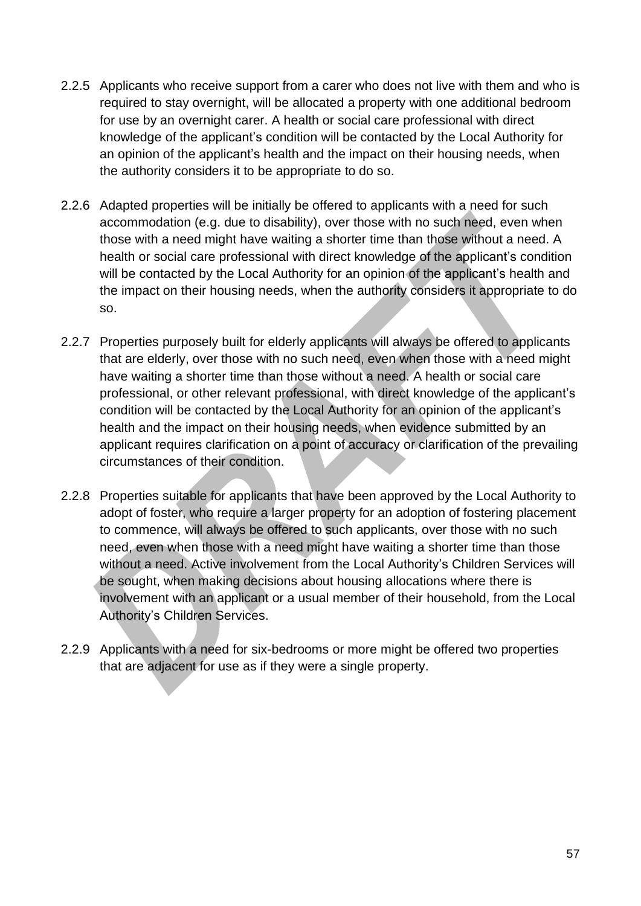2.2.5 Applicants who receive support from a carer who does not live with them and who is required to stay overnight, will be allocated a property with one additional bedroom for use by an overnight carer. A health or social care professional with direct knowledge of the applicant's condition will be contacted by the Local Authority for an opinion of the applicant's health and the impact on their housing needs, when the authority considers it to be appropriate to do so.

2.2.6 Adapted properties will be initially be offered to applicants with a need for such accommodation (e.g. due to disability), over those with no such need, even when those with a need might have waiting a shorter time than those without a need. A health or social care professional with direct knowledge of the applicant's condition will be contacted by the Local Authority for an opinion of the applicant's health and the impact on their housing needs, when the authority considers it appropriate to do so.

2.2.7 Properties purposely built for elderly applicants will always be offered to applicants that are elderly, over those with no such need, even when those with a need might have waiting a shorter time than those without a need. A health or social care professional, or other relevant professional, with direct knowledge of the applicant's condition will be contacted by the Local Authority for an opinion of the applicant's health and the impact on their housing needs, when evidence submitted by an applicant requires clarification on a point of accuracy or clarification of the prevailing circumstances of their condition.

2.2.8 Properties suitable for applicants that have been approved by the Local Authority to adopt of foster, who require a larger property for an adoption of fostering placement to commence, will always be offered to such applicants, over those with no such need, even when those with a need might have waiting a shorter time than those without a need. Active involvement from the Local Authority's Children Services will be sought, when making decisions about housing allocations where there is involvement with an applicant or a usual member of their household, from the Local Authority's Children Services.

2.2.9 Applicants with a need for six-bedrooms or more might be offered two properties that are adjacent for use as if they were a single property.